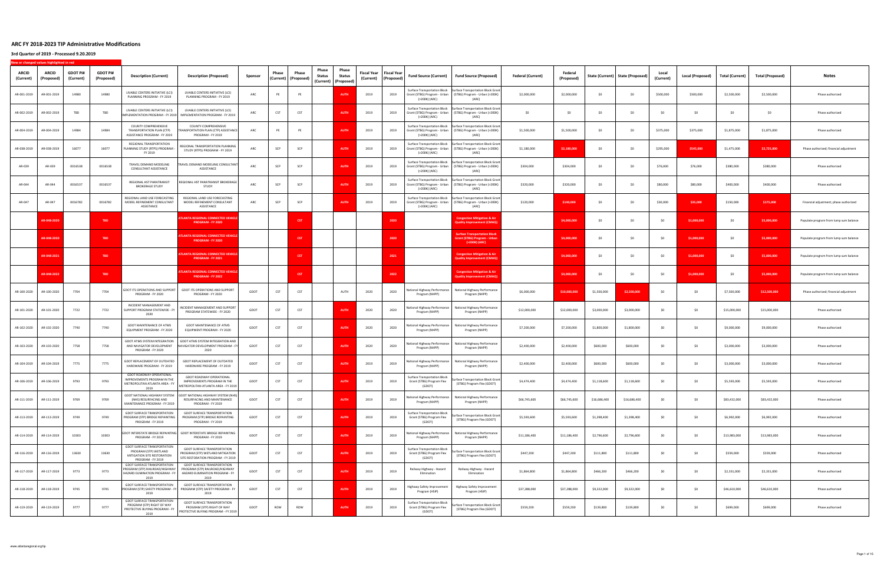# ARC FY 2018-2023 TIP Administrative Modifications

## 3rd Quarter of 2019 - Processed 9.20.2019

New or changed values highlighted in red

| ARCID (Current) | ARCID (Proposed) | GDOT PI# (Current) | GDOT PI# (Proposed) | Description (Current) | Description (Proposed) | Sponsor | Phase (Current) | Phase (Proposed) | Phase Status (Current) | Phase Status (Proposed) | Fiscal Year (Current) | Fiscal Year (Proposed) | Fund Source (Current) | Fund Source (Proposed) | Federal (Current) | Federal (Proposed) | State (Current) | State (Proposed) | Local (Current) | Local (Proposed) | Total (Current) | Total (Proposed) | Notes |
|---|---|---|---|---|---|---|---|---|---|---|---|---|---|---|---|---|---|---|---|---|---|---|---|
| AR-001-2019 | AR-001-2019 | 14980 | 14980 | LIVABLE CENTERS INITIATIVE (LCI) PLANNING PROGRAM - FY 2019 | LIVABLE CENTERS INITIATIVE (LCI) PLANNING PROGRAM - FY 2019 | ARC | PE | PE | | AUTH | 2019 | 2019 | Surface Transportation Block Grant (STBG) Program - Urban (>200K) (ARC) | Surface Transportation Block Grant (STBG) Program - Urban (>200K) (ARC) | $2,000,000 | $2,000,000 | $0 | $0 | $500,000 | $500,000 | $2,500,000 | $2,500,000 | Phase authorized |
| AR-002-2019 | AR-002-2019 | TBD | TBD | LIVABLE CENTERS INITIATIVE (LCI) IMPLEMENTATION PROGRAM - FY 2019 | LIVABLE CENTERS INITIATIVE (LCI) IMPLEMENTATION PROGRAM - FY 2019 | ARC | CST | CST | | AUTH | 2019 | 2019 | Surface Transportation Block Grant (STBG) Program - Urban (>200K) (ARC) | Surface Transportation Block Grant (STBG) Program - Urban (>200K) (ARC) | $0 | $0 | $0 | $0 | $0 | $0 | $0 | $0 | Phase authorized |
| AR-004-2019 | AR-004-2019 | 14984 | 14984 | COUNTY COMPREHENSIVE TRANSPORTATION PLAN (CTP) ASSISTANCE PROGRAM - FY 2019 | COUNTY COMPREHENSIVE TRANSPORTATION PLAN (CTP) ASSISTANCE PROGRAM - FY 2019 | ARC | PE | PE | | AUTH | 2019 | 2019 | Surface Transportation Block Grant (STBG) Program - Urban (>200K) (ARC) | Surface Transportation Block Grant (STBG) Program - Urban (>200K) (ARC) | $1,500,000 | $1,500,000 | $0 | $0 | $375,000 | $375,000 | $1,875,000 | $1,875,000 | Phase authorized |
| AR-038-2019 | AR-038-2019 | 16077 | 16077 | REGIONAL TRANSPORTATION PLANNING STUDY (RTPS) PROGRAM - FY 2019 | REGIONAL TRANSPORTATION PLANNING STUDY (RTPS) PROGRAM - FY 2019 | ARC | SCP | SCP | | AUTH | 2019 | 2019 | Surface Transportation Block Grant (STBG) Program - Urban (>200K) (ARC) | Surface Transportation Block Grant (STBG) Program - Urban (>200K) (ARC) | $1,180,000 | $2,180,000 | $0 | $0 | $295,000 | $545,000 | $1,475,000 | $2,725,000 | Phase authorized; financial adjustment |
| AR-039 | AR-039 | 0016538 | 0016538 | TRAVEL DEMAND MODELING CONSULTANT ASSISTANCE | TRAVEL DEMAND MODELING CONSULTANT ASSISTANCE | ARC | SCP | SCP | | AUTH | 2019 | 2019 | Surface Transportation Block Grant (STBG) Program - Urban (>200K) (ARC) | Surface Transportation Block Grant (STBG) Program - Urban (>200K) (ARC) | $304,000 | $304,000 | $0 | $0 | $76,000 | $76,000 | $380,000 | $380,000 | Phase authorized |
| AR-044 | AR-044 | 0016537 | 0016537 | REGIONAL HST PARATRANSIT BROKERAGE STUDY | REGIONAL HST PARATRANSIT BROKERAGE STUDY | ARC | SCP | SCP | | AUTH | 2019 | 2019 | Surface Transportation Block Grant (STBG) Program - Urban (>200K) (ARC) | Surface Transportation Block Grant (STBG) Program - Urban (>200K) (ARC) | $320,000 | $320,000 | $0 | $0 | $80,000 | $80,000 | $400,000 | $400,000 | Phase authorized |
| AR-047 | AR-047 | 0016782 | 0016782 | REGIONAL LAND USE FORECASTING MODEL REFINEMENT CONSULTANT ASSISTANCE | REGIONAL LAND USE FORECASTING MODEL REFINEMENT CONSULTANT ASSISTANCE | ARC | SCP | SCP | | AUTH | 2019 | 2019 | Surface Transportation Block Grant (STBG) Program - Urban (>200K) (ARC) | Surface Transportation Block Grant (STBG) Program - Urban (>200K) (ARC) | $120,000 | $140,000 | $0 | $0 | $30,000 | $35,000 | $150,000 | $175,000 | Financial adjustment; phase authorized |
| | AR-048-2020 | | TBD | | ATLANTA REGIONAL CONNECTED VEHICLE PROGRAM - FY 2020 | | | CST | | | | 2020 | | Congestion Mitigation & Air Quality Improvement (CMAQ) | | $4,000,000 | $0 | $0 | $0 | $1,000,000 | $0 | $5,000,000 | Populate program from lump sum balance |
| | AR-048-2020 | | TBD | | ATLANTA REGIONAL CONNECTED VEHICLE PROGRAM - FY 2020 | | | CST | | | | 2020 | | Surface Transportation Block Grant (STBG) Program - Urban (>200K) (ARC) | | $4,000,000 | $0 | $0 | $0 | $1,000,000 | $0 | $5,000,000 | Populate program from lump sum balance |
| | AR-048-2021 | | TBD | | ATLANTA REGIONAL CONNECTED VEHICLE PROGRAM - FY 2021 | | | CST | | | | 2021 | | Congestion Mitigation & Air Quality Improvement (CMAQ) | | $4,000,000 | $0 | $0 | $0 | $1,000,000 | $0 | $5,000,000 | Populate program from lump sum balance |
| | AR-048-2022 | | TBD | | ATLANTA REGIONAL CONNECTED VEHICLE PROGRAM - FY 2022 | | | CST | | | | 2022 | | Congestion Mitigation & Air Quality Improvement (CMAQ) | | $4,000,000 | $0 | $0 | $0 | $1,000,000 | $0 | $5,000,000 | Populate program from lump sum balance |
| AR-100-2020 | AR-100-2020 | 7704 | 7704 | GDOT ITS OPERATIONS AND SUPPORT PROGRAM - FY 2020 | GDOT ITS OPERATIONS AND SUPPORT PROGRAM - FY 2020 | GDOT | CST | CST | | AUTH | 2020 | 2020 | National Highway Performance Program (NHPP) | National Highway Performance Program (NHPP) | $6,000,000 | $10,000,000 | $1,500,000 | $2,500,000 | $0 | $0 | $7,500,000 | $12,500,000 | Phase authorized; financial adjustment |
| AR-101-2020 | AR-101-2020 | 7722 | 7722 | INCIDENT MANAGEMENT AND SUPPORT PROGRAM STATEWIDE - FY 2020 | INCIDENT MANAGEMENT AND SUPPORT PROGRAM STATEWIDE - FY 2020 | GDOT | CST | CST | | AUTH | 2020 | 2020 | National Highway Performance Program (NHPP) | National Highway Performance Program (NHPP) | $12,000,000 | $12,000,000 | $3,000,000 | $3,000,000 | $0 | $0 | $15,000,000 | $15,000,000 | Phase authorized |
| AR-102-2020 | AR-102-2020 | 7740 | 7740 | GDOT MAINTENANCE OF ATMS EQUIPMENT PROGRAM - FY 2020 | GDOT MAINTENANCE OF ATMS EQUIPMENT PROGRAM - FY 2020 | GDOT | CST | CST | | AUTH | 2020 | 2020 | National Highway Performance Program (NHPP) | National Highway Performance Program (NHPP) | $7,200,000 | $7,200,000 | $1,800,000 | $1,800,000 | $0 | $0 | $9,000,000 | $9,000,000 | Phase authorized |
| AR-103-2020 | AR-103-2020 | 7758 | 7758 | GDOT ATMS SYSTEM INTEGRATION AND NAVIGATOR DEVELOPMENT PROGRAM - FY 2020 | GDOT ATMS SYSTEM INTEGRATION AND NAVIGATOR DEVELOPMENT PROGRAM - FY 2020 | GDOT | CST | CST | | AUTH | 2020 | 2020 | National Highway Performance Program (NHPP) | National Highway Performance Program (NHPP) | $2,400,000 | $2,400,000 | $600,000 | $600,000 | $0 | $0 | $3,000,000 | $3,000,000 | Phase authorized |
| AR-104-2019 | AR-104-2019 | 7775 | 7775 | GDOT REPLACEMENT OF OUTDATED HARDWARE PROGRAM - FY 2019 | GDOT REPLACEMENT OF OUTDATED HARDWARE PROGRAM - FY 2019 | GDOT | CST | CST | | AUTH | 2019 | 2019 | National Highway Performance Program (NHPP) | National Highway Performance Program (NHPP) | $2,400,000 | $2,400,000 | $600,000 | $600,000 | $0 | $0 | $3,000,000 | $3,000,000 | Phase authorized |
| AR-106-2019 | AR-106-2019 | 9793 | 9793 | GDOT ROADWAY OPERATIONAL IMPROVEMENTS PROGRAM IN THE METROPOLITAN ATLANTA AREA - FY 2019 | GDOT ROADWAY OPERATIONAL IMPROVEMENTS PROGRAM IN THE METROPOLITAN ATLANTA AREA - FY 2019 | GDOT | CST | CST | | AUTH | 2019 | 2019 | Surface Transportation Block Grant (STBG) Program Flex (GDOT) | Surface Transportation Block Grant (STBG) Program Flex (GDOT) | $4,474,400 | $4,474,400 | $1,118,600 | $1,118,600 | $0 | $0 | $5,593,000 | $5,593,000 | Phase authorized |
| AR-111-2019 | AR-111-2019 | 9769 | 9769 | GDOT NATIONAL HIGHWAY SYSTEM (NHS) RESURFACING AND MAINTENANCE PROGRAM - FY 2019 | GDOT NATIONAL HIGHWAY SYSTEM (NHS) RESURFACING AND MAINTENANCE PROGRAM - FY 2019 | GDOT | CST | CST | | AUTH | 2019 | 2019 | National Highway Performance Program (NHPP) | National Highway Performance Program (NHPP) | $66,745,600 | $66,745,600 | $16,686,400 | $16,686,400 | $0 | $0 | $83,432,000 | $83,432,000 | Phase authorized |
| AR-113-2019 | AR-113-2019 | 9749 | 9749 | GDOT SURFACE TRANSPORTATION PROGRAM (STP) BRIDGE REPAINTING PROGRAM - FY 2019 | GDOT SURFACE TRANSPORTATION PROGRAM (STP) BRIDGE REPAINTING PROGRAM - FY 2019 | GDOT | CST | CST | | AUTH | 2019 | 2019 | Surface Transportation Block Grant (STBG) Program Flex (GDOT) | Surface Transportation Block Grant (STBG) Program Flex (GDOT) | $5,593,600 | $5,593,600 | $1,398,400 | $1,398,400 | $0 | $0 | $6,992,000 | $6,992,000 | Phase authorized |
| AR-114-2019 | AR-114-2019 | 10303 | 10303 | GDOT INTERSTATE BRIDGE REPAINTING PROGRAM - FY 2019 | GDOT INTERSTATE BRIDGE REPAINTING PROGRAM - FY 2019 | GDOT | CST | CST | | AUTH | 2019 | 2019 | National Highway Performance Program (NHPP) | National Highway Performance Program (NHPP) | $11,186,400 | $11,186,400 | $2,796,600 | $2,796,600 | $0 | $0 | $13,983,000 | $13,983,000 | Phase authorized |
| AR-116-2019 | AR-116-2019 | 13630 | 13630 | GDOT SURFACE TRANSPORTATION PROGRAM (STP) WETLAND MITIGATION SITE RESTORATION PROGRAM - FY 2019 | GDOT SURFACE TRANSPORTATION PROGRAM (STP) WETLAND MITIGATION SITE RESTORATION PROGRAM - FY 2019 | GDOT | CST | CST | | AUTH | 2019 | 2019 | Surface Transportation Block Grant (STBG) Program Flex (GDOT) | Surface Transportation Block Grant (STBG) Program Flex (GDOT) | $447,200 | $447,200 | $111,800 | $111,800 | $0 | $0 | $559,000 | $559,000 | Phase authorized |
| AR-117-2019 | AR-117-2019 | 9773 | 9773 | GDOT SURFACE TRANSPORTATION PROGRAM (STP) RAILROAD/HIGHWAY HAZARD ELIMINATION PROGRAM - FY 2019 | GDOT SURFACE TRANSPORTATION PROGRAM (STP) RAILROAD/HIGHWAY HAZARD ELIMINATION PROGRAM - FY 2019 | GDOT | CST | CST | | AUTH | 2019 | 2019 | Railway-Highway - Hazard Elimination | Railway-Highway - Hazard Elimination | $1,864,800 | $1,864,800 | $466,200 | $466,200 | $0 | $0 | $2,331,000 | $2,331,000 | Phase authorized |
| AR-118-2019 | AR-118-2019 | 9745 | 9745 | GDOT SURFACE TRANSPORTATION PROGRAM (STP) SAFETY PROGRAM - FY 2019 | GDOT SURFACE TRANSPORTATION PROGRAM (STP) SAFETY PROGRAM - FY 2019 | GDOT | CST | CST | | AUTH | 2019 | 2019 | Highway Safety Improvement Program (HSIP) | Highway Safety Improvement Program (HSIP) | $37,288,000 | $37,288,000 | $9,322,000 | $9,322,000 | $0 | $0 | $46,610,000 | $46,610,000 | Phase authorized |
| AR-119-2019 | AR-119-2019 | 9777 | 9777 | GDOT SURFACE TRANSPORTATION PROGRAM (STP) RIGHT OF WAY PROTECTIVE BUYING PROGRAM - FY 2019 | GDOT SURFACE TRANSPORTATION PROGRAM (STP) RIGHT OF WAY PROTECTIVE BUYING PROGRAM - FY 2019 | GDOT | ROW | ROW | | AUTH | 2019 | 2019 | Surface Transportation Block Grant (STBG) Program Flex (GDOT) | Surface Transportation Block Grant (STBG) Program Flex (GDOT) | $559,200 | $559,200 | $139,800 | $139,800 | $0 | $0 | $699,000 | $699,000 | Phase authorized |

www.atlantaregional.org/tip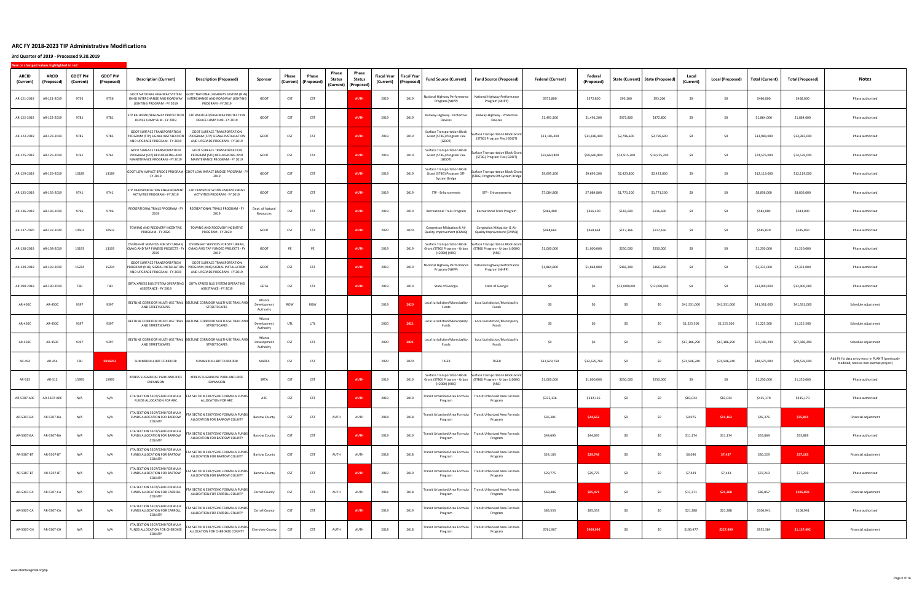# ARC FY 2018-2023 TIP Administrative Modifications

## 3rd Quarter of 2019 - Processed 9.20.2019

New or changed values highlighted in red

| ARCID (Current) | ARCID (Proposed) | GDOT PI# (Current) | GDOT PI# (Proposed) | Description (Current) | Description (Proposed) | Sponsor | Phase (Current) | Phase (Proposed) | Phase Status (Current) | Phase Status (Proposed) | Fiscal Year (Current) | Fiscal Year (Proposed) | Fund Source (Current) | Fund Source (Proposed) | Federal (Current) | Federal (Proposed) | State (Current) | State (Proposed) | Local (Current) | Local (Proposed) | Total (Current) | Total (Proposed) | Notes |
|---|---|---|---|---|---|---|---|---|---|---|---|---|---|---|---|---|---|---|---|---|---|---|---|
| AR-121-2019 | AR-121-2019 | 9756 | 9756 | GDOT NATIONAL HIGHWAY SYSTEM (NHS) INTERCHANGE AND ROADWAY LIGHTING PROGRAM - FY 2019 | GDOT NATIONAL HIGHWAY SYSTEM (NHS) INTERCHANGE AND ROADWAY LIGHTING PROGRAM - FY 2019 | GDOT | CST | CST | | AUTH | 2019 | 2019 | National Highway Performance Program (NHPP) | National Highway Performance Program (NHPP) | $372,800 | $372,800 | $93,200 | $93,200 | $0 | $0 | $466,000 | $466,000 | Phase authorized |
| AR-122-2019 | AR-122-2019 | 9781 | 9781 | STP RAILROAD/HIGHWAY PROTECTION DEVICE LUMP SUM - FY 2019 | STP RAILROAD/HIGHWAY PROTECTION DEVICE LUMP SUM - FY 2019 | GDOT | CST | CST | | AUTH | 2019 | 2019 | Railway-Highway - Protective Devices | Railway-Highway - Protective Devices | $1,491,200 | $1,491,200 | $372,800 | $372,800 | $0 | $0 | $1,864,000 | $1,864,000 | Phase authorized |
| AR-123-2019 | AR-123-2019 | 9785 | 9785 | GDOT SURFACE TRANSPORTATION PROGRAM (STP) SIGNAL INSTALLATION AND UPGRADE PROGRAM - FY 2019 | GDOT SURFACE TRANSPORTATION PROGRAM (STP) SIGNAL INSTALLATION AND UPGRADE PROGRAM - FY 2019 | GDOT | CST | CST | | AUTH | 2019 | 2019 | Surface Transportation Block Grant (STBG) Program Flex (GDOT) | Surface Transportation Block Grant (STBG) Program Flex (GDOT) | $11,186,400 | $11,186,400 | $2,796,600 | $2,796,600 | $0 | $0 | $13,983,000 | $13,983,000 | Phase authorized |
| AR-125-2019 | AR-125-2019 | 9761 | 9761 | GDOT SURFACE TRANSPORTATION PROGRAM (STP) RESURFACING AND MAINTENANCE PROGRAM - FY 2019 | GDOT SURFACE TRANSPORTATION PROGRAM (STP) RESURFACING AND MAINTENANCE PROGRAM - FY 2019 | GDOT | CST | CST | | AUTH | 2019 | 2019 | Surface Transportation Block Grant (STBG) Program Flex (GDOT) | Surface Transportation Block Grant (STBG) Program Flex (GDOT) | $59,660,800 | $59,660,800 | $14,915,200 | $14,915,200 | $0 | $0 | $74,576,000 | $74,576,000 | Phase authorized |
| AR-129-2019 | AR-129-2019 | 13189 | 13189 | GDOT LOW IMPACT BRIDGE PROGRAM - FY 2019 | GDOT LOW IMPACT BRIDGE PROGRAM - FY 2019 | GDOT | CST | CST | | AUTH | 2019 | 2019 | Surface Transportation Block Grant (STBG) Program Off-System Bridge | Surface Transportation Block Grant (STBG) Program Off-System Bridge | $9,695,200 | $9,695,200 | $2,423,800 | $2,423,800 | $0 | $0 | $12,119,000 | $12,119,000 | Phase authorized |
| AR-135-2019 | AR-135-2019 | 9741 | 9741 | STP TRANSPORTATION ENHANCEMENT ACTIVITIES PROGRAM - FY 2019 | STP TRANSPORTATION ENHANCEMENT ACTIVITIES PROGRAM - FY 2019 | GDOT | CST | CST | | AUTH | 2019 | 2019 | STP - Enhancements | STP - Enhancements | $7,084,800 | $7,084,800 | $1,771,200 | $1,771,200 | $0 | $0 | $8,856,000 | $8,856,000 | Phase authorized |
| AR-136-2019 | AR-136-2019 | 9796 | 9796 | RECREATIONAL TRAILS PROGRAM - FY 2019 | RECREATIONAL TRAILS PROGRAM - FY 2019 | Dept. of Natural Resources | CST | CST | | AUTH | 2019 | 2019 | Recreational Trails Program | Recreational Trails Program | $466,400 | $466,400 | $116,600 | $116,600 | $0 | $0 | $583,000 | $583,000 | Phase authorized |
| AR-137-2020 | AR-137-2020 | 10502 | 10502 | TOWING AND RECOVERY INCENTIVE PROGRAM - FY 2020 | TOWING AND RECOVERY INCENTIVE PROGRAM - FY 2020 | GDOT | CST | CST | | AUTH | 2020 | 2020 | Congestion Mitigation & Air Quality Improvement (CMAQ) | Congestion Mitigation & Air Quality Improvement (CMAQ) | $468,664 | $468,664 | $117,166 | $117,166 | $0 | $0 | $585,830 | $585,830 | Phase authorized |
| AR-138-2019 | AR-138-2019 | 13193 | 13193 | OVERSIGHT SERVICES FOR STP URBAN, CMAQ AND TAP FUNDED PROJECTS - FY 2019 | OVERSIGHT SERVICES FOR STP URBAN, CMAQ AND TAP FUNDED PROJECTS - FY 2019 | GDOT | PE | PE | | AUTH | 2019 | 2019 | Surface Transportation Block Grant (STBG) Program - Urban (>200K) (ARC) | Surface Transportation Block Grant (STBG) Program - Urban (>200K) (ARC) | $1,000,000 | $1,000,000 | $250,000 | $250,000 | $0 | $0 | $1,250,000 | $1,250,000 | Phase authorized |
| AR-139-2019 | AR-139-2019 | 15234 | 15234 | GDOT SURFACE TRANSPORTATION PROGRAM (NHS) SIGNAL INSTALLATION AND UPGRADE PROGRAM - FY 2019 | GDOT SURFACE TRANSPORTATION PROGRAM (NHS) SIGNAL INSTALLATION AND UPGRADE PROGRAM - FY 2019 | GDOT | CST | CST | | AUTH | 2019 | 2019 | National Highway Performance Program (NHPP) | National Highway Performance Program (NHPP) | $1,864,800 | $1,864,800 | $466,200 | $466,200 | $0 | $0 | $2,331,000 | $2,331,000 | Phase authorized |
| AR-190-2019 | AR-190-2019 | TBD | TBD | GRTA XPRESS BUS SYSTEM OPERATING ASSISTANCE - FY 2019 | GRTA XPRESS BUS SYSTEM OPERATING ASSISTANCE - FY 2019 | GRTA | CST | CST | | AUTH | 2019 | 2019 | State of Georgia | State of Georgia | $0 | $0 | $12,000,000 | $12,000,000 | $0 | $0 | $12,000,000 | $12,000,000 | Phase authorized |
| AR-450C | AR-450C | 9397 | 9397 | BELTLINE CORRIDOR MULTI-USE TRAIL AND STREETSCAPES | BELTLINE CORRIDOR MULTI-USE TRAIL AND STREETSCAPES | Atlanta Development Authority | ROW | ROW | | | 2019 | 2020 | Local Jurisdiction/Municipality Funds | Local Jurisdiction/Municipality Funds | $0 | $0 | $0 | $0 | $41,531,000 | $41,531,000 | $41,531,000 | $41,531,000 | Schedule adjustment |
| AR-450C | AR-450C | 9397 | 9397 | BELTLINE CORRIDOR MULTI-USE TRAIL AND STREETSCAPES | BELTLINE CORRIDOR MULTI-USE TRAIL AND STREETSCAPES | Atlanta Development Authority | UTL | UTL | | | 2020 | 2021 | Local Jurisdiction/Municipality Funds | Local Jurisdiction/Municipality Funds | $0 | $0 | $0 | $0 | $1,225,500 | $1,225,500 | $1,225,500 | $1,225,500 | Schedule adjustment |
| AR-450C | AR-450C | 9397 | 9397 | BELTLINE CORRIDOR MULTI-USE TRAIL AND STREETSCAPES | BELTLINE CORRIDOR MULTI-USE TRAIL AND STREETSCAPES | Atlanta Development Authority | CST | CST | | | 2020 | 2021 | Local Jurisdiction/Municipality Funds | Local Jurisdiction/Municipality Funds | $0 | $0 | $0 | $0 | $67,186,290 | $67,186,290 | $67,186,290 | $67,186,290 | Schedule adjustment |
| AR-454 | AR-454 | TBD | 0016953 | SUMMERHILL BRT CORRIDOR | SUMMERHILL BRT CORRIDOR | MARTA | CST | CST | | | 2020 | 2020 | TIGER | TIGER | $12,629,760 | $12,629,760 | $0 | $0 | $35,946,240 | $35,946,240 | $48,576,000 | $48,576,000 | Add PI; fix data entry error in PLANIT (previously modeled; note as non-exempt project) |
| AR-513 | AR-513 | 15995 | 15995 | XPRESS SUGARLOAF PARK-AND-RIDE EXPANSION | XPRESS SUGARLOAF PARK-AND-RIDE EXPANSION | SRTA | CST | CST | | AUTH | 2019 | 2019 | Surface Transportation Block Grant (STBG) Program - Urban (>200K) (ARC) | Surface Transportation Block Grant (STBG) Program - Urban (>200K) (ARC) | $1,000,000 | $1,000,000 | $250,000 | $250,000 | $0 | $0 | $1,250,000 | $1,250,000 | Phase authorized |
| AR-5307-ARC | AR-5307-ARC | N/A | N/A | FTA SECTION 5307/5340 FORMULA FUNDS ALLOCATION FOR ARC | FTA SECTION 5307/5340 FORMULA FUNDS ALLOCATION FOR ARC | ARC | CST | CST | | AUTH | 2019 | 2019 | Transit Urbanized Area Formula Program | Transit Urbanized Area Formula Program | $332,136 | $332,136 | $0 | $0 | $83,034 | $83,034 | $415,170 | $415,170 | Phase authorized |
| AR-5307-BA | AR-5307-BA | N/A | N/A | FTA SECTION 5307/5340 FORMULA FUNDS ALLOCATION FOR BARROW COUNTY | FTA SECTION 5307/5340 FORMULA FUNDS ALLOCATION FOR BARROW COUNTY | Barrow County | CST | CST | AUTH | AUTH | 2018 | 2018 | Transit Urbanized Area Formula Program | Transit Urbanized Area Formula Program | $36,301 | $44,652 | $0 | $0 | $9,075 | $11,163 | $45,376 | $55,815 | Financial adjustment |
| AR-5307-BA | AR-5307-BA | N/A | N/A | FTA SECTION 5307/5340 FORMULA FUNDS ALLOCATION FOR BARROW COUNTY | FTA SECTION 5307/5340 FORMULA FUNDS ALLOCATION FOR BARROW COUNTY | Barrow County | CST | CST | | AUTH | 2019 | 2019 | Transit Urbanized Area Formula Program | Transit Urbanized Area Formula Program | $44,695 | $44,695 | $0 | $0 | $11,174 | $11,174 | $55,869 | $55,869 | Phase authorized |
| AR-5307-BT | AR-5307-BT | N/A | N/A | FTA SECTION 5307/5340 FORMULA FUNDS ALLOCATION FOR BARTOW COUNTY | FTA SECTION 5307/5340 FORMULA FUNDS ALLOCATION FOR BARTOW COUNTY | Bartow County | CST | CST | AUTH | AUTH | 2018 | 2018 | Transit Urbanized Area Formula Program | Transit Urbanized Area Formula Program | $24,183 | $29,746 | $0 | $0 | $6,046 | $7,437 | $30,229 | $37,183 | Financial adjustment |
| AR-5307-BT | AR-5307-BT | N/A | N/A | FTA SECTION 5307/5340 FORMULA FUNDS ALLOCATION FOR BARTOW COUNTY | FTA SECTION 5307/5340 FORMULA FUNDS ALLOCATION FOR BARTOW COUNTY | Bartow County | CST | CST | | AUTH | 2019 | 2019 | Transit Urbanized Area Formula Program | Transit Urbanized Area Formula Program | $29,775 | $29,775 | $0 | $0 | $7,444 | $7,444 | $37,219 | $37,219 | Phase authorized |
| AR-5307-CA | AR-5307-CA | N/A | N/A | FTA SECTION 5307/5340 FORMULA FUNDS ALLOCATION FOR CARROLL COUNTY | FTA SECTION 5307/5340 FORMULA FUNDS ALLOCATION FOR CARROLL COUNTY | Carroll County | CST | CST | AUTH | AUTH | 2018 | 2018 | Transit Urbanized Area Formula Program | Transit Urbanized Area Formula Program | $69,486 | $85,471 | $0 | $0 | $17,371 | $21,368 | $86,857 | $106,839 | Financial adjustment |
| AR-5307-CA | AR-5307-CA | N/A | N/A | FTA SECTION 5307/5340 FORMULA FUNDS ALLOCATION FOR CARROLL COUNTY | FTA SECTION 5307/5340 FORMULA FUNDS ALLOCATION FOR CARROLL COUNTY | Carroll County | CST | CST | | AUTH | 2019 | 2019 | Transit Urbanized Area Formula Program | Transit Urbanized Area Formula Program | $85,553 | $85,553 | $0 | $0 | $21,388 | $21,388 | $106,941 | $106,941 | Phase authorized |
| AR-5307-CH | AR-5307-CH | N/A | N/A | FTA SECTION 5307/5340 FORMULA FUNDS ALLOCATION FOR CHEROKEE COUNTY | FTA SECTION 5307/5340 FORMULA FUNDS ALLOCATION FOR CHEROKEE COUNTY | Cherokee County | CST | CST | AUTH | AUTH | 2018 | 2018 | Transit Urbanized Area Formula Program | Transit Urbanized Area Formula Program | $761,907 | $909,993 | $0 | $0 | $190,477 | $227,499 | $952,384 | $1,137,492 | Financial adjustment |

www.atlantaregional.org/tip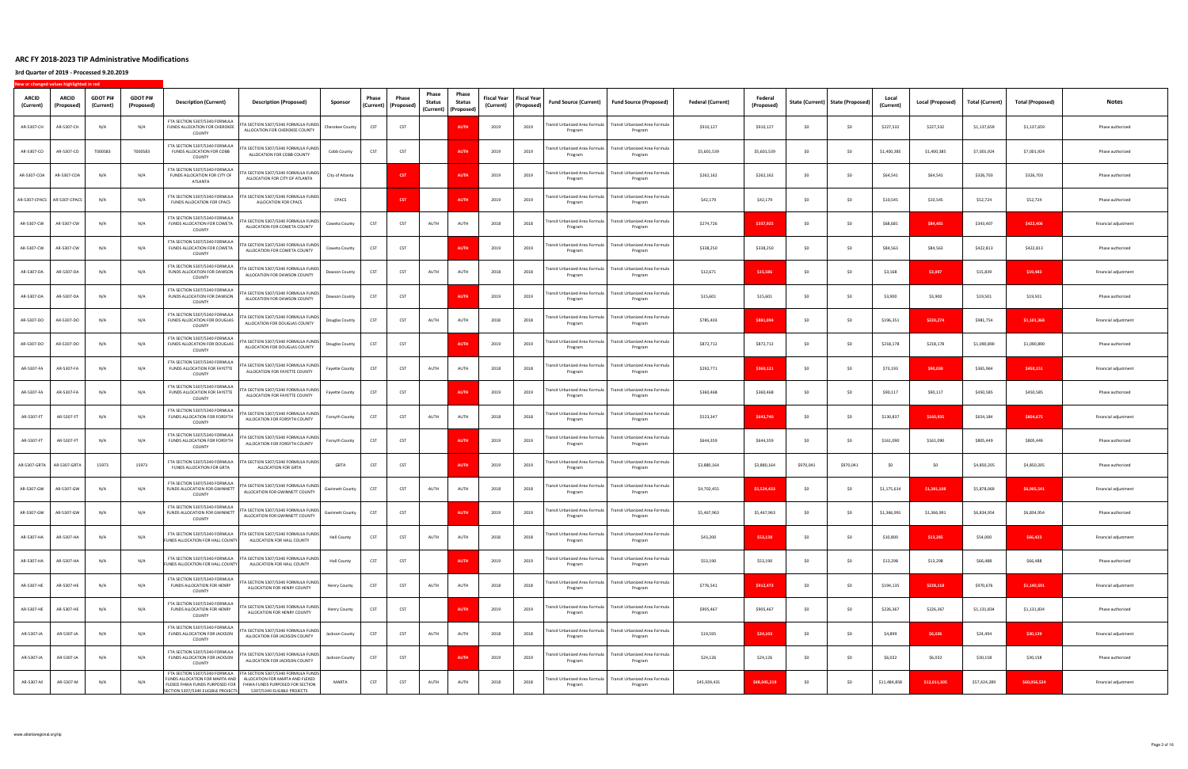# ARC FY 2018-2023 TIP Administrative Modifications

## 3rd Quarter of 2019 - Processed 9.20.2019

New or changed values highlighted in red

| ARCID (Current) | ARCID (Proposed) | GDOT PI# (Current) | GDOT PI# (Proposed) | Description (Current) | Description (Proposed) | Sponsor | Phase (Current) | Phase (Proposed) | Phase Status (Current) | Phase Status (Proposed) | Fiscal Year (Current) | Fiscal Year (Proposed) | Fund Source (Current) | Fund Source (Proposed) | Federal (Current) | Federal (Proposed) | State (Current) | State (Proposed) | Local (Current) | Local (Proposed) | Total (Current) | Total (Proposed) | Notes |
|---|---|---|---|---|---|---|---|---|---|---|---|---|---|---|---|---|---|---|---|---|---|---|---|
| AR-5307-CH | AR-5307-CH | N/A | N/A | FTA SECTION 5307/5340 FORMULA FUNDS ALLOCATION FOR CHEROKEE COUNTY | FTA SECTION 5307/5340 FORMULA FUNDS ALLOCATION FOR CHEROKEE COUNTY | Cherokee County | CST | CST | | AUTH | 2019 | 2019 | Transit Urbanized Area Formula Program | Transit Urbanized Area Formula Program | $910,127 | $910,127 | $0 | $0 | $227,532 | $227,532 | $1,137,659 | $1,137,659 | Phase authorized |
| AR-5307-CO | AR-5307-CO | T000583 | T000583 | FTA SECTION 5307/5340 FORMULA FUNDS ALLOCATION FOR COBB COUNTY | FTA SECTION 5307/5340 FORMULA FUNDS ALLOCATION FOR COBB COUNTY | Cobb County | CST | CST | | AUTH | 2019 | 2019 | Transit Urbanized Area Formula Program | Transit Urbanized Area Formula Program | $5,601,539 | $5,601,539 | $0 | $0 | $1,400,385 | $1,400,385 | $7,001,924 | $7,001,924 | Phase authorized |
| AR-5307-COA | AR-5307-COA | N/A | N/A | FTA SECTION 5307/5340 FORMULA FUNDS ALLOCATION FOR CITY OF ATLANTA | FTA SECTION 5307/5340 FORMULA FUNDS ALLOCATION FOR CITY OF ATLANTA | City of Atlanta | | CST | | AUTH | 2019 | 2019 | Transit Urbanized Area Formula Program | Transit Urbanized Area Formula Program | $262,162 | $262,162 | $0 | $0 | $64,541 | $64,541 | $326,703 | $326,703 | Phase authorized |
| AR-5307-CPACS | AR-5307-CPACS | N/A | N/A | FTA SECTION 5307/5340 FORMULA FUNDS ALLOCATION FOR CPACS | FTA SECTION 5307/5340 FORMULA FUNDS ALLOCATION FOR CPACS | CPACS | | CST | | AUTH | 2019 | 2019 | Transit Urbanized Area Formula Program | Transit Urbanized Area Formula Program | $42,179 | $42,179 | $0 | $0 | $10,545 | $10,545 | $52,724 | $52,724 | Phase authorized |
| AR-5307-CW | AR-5307-CW | N/A | N/A | FTA SECTION 5307/5340 FORMULA FUNDS ALLOCATION FOR COWETA COUNTY | FTA SECTION 5307/5340 FORMULA FUNDS ALLOCATION FOR COWETA COUNTY | Coweta County | CST | CST | AUTH | AUTH | 2018 | 2018 | Transit Urbanized Area Formula Program | Transit Urbanized Area Formula Program | $274,726 | $337,925 | $0 | $0 | $68,681 | $84,481 | $343,407 | $422,406 | Financial adjustment |
| AR-5307-CW | AR-5307-CW | N/A | N/A | FTA SECTION 5307/5340 FORMULA FUNDS ALLOCATION FOR COWETA COUNTY | FTA SECTION 5307/5340 FORMULA FUNDS ALLOCATION FOR COWETA COUNTY | Coweta County | CST | CST | | AUTH | 2019 | 2019 | Transit Urbanized Area Formula Program | Transit Urbanized Area Formula Program | $338,250 | $338,250 | $0 | $0 | $84,563 | $84,563 | $422,813 | $422,813 | Phase authorized |
| AR-5307-DA | AR-5307-DA | N/A | N/A | FTA SECTION 5307/5340 FORMULA FUNDS ALLOCATION FOR DAWSON COUNTY | FTA SECTION 5307/5340 FORMULA FUNDS ALLOCATION FOR DAWSON COUNTY | Dawson County | CST | CST | AUTH | AUTH | 2018 | 2018 | Transit Urbanized Area Formula Program | Transit Urbanized Area Formula Program | $12,671 | $15,586 | $0 | $0 | $3,168 | $3,897 | $15,839 | $19,483 | Financial adjustment |
| AR-5307-DA | AR-5307-DA | N/A | N/A | FTA SECTION 5307/5340 FORMULA FUNDS ALLOCATION FOR DAWSON COUNTY | FTA SECTION 5307/5340 FORMULA FUNDS ALLOCATION FOR DAWSON COUNTY | Dawson County | CST | CST | | AUTH | 2019 | 2019 | Transit Urbanized Area Formula Program | Transit Urbanized Area Formula Program | $15,601 | $15,601 | $0 | $0 | $3,900 | $3,900 | $19,501 | $19,501 | Phase authorized |
| AR-5307-DO | AR-5307-DO | N/A | N/A | FTA SECTION 5307/5340 FORMULA FUNDS ALLOCATION FOR DOUGLAS COUNTY | FTA SECTION 5307/5340 FORMULA FUNDS ALLOCATION FOR DOUGLAS COUNTY | Douglas County | CST | CST | AUTH | AUTH | 2018 | 2018 | Transit Urbanized Area Formula Program | Transit Urbanized Area Formula Program | $785,403 | $881,094 | $0 | $0 | $196,351 | $220,274 | $981,754 | $1,101,368 | Financial adjustment |
| AR-5307-DO | AR-5307-DO | N/A | N/A | FTA SECTION 5307/5340 FORMULA FUNDS ALLOCATION FOR DOUGLAS COUNTY | FTA SECTION 5307/5340 FORMULA FUNDS ALLOCATION FOR DOUGLAS COUNTY | Douglas County | CST | CST | | AUTH | 2019 | 2019 | Transit Urbanized Area Formula Program | Transit Urbanized Area Formula Program | $872,712 | $872,712 | $0 | $0 | $218,178 | $218,178 | $1,090,890 | $1,090,890 | Phase authorized |
| AR-5307-FA | AR-5307-FA | N/A | N/A | FTA SECTION 5307/5340 FORMULA FUNDS ALLOCATION FOR FAYETTE COUNTY | FTA SECTION 5307/5340 FORMULA FUNDS ALLOCATION FOR FAYETTE COUNTY | Fayette County | CST | CST | AUTH | AUTH | 2018 | 2018 | Transit Urbanized Area Formula Program | Transit Urbanized Area Formula Program | $292,771 | $360,121 | $0 | $0 | $73,193 | $90,030 | $365,964 | $450,151 | Financial adjustment |
| AR-5307-FA | AR-5307-FA | N/A | N/A | FTA SECTION 5307/5340 FORMULA FUNDS ALLOCATION FOR FAYETTE COUNTY | FTA SECTION 5307/5340 FORMULA FUNDS ALLOCATION FOR FAYETTE COUNTY | Fayette County | CST | CST | | AUTH | 2019 | 2019 | Transit Urbanized Area Formula Program | Transit Urbanized Area Formula Program | $360,468 | $360,468 | $0 | $0 | $90,117 | $90,117 | $450,585 | $450,585 | Phase authorized |
| AR-5307-FT | AR-5307-FT | N/A | N/A | FTA SECTION 5307/5340 FORMULA FUNDS ALLOCATION FOR FORSYTH COUNTY | FTA SECTION 5307/5340 FORMULA FUNDS ALLOCATION FOR FORSYTH COUNTY | Forsyth County | CST | CST | AUTH | AUTH | 2018 | 2018 | Transit Urbanized Area Formula Program | Transit Urbanized Area Formula Program | $523,347 | $643,740 | $0 | $0 | $130,837 | $160,935 | $654,184 | $804,675 | Financial adjustment |
| AR-5307-FT | AR-5307-FT | N/A | N/A | FTA SECTION 5307/5340 FORMULA FUNDS ALLOCATION FOR FORSYTH COUNTY | FTA SECTION 5307/5340 FORMULA FUNDS ALLOCATION FOR FORSYTH COUNTY | Forsyth County | CST | CST | | AUTH | 2019 | 2019 | Transit Urbanized Area Formula Program | Transit Urbanized Area Formula Program | $644,359 | $644,359 | $0 | $0 | $161,090 | $161,090 | $805,449 | $805,449 | Phase authorized |
| AR-5307-GRTA | AR-5307-GRTA | 15973 | 15973 | FTA SECTION 5307/5340 FORMULA FUNDS ALLOCATION FOR GRTA | FTA SECTION 5307/5340 FORMULA FUNDS ALLOCATION FOR GRTA | GRTA | CST | CST | | AUTH | 2019 | 2019 | Transit Urbanized Area Formula Program | Transit Urbanized Area Formula Program | $3,880,164 | $3,880,164 | $970,041 | $970,041 | $0 | $0 | $4,850,205 | $4,850,205 | Phase authorized |
| AR-5307-GW | AR-5307-GW | N/A | N/A | FTA SECTION 5307/5340 FORMULA FUNDS ALLOCATION FOR GWINNETT COUNTY | FTA SECTION 5307/5340 FORMULA FUNDS ALLOCATION FOR GWINNETT COUNTY | Gwinnett County | CST | CST | AUTH | AUTH | 2018 | 2018 | Transit Urbanized Area Formula Program | Transit Urbanized Area Formula Program | $4,702,455 | $5,524,433 | $0 | $0 | $1,175,614 | $1,381,108 | $5,878,069 | $6,905,541 | Financial adjustment |
| AR-5307-GW | AR-5307-GW | N/A | N/A | FTA SECTION 5307/5340 FORMULA FUNDS ALLOCATION FOR GWINNETT COUNTY | FTA SECTION 5307/5340 FORMULA FUNDS ALLOCATION FOR GWINNETT COUNTY | Gwinnett County | CST | CST | | AUTH | 2019 | 2019 | Transit Urbanized Area Formula Program | Transit Urbanized Area Formula Program | $5,467,963 | $5,467,963 | $0 | $0 | $1,366,991 | $1,366,991 | $6,834,954 | $6,834,954 | Phase authorized |
| AR-5307-HA | AR-5307-HA | N/A | N/A | FTA SECTION 5307/5340 FORMULA FUNDS ALLOCATION FOR HALL COUNTY | FTA SECTION 5307/5340 FORMULA FUNDS ALLOCATION FOR HALL COUNTY | Hall County | CST | CST | AUTH | AUTH | 2018 | 2018 | Transit Urbanized Area Formula Program | Transit Urbanized Area Formula Program | $43,200 | $53,138 | $0 | $0 | $10,800 | $13,285 | $54,000 | $66,423 | Financial adjustment |
| AR-5307-HA | AR-5307-HA | N/A | N/A | FTA SECTION 5307/5340 FORMULA FUNDS ALLOCATION FOR HALL COUNTY | FTA SECTION 5307/5340 FORMULA FUNDS ALLOCATION FOR HALL COUNTY | Hall County | CST | CST | | AUTH | 2019 | 2019 | Transit Urbanized Area Formula Program | Transit Urbanized Area Formula Program | $53,190 | $53,190 | $0 | $0 | $13,298 | $13,298 | $66,488 | $66,488 | Phase authorized |
| AR-5307-HE | AR-5307-HE | N/A | N/A | FTA SECTION 5307/5340 FORMULA FUNDS ALLOCATION FOR HENRY COUNTY | FTA SECTION 5307/5340 FORMULA FUNDS ALLOCATION FOR HENRY COUNTY | Henry County | CST | CST | AUTH | AUTH | 2018 | 2018 | Transit Urbanized Area Formula Program | Transit Urbanized Area Formula Program | $776,541 | $912,473 | $0 | $0 | $194,135 | $228,118 | $970,676 | $1,140,591 | Financial adjustment |
| AR-5307-HE | AR-5307-HE | N/A | N/A | FTA SECTION 5307/5340 FORMULA FUNDS ALLOCATION FOR HENRY COUNTY | FTA SECTION 5307/5340 FORMULA FUNDS ALLOCATION FOR HENRY COUNTY | Henry County | CST | CST | | AUTH | 2019 | 2019 | Transit Urbanized Area Formula Program | Transit Urbanized Area Formula Program | $905,467 | $905,467 | $0 | $0 | $226,367 | $226,367 | $1,131,834 | $1,131,834 | Phase authorized |
| AR-5307-JA | AR-5307-JA | N/A | N/A | FTA SECTION 5307/5340 FORMULA FUNDS ALLOCATION FOR JACKSON COUNTY | FTA SECTION 5307/5340 FORMULA FUNDS ALLOCATION FOR JACKSON COUNTY | Jackson County | CST | CST | AUTH | AUTH | 2018 | 2018 | Transit Urbanized Area Formula Program | Transit Urbanized Area Formula Program | $19,595 | $24,103 | $0 | $0 | $4,899 | $6,026 | $24,494 | $30,129 | Financial adjustment |
| AR-5307-JA | AR-5307-JA | N/A | N/A | FTA SECTION 5307/5340 FORMULA FUNDS ALLOCATION FOR JACKSON COUNTY | FTA SECTION 5307/5340 FORMULA FUNDS ALLOCATION FOR JACKSON COUNTY | Jackson County | CST | CST | | AUTH | 2019 | 2019 | Transit Urbanized Area Formula Program | Transit Urbanized Area Formula Program | $24,126 | $24,126 | $0 | $0 | $6,032 | $6,032 | $30,158 | $30,158 | Phase authorized |
| AR-5307-M | AR-5307-M | N/A | N/A | FTA SECTION 5307/5340 FORMULA FUNDS ALLOCATION FOR MARTA AND FLEXED FHWA FUNDS PURPOSED FOR SECTION 5307/5340 ELIGIBLE PROJECTS | FTA SECTION 5307/5340 FORMULA FUNDS ALLOCATION FOR MARTA AND FLEXED FHWA FUNDS PURPOSED FOR SECTION 5307/5340 ELIGIBLE PROJECTS | MARTA | CST | CST | AUTH | AUTH | 2018 | 2018 | Transit Urbanized Area Formula Program | Transit Urbanized Area Formula Program | $45,939,431 | $48,045,219 | $0 | $0 | $11,484,858 | $12,011,305 | $57,424,289 | $60,056,524 | Financial adjustment |

www.atlantaregional.org/tip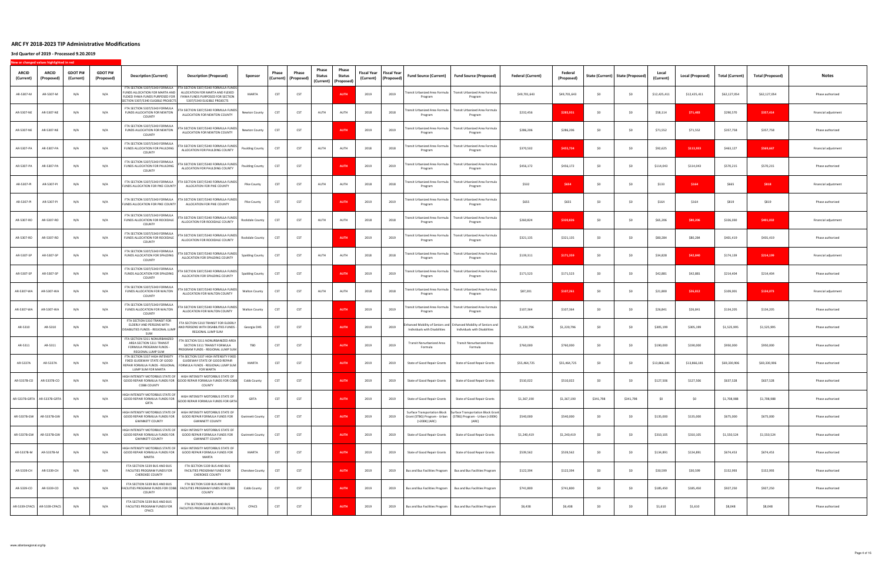# ARC FY 2018-2023 TIP Administrative Modifications

## 3rd Quarter of 2019 - Processed 9.20.2019

New or changed values highlighted in red

| ARCID (Current) | ARCID (Proposed) | GDOT PI# (Current) | GDOT PI# (Proposed) | Description (Current) | Description (Proposed) | Sponsor | Phase (Current) | Phase (Proposed) | Phase Status (Current) | Phase Status (Proposed) | Fiscal Year (Current) | Fiscal Year (Proposed) | Fund Source (Current) | Fund Source (Proposed) | Federal (Current) | Federal (Proposed) | State (Current) | State (Proposed) | Local (Current) | Local (Proposed) | Total (Current) | Total (Proposed) | Notes |
|---|---|---|---|---|---|---|---|---|---|---|---|---|---|---|---|---|---|---|---|---|---|---|---|
| AR-5307-M | AR-5307-M | N/A | N/A | FTA SECTION 5307/5340 FORMULA FUNDS ALLOCATION FOR MARTA AND FLEXED FHWA FUNDS PURPOSED FOR SECTION 5307/5340 ELIGIBLE PROJECTS | FTA SECTION 5307/5340 FORMULA FUNDS ALLOCATION FOR MARTA AND FLEXED FHWA FUNDS PURPOSED FOR SECTION 5307/5340 ELIGIBLE PROJECTS | MARTA | CST | CST | | AUTH | 2019 | 2019 | Transit Urbanized Area Formula Program | Transit Urbanized Area Formula Program | $49,701,643 | $49,701,643 | $0 | $0 | $12,425,411 | $12,425,411 | $62,127,054 | $62,127,054 | Phase authorized |
| AR-5307-NE | AR-5307-NE | N/A | N/A | FTA SECTION 5307/5340 FORMULA FUNDS ALLOCATION FOR NEWTON COUNTY | FTA SECTION 5307/5340 FORMULA FUNDS ALLOCATION FOR NEWTON COUNTY | Newton County | CST | CST | AUTH | AUTH | 2018 | 2018 | Transit Urbanized Area Formula Program | Transit Urbanized Area Formula Program | $232,456 | $285,931 | $0 | $0 | $58,114 | $71,483 | $290,570 | $357,414 | Financial adjustment |
| AR-5307-NE | AR-5307-NE | N/A | N/A | FTA SECTION 5307/5340 FORMULA FUNDS ALLOCATION FOR NEWTON COUNTY | FTA SECTION 5307/5340 FORMULA FUNDS ALLOCATION FOR NEWTON COUNTY | Newton County | CST | CST | | AUTH | 2019 | 2019 | Transit Urbanized Area Formula Program | Transit Urbanized Area Formula Program | $286,206 | $286,206 | $0 | $0 | $71,552 | $71,552 | $357,758 | $357,758 | Phase authorized |
| AR-5307-PA | AR-5307-PA | N/A | N/A | FTA SECTION 5307/5340 FORMULA FUNDS ALLOCATION FOR PAULDING COUNTY | FTA SECTION 5307/5340 FORMULA FUNDS ALLOCATION FOR PAULDING COUNTY | Paulding County | CST | CST | AUTH | AUTH | 2018 | 2018 | Transit Urbanized Area Formula Program | Transit Urbanized Area Formula Program | $370,502 | $455,734 | $0 | $0 | $92,625 | $113,933 | $463,127 | $569,667 | Financial adjustment |
| AR-5307-PA | AR-5307-PA | N/A | N/A | FTA SECTION 5307/5340 FORMULA FUNDS ALLOCATION FOR PAULDING COUNTY | FTA SECTION 5307/5340 FORMULA FUNDS ALLOCATION FOR PAULDING COUNTY | Paulding County | CST | CST | | AUTH | 2019 | 2019 | Transit Urbanized Area Formula Program | Transit Urbanized Area Formula Program | $456,172 | $456,172 | $0 | $0 | $114,043 | $114,043 | $570,215 | $570,215 | Phase authorized |
| AR-5307-PI | AR-5307-PI | N/A | N/A | FTA SECTION 5307/5340 FORMULA FUNDS ALLOCATION FOR PIKE COUNTY | FTA SECTION 5307/5340 FORMULA FUNDS ALLOCATION FOR PIKE COUNTY | Pike County | CST | CST | AUTH | AUTH | 2018 | 2018 | Transit Urbanized Area Formula Program | Transit Urbanized Area Formula Program | $532 | $654 | $0 | $0 | $133 | $164 | $665 | $818 | Financial adjustment |
| AR-5307-PI | AR-5307-PI | N/A | N/A | FTA SECTION 5307/5340 FORMULA FUNDS ALLOCATION FOR PIKE COUNTY | FTA SECTION 5307/5340 FORMULA FUNDS ALLOCATION FOR PIKE COUNTY | Pike County | CST | CST | | AUTH | 2019 | 2019 | Transit Urbanized Area Formula Program | Transit Urbanized Area Formula Program | $655 | $655 | $0 | $0 | $164 | $164 | $819 | $819 | Phase authorized |
| AR-5307-RO | AR-5307-RO | N/A | N/A | FTA SECTION 5307/5340 FORMULA FUNDS ALLOCATION FOR ROCKDALE COUNTY | FTA SECTION 5307/5340 FORMULA FUNDS ALLOCATION FOR ROCKDALE COUNTY | Rockdale County | CST | CST | AUTH | AUTH | 2018 | 2018 | Transit Urbanized Area Formula Program | Transit Urbanized Area Formula Program | $260,824 | $320,826 | $0 | $0 | $65,206 | $80,206 | $326,030 | $401,032 | Financial adjustment |
| AR-5307-RO | AR-5307-RO | N/A | N/A | FTA SECTION 5307/5340 FORMULA FUNDS ALLOCATION FOR ROCKDALE COUNTY | FTA SECTION 5307/5340 FORMULA FUNDS ALLOCATION FOR ROCKDALE COUNTY | Rockdale County | CST | CST | | AUTH | 2019 | 2019 | Transit Urbanized Area Formula Program | Transit Urbanized Area Formula Program | $321,135 | $321,135 | $0 | $0 | $80,284 | $80,284 | $401,419 | $401,419 | Phase authorized |
| AR-5307-SP | AR-5307-SP | N/A | N/A | FTA SECTION 5307/5340 FORMULA FUNDS ALLOCATION FOR SPALDING COUNTY | FTA SECTION 5307/5340 FORMULA FUNDS ALLOCATION FOR SPALDING COUNTY | Spalding County | CST | CST | AUTH | AUTH | 2018 | 2018 | Transit Urbanized Area Formula Program | Transit Urbanized Area Formula Program | $139,311 | $171,359 | $0 | $0 | $34,828 | $42,840 | $174,139 | $214,199 | Financial adjustment |
| AR-5307-SP | AR-5307-SP | N/A | N/A | FTA SECTION 5307/5340 FORMULA FUNDS ALLOCATION FOR SPALDING COUNTY | FTA SECTION 5307/5340 FORMULA FUNDS ALLOCATION FOR SPALDING COUNTY | Spalding County | CST | CST | | AUTH | 2019 | 2019 | Transit Urbanized Area Formula Program | Transit Urbanized Area Formula Program | $171,523 | $171,523 | $0 | $0 | $42,881 | $42,881 | $214,404 | $214,404 | Phase authorized |
| AR-5307-WA | AR-5307-WA | N/A | N/A | FTA SECTION 5307/5340 FORMULA FUNDS ALLOCATION FOR WALTON COUNTY | FTA SECTION 5307/5340 FORMULA FUNDS ALLOCATION FOR WALTON COUNTY | Walton County | CST | CST | AUTH | AUTH | 2018 | 2018 | Transit Urbanized Area Formula Program | Transit Urbanized Area Formula Program | $87,201 | $107,261 | $0 | $0 | $21,800 | $26,812 | $109,001 | $134,073 | Financial adjustment |
| AR-5307-WA | AR-5307-WA | N/A | N/A | FTA SECTION 5307/5340 FORMULA FUNDS ALLOCATION FOR WALTON COUNTY | FTA SECTION 5307/5340 FORMULA FUNDS ALLOCATION FOR WALTON COUNTY | Walton County | CST | CST | | AUTH | 2019 | 2019 | Transit Urbanized Area Formula Program | Transit Urbanized Area Formula Program | $107,364 | $107,364 | $0 | $0 | $26,841 | $26,841 | $134,205 | $134,205 | Phase authorized |
| AR-5310 | AR-5310 | N/A | N/A | FTA SECTION 5310 TRANSIT FOR ELDERLY AND PERSONS WITH DISABILITIES FUNDS - REGIONAL LUMP SUM | FTA SECTION 5310 TRANSIT FOR ELDERLY AND PERSONS WITH DISABILITIES FUNDS - REGIONAL LUMP SUM | Georgia DHS | CST | CST | | AUTH | 2019 | 2019 | Enhanced Mobility of Seniors and Individuals with Disabilities | Enhanced Mobility of Seniors and Individuals with Disabilities | $1,220,796 | $1,220,796 | $0 | $0 | $305,199 | $305,199 | $1,525,995 | $1,525,995 | Phase authorized |
| AR-5311 | AR-5311 | N/A | N/A | FTA SECTION 5311 NONURBANIZED AREA SECTION 5311 TRANSIT FORMULA PROGRAM FUNDS - REGIONAL LUMP SUM | FTA SECTION 5311 NONURBANIZED AREA SECTION 5311 TRANSIT FORMULA PROGRAM FUNDS - REGIONAL LUMP SUM | TBD | CST | CST | | AUTH | 2019 | 2019 | Transit Nonurbanized Area Formula | Transit Nonurbanized Area Formula | $760,000 | $760,000 | $0 | $0 | $190,000 | $190,000 | $950,000 | $950,000 | Phase authorized |
| AR-5337A | AR-5337A | N/A | N/A | FTA SECTION 5337 HIGH INTENSITY FIXED GUIDEWAY STATE OF GOOD REPAIR FORMULA FUNDS - REGIONAL LUMP SUM FOR MARTA | FTA SECTION 5337 HIGH INTENSITY FIXED GUIDEWAY STATE OF GOOD REPAIR FORMULA FUNDS - REGIONAL LUMP SUM FOR MARTA | MARTA | CST | CST | | AUTH | 2019 | 2019 | State of Good Repair Grants | State of Good Repair Grants | $55,464,725 | $55,464,725 | $0 | $0 | $13,866,181 | $13,866,181 | $69,330,906 | $69,330,906 | Phase authorized |
| AR-5337B-CO | AR-5337B-CO | N/A | N/A | HIGH INTENSITY MOTORBUS STATE OF GOOD REPAIR FORMULA FUNDS FOR COBB COUNTY | HIGH INTENSITY MOTORBUS STATE OF GOOD REPAIR FORMULA FUNDS FOR COBB COUNTY | Cobb County | CST | CST | | AUTH | 2019 | 2019 | State of Good Repair Grants | State of Good Repair Grants | $510,022 | $510,022 | $0 | $0 | $127,506 | $127,506 | $637,528 | $637,528 | Phase authorized |
| AR-5337B-GRTA | AR-5337B-GRTA | N/A | N/A | HIGH INTENSITY MOTORBUS STATE OF GOOD REPAIR FORMULA FUNDS FOR GRTA | HIGH INTENSITY MOTORBUS STATE OF GOOD REPAIR FORMULA FUNDS FOR GRTA | GRTA | CST | CST | | AUTH | 2019 | 2019 | State of Good Repair Grants | State of Good Repair Grants | $1,367,190 | $1,367,190 | $341,798 | $341,798 | $0 | $0 | $1,708,988 | $1,708,988 | Phase authorized |
| AR-5337B-GW | AR-5337B-GW | N/A | N/A | HIGH INTENSITY MOTORBUS STATE OF GOOD REPAIR FORMULA FUNDS FOR GWINNETT COUNTY | HIGH INTENSITY MOTORBUS STATE OF GOOD REPAIR FORMULA FUNDS FOR GWINNETT COUNTY | Gwinnett County | CST | CST | | AUTH | 2019 | 2019 | Surface Transportation Block Grant (STBG) Program - Urban (>200K) (ARC) | Surface Transportation Block Grant (STBG) Program - Urban (>200K) (ARC) | $540,000 | $540,000 | $0 | $0 | $135,000 | $135,000 | $675,000 | $675,000 | Phase authorized |
| AR-5337B-GW | AR-5337B-GW | N/A | N/A | HIGH INTENSITY MOTORBUS STATE OF GOOD REPAIR FORMULA FUNDS FOR GWINNETT COUNTY | HIGH INTENSITY MOTORBUS STATE OF GOOD REPAIR FORMULA FUNDS FOR GWINNETT COUNTY | Gwinnett County | CST | CST | | AUTH | 2019 | 2019 | State of Good Repair Grants | State of Good Repair Grants | $1,240,419 | $1,240,419 | $0 | $0 | $310,105 | $310,105 | $1,550,524 | $1,550,524 | Phase authorized |
| AR-5337B-M | AR-5337B-M | N/A | N/A | HIGH INTENSITY MOTORBUS STATE OF GOOD REPAIR FORMULA FUNDS FOR MARTA | HIGH INTENSITY MOTORBUS STATE OF GOOD REPAIR FORMULA FUNDS FOR MARTA | MARTA | CST | CST | | AUTH | 2019 | 2019 | State of Good Repair Grants | State of Good Repair Grants | $539,562 | $539,562 | $0 | $0 | $134,891 | $134,891 | $674,453 | $674,453 | Phase authorized |
| AR-5339-CH | AR-5339-CH | N/A | N/A | FTA SECTION 5339 BUS AND BUS FACILITIES PROGRAM FUNDS FOR CHEROKEE COUNTY | FTA SECTION 5339 BUS AND BUS FACILITIES PROGRAM FUNDS FOR CHEROKEE COUNTY | Cherokee County | CST | CST | | AUTH | 2019 | 2019 | Bus and Bus Facilities Program | Bus and Bus Facilities Program | $122,394 | $122,394 | $0 | $0 | $30,599 | $30,599 | $152,993 | $152,993 | Phase authorized |
| AR-5339-CO | AR-5339-CO | N/A | N/A | FTA SECTION 5339 BUS AND BUS FACILITIES PROGRAM FUNDS FOR COBB COUNTY | FTA SECTION 5339 BUS AND BUS FACILITIES PROGRAM FUNDS FOR COBB COUNTY | Cobb County | CST | CST | | AUTH | 2019 | 2019 | Bus and Bus Facilities Program | Bus and Bus Facilities Program | $741,800 | $741,800 | $0 | $0 | $185,450 | $185,450 | $927,250 | $927,250 | Phase authorized |
| AR-5339-CPACS | AR-5339-CPACS | N/A | N/A | FTA SECTION 5339 BUS AND BUS FACILITIES PROGRAM FUNDS FOR CPACS | FTA SECTION 5339 BUS AND BUS FACILITIES PROGRAM FUNDS FOR CPACS | CPACS | CST | CST | | AUTH | 2019 | 2019 | Bus and Bus Facilities Program | Bus and Bus Facilities Program | $6,438 | $6,438 | $0 | $0 | $1,610 | $1,610 | $8,048 | $8,048 | Phase authorized |

www.atlantaregional.org/tip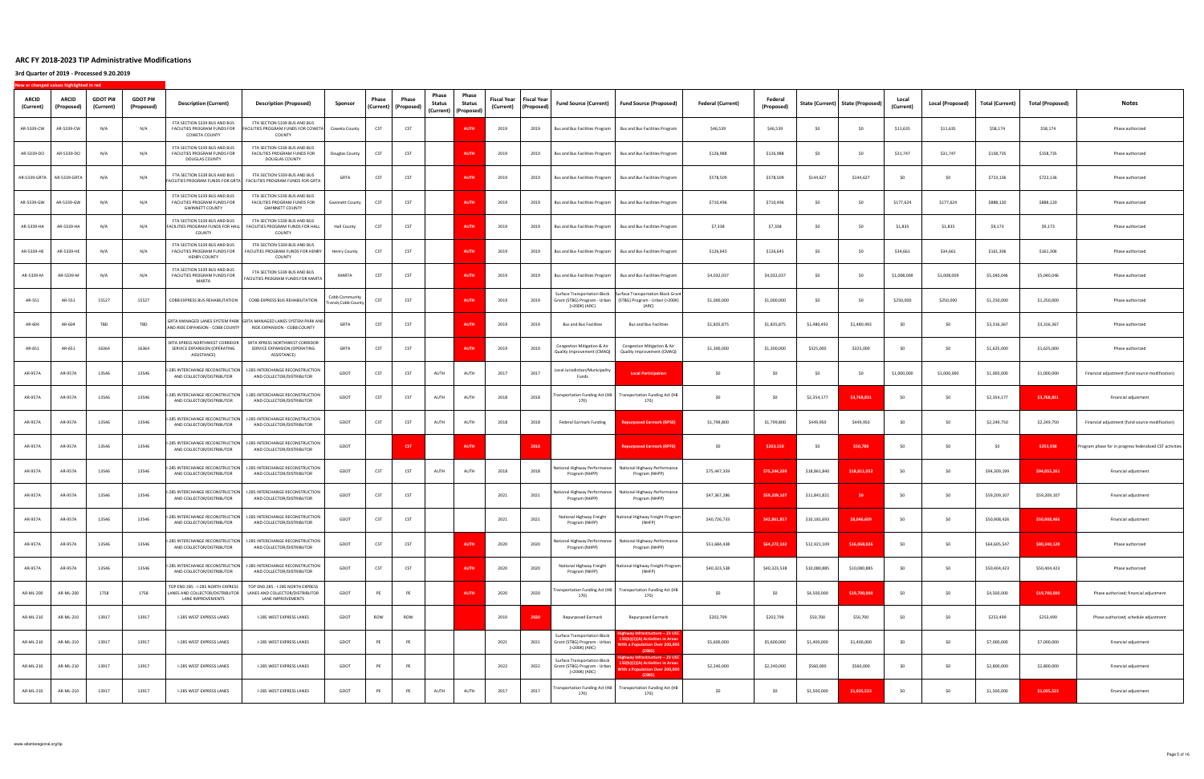## ARC FY 2018-2023 TIP Administrative Modifications

### 3rd Quarter of 2019 - Processed 9.20.2019

New or changed values highlighted in red

| ARCID (Current) | ARCID (Proposed) | GDOT PI# (Current) | GDOT PI# (Proposed) | Description (Current) | Description (Proposed) | Sponsor | Phase (Current) | Phase (Proposed) | Phase Status (Current) | Phase Status (Proposed) | Fiscal Year (Current) | Fiscal Year (Proposed) | Fund Source (Current) | Fund Source (Proposed) | Federal (Current) | Federal (Proposed) | State (Current) | State (Proposed) | Local (Current) | Local (Proposed) | Total (Current) | Total (Proposed) | Notes |
|---|---|---|---|---|---|---|---|---|---|---|---|---|---|---|---|---|---|---|---|---|---|---|---|
| AR-5339-CW | AR-5339-CW | N/A | N/A | FTA SECTION 5339 BUS AND BUS FACILITIES PROGRAM FUNDS FOR COWETA COUNTY | FTA SECTION 5339 BUS AND BUS FACILITIES PROGRAM FUNDS FOR COWETA COUNTY | Coweta County | CST | CST | | AUTH | 2019 | 2019 | Bus and Bus Facilities Program | Bus and Bus Facilities Program | $46,539 | $46,539 | $0 | $0 | $11,635 | $11,635 | $58,174 | $58,174 | Phase authorized |
| AR-5339-DO | AR-5339-DO | N/A | N/A | FTA SECTION 5339 BUS AND BUS FACILITIES PROGRAM FUNDS FOR DOUGLAS COUNTY | FTA SECTION 5339 BUS AND BUS FACILITIES PROGRAM FUNDS FOR DOUGLAS COUNTY | Douglas County | CST | CST | | AUTH | 2019 | 2019 | Bus and Bus Facilities Program | Bus and Bus Facilities Program | $126,988 | $126,988 | $0 | $0 | $31,747 | $31,747 | $158,735 | $158,735 | Phase authorized |
| AR-5339-GRTA | AR-5339-GRTA | N/A | N/A | FTA SECTION 5339 BUS AND BUS FACILITIES PROGRAM FUNDS FOR GRTA | FTA SECTION 5339 BUS AND BUS FACILITIES PROGRAM FUNDS FOR GRTA | GRTA | CST | CST | | AUTH | 2019 | 2019 | Bus and Bus Facilities Program | Bus and Bus Facilities Program | $578,509 | $578,509 | $144,627 | $144,627 | $0 | $0 | $723,136 | $723,136 | Phase authorized |
| AR-5339-GW | AR-5339-GW | N/A | N/A | FTA SECTION 5339 BUS AND BUS FACILITIES PROGRAM FUNDS FOR GWINNETT COUNTY | FTA SECTION 5339 BUS AND BUS FACILITIES PROGRAM FUNDS FOR GWINNETT COUNTY | Gwinnett County | CST | CST | | AUTH | 2019 | 2019 | Bus and Bus Facilities Program | Bus and Bus Facilities Program | $710,496 | $710,496 | $0 | $0 | $177,624 | $177,624 | $888,120 | $888,120 | Phase authorized |
| AR-5339-HA | AR-5339-HA | N/A | N/A | FTA SECTION 5339 BUS AND BUS FACILITIES PROGRAM FUNDS FOR HALL COUNTY | FTA SECTION 5339 BUS AND BUS FACILITIES PROGRAM FUNDS FOR HALL COUNTY | Hall County | CST | CST | | AUTH | 2019 | 2019 | Bus and Bus Facilities Program | Bus and Bus Facilities Program | $7,338 | $7,338 | $0 | $0 | $1,835 | $1,835 | $9,173 | $9,173 | Phase authorized |
| AR-5339-HE | AR-5339-HE | N/A | N/A | FTA SECTION 5339 BUS AND BUS FACILITIES PROGRAM FUNDS FOR HENRY COUNTY | FTA SECTION 5339 BUS AND BUS FACILITIES PROGRAM FUNDS FOR HENRY COUNTY | Henry County | CST | CST | | AUTH | 2019 | 2019 | Bus and Bus Facilities Program | Bus and Bus Facilities Program | $126,645 | $126,645 | $0 | $0 | $34,661 | $34,661 | $161,306 | $161,306 | Phase authorized |
| AR-5339-M | AR-5339-M | N/A | N/A | FTA SECTION 5339 BUS AND BUS FACILITIES PROGRAM FUNDS FOR MARTA | FTA SECTION 5339 BUS AND BUS FACILITIES PROGRAM FUNDS FOR MARTA | MARTA | CST | CST | | AUTH | 2019 | 2019 | Bus and Bus Facilities Program | Bus and Bus Facilities Program | $4,032,037 | $4,032,037 | $0 | $0 | $1,008,009 | $1,008,009 | $5,040,046 | $5,040,046 | Phase authorized |
| AR-551 | AR-551 | 15527 | 15527 | COBB EXPRESS BUS REHABILITATION | COBB EXPRESS BUS REHABILITATION | Cobb Community Transit/Cobb County | CST | CST | | AUTH | 2019 | 2019 | Surface Transportation Block Grant (STBG) Program - Urban (>200K) (ARC) | Surface Transportation Block Grant (STBG) Program - Urban (>200K) (ARC) | $1,000,000 | $1,000,000 | $0 | $0 | $250,000 | $250,000 | $1,250,000 | $1,250,000 | Phase authorized |
| AR-604 | AR-604 | TBD | TBD | GRTA MANAGED LANES SYSTEM PARK AND RIDE EXPANSION - COBB COUNTY | GRTA MANAGED LANES SYSTEM PARK AND RIDE EXPANSION - COBB COUNTY | GRTA | CST | CST | | AUTH | 2019 | 2019 | Bus and Bus Facilities | Bus and Bus Facilities | $1,835,875 | $1,835,875 | $1,480,492 | $1,480,492 | $0 | $0 | $3,316,367 | $3,316,367 | Phase authorized |
| AR-651 | AR-651 | 16364 | 16364 | SRTA XPRESS NORTHWEST CORRIDOR SERVICE EXPANSION (OPERATING ASSISTANCE) | SRTA XPRESS NORTHWEST CORRIDOR SERVICE EXPANSION (OPERATING ASSISTANCE) | GRTA | CST | CST | | AUTH | 2019 | 2019 | Congestion Mitigation & Air Quality Improvement (CMAQ) | Congestion Mitigation & Air Quality Improvement (CMAQ) | $1,300,000 | $1,300,000 | $325,000 | $325,000 | $0 | $0 | $1,625,000 | $1,625,000 | Phase authorized |
| AR-957A | AR-957A | 13546 | 13546 | I-285 INTERCHANGE RECONSTRUCTION AND COLLECTOR/DISTRIBUTOR | I-285 INTERCHANGE RECONSTRUCTION AND COLLECTOR/DISTRIBUTOR | GDOT | CST | CST | AUTH | AUTH | 2017 | 2017 | Local Jurisdiction/Municipality Funds | Local Participation | $0 | $0 | $0 | $0 | $1,000,000 | $1,000,000 | $1,000,000 | $1,000,000 | Financial adjustment (fund source modification) |
| AR-957A | AR-957A | 13546 | 13546 | I-285 INTERCHANGE RECONSTRUCTION AND COLLECTOR/DISTRIBUTOR | I-285 INTERCHANGE RECONSTRUCTION AND COLLECTOR/DISTRIBUTOR | GDOT | CST | CST | AUTH | AUTH | 2018 | 2018 | Transportation Funding Act (HB 170) | Transportation Funding Act (HB 170) | $0 | $0 | $2,354,177 | $3,768,831 | $0 | $0 | $2,354,177 | $3,768,831 | Financial adjustment |
| AR-957A | AR-957A | 13546 | 13546 | I-285 INTERCHANGE RECONSTRUCTION AND COLLECTOR/DISTRIBUTOR | I-285 INTERCHANGE RECONSTRUCTION AND COLLECTOR/DISTRIBUTOR | GDOT | CST | CST | AUTH | AUTH | 2018 | 2018 | Federal Earmark Funding | Repurposed Earmark (RPS0) | $1,799,800 | $1,799,800 | $449,950 | $449,950 | $0 | $0 | $2,249,750 | $2,249,750 | Financial adjustment (fund source modification) |
| AR-957A | AR-957A | 13546 | 13546 | I-285 INTERCHANGE RECONSTRUCTION AND COLLECTOR/DISTRIBUTOR | I-285 INTERCHANGE RECONSTRUCTION AND COLLECTOR/DISTRIBUTOR | GDOT | | CST | | AUTH | | 2018 | | Repurposed Earmark (RPF0) | $0 | $203,150 | $0 | $50,788 | $0 | $0 | $0 | $253,938 | Program phase for in progress federalized CST activities |
| AR-957A | AR-957A | 13546 | 13546 | I-285 INTERCHANGE RECONSTRUCTION AND COLLECTOR/DISTRIBUTOR | I-285 INTERCHANGE RECONSTRUCTION AND COLLECTOR/DISTRIBUTOR | GDOT | CST | CST | AUTH | AUTH | 2018 | 2018 | National Highway Performance Program (NHPP) | National Highway Performance Program (NHPP) | $75,447,359 | $75,244,209 | $18,861,840 | $18,811,052 | $0 | $0 | $94,309,199 | $94,055,261 | Financial adjustment |
| AR-957A | AR-957A | 13546 | 13546 | I-285 INTERCHANGE RECONSTRUCTION AND COLLECTOR/DISTRIBUTOR | I-285 INTERCHANGE RECONSTRUCTION AND COLLECTOR/DISTRIBUTOR | GDOT | CST | CST | | | 2021 | 2021 | National Highway Performance Program (NHPP) | National Highway Performance Program (NHPP) | $47,367,286 | $59,209,107 | $11,841,821 | $0 | $0 | $0 | $59,209,107 | $59,209,107 | Financial adjustment |
| AR-957A | AR-957A | 13546 | 13546 | I-285 INTERCHANGE RECONSTRUCTION AND COLLECTOR/DISTRIBUTOR | I-285 INTERCHANGE RECONSTRUCTION AND COLLECTOR/DISTRIBUTOR | GDOT | CST | CST | | | 2021 | 2021 | National Highway Freight Program (NHFP) | National Highway Freight Program (NHFP) | $40,726,733 | $42,861,857 | $10,181,693 | $8,046,609 | $0 | $0 | $50,908,426 | $50,908,466 | Financial adjustment |
| AR-957A | AR-957A | 13546 | 13546 | I-285 INTERCHANGE RECONSTRUCTION AND COLLECTOR/DISTRIBUTOR | I-285 INTERCHANGE RECONSTRUCTION AND COLLECTOR/DISTRIBUTOR | GDOT | CST | CST | | AUTH | 2020 | 2020 | National Highway Performance Program (NHPP) | National Highway Performance Program (NHPP) | $51,684,438 | $64,272,102 | $12,921,109 | $16,068,026 | $0 | $0 | $64,605,547 | $80,340,128 | Phase authorized |
| AR-957A | AR-957A | 13546 | 13546 | I-285 INTERCHANGE RECONSTRUCTION AND COLLECTOR/DISTRIBUTOR | I-285 INTERCHANGE RECONSTRUCTION AND COLLECTOR/DISTRIBUTOR | GDOT | CST | CST | | AUTH | 2020 | 2020 | National Highway Freight Program (NHFP) | National Highway Freight Program (NHFP) | $40,323,538 | $40,323,538 | $10,080,885 | $10,080,885 | $0 | $0 | $50,404,423 | $50,404,423 | Phase authorized |
| AR-ML-200 | AR-ML-200 | 1758 | 1758 | TOP END 285 - I-285 NORTH EXPRESS LANES AND COLLECTOR/DISTRIBUTOR LANE IMPROVEMENTS | TOP END 285 - I-285 NORTH EXPRESS LANES AND COLLECTOR/DISTRIBUTOR LANE IMPROVEMENTS | GDOT | PE | PE | | AUTH | 2020 | 2020 | Transportation Funding Act (HB 170) | Transportation Funding Act (HB 170) | $0 | $0 | $4,500,000 | $19,700,000 | $0 | $0 | $4,500,000 | $19,700,000 | Phase authorized; financial adjustment |
| AR-ML-210 | AR-ML-210 | 13917 | 13917 | I-285 WEST EXPRESS LANES | I-285 WEST EXPRESS LANES | GDOT | ROW | ROW | | | 2019 | 2020 | Repurposed Earmark | Repurposed Earmark | $202,799 | $202,799 | $50,700 | $50,700 | $0 | $0 | $253,499 | $253,499 | Phase authorized, schedule adjustment |
| AR-ML-210 | AR-ML-210 | 13917 | 13917 | I-285 WEST EXPRESS LANES | I-285 WEST EXPRESS LANES | GDOT | PE | PE | | | 2021 | 2021 | Surface Transportation Block Grant (STBG) Program - Urban (>200K) (ARC) | Highway Infrastructure – 23 USC 133(b)(1)(A) Activities in Areas With a Population Over 200,000 (Z905) | $5,600,000 | $5,600,000 | $1,400,000 | $1,400,000 | $0 | $0 | $7,000,000 | $7,000,000 | Financial adjustment |
| AR-ML-210 | AR-ML-210 | 13917 | 13917 | I-285 WEST EXPRESS LANES | I-285 WEST EXPRESS LANES | GDOT | PE | PE | | | 2022 | 2022 | Surface Transportation Block Grant (STBG) Program - Urban (>200K) (ARC) | Highway Infrastructure – 23 USC 133(b)(1)(A) Activities in Areas With a Population Over 200,000 (Z905) | $2,240,000 | $2,240,000 | $560,000 | $560,000 | $0 | $0 | $2,800,000 | $2,800,000 | Financial adjustment |
| AR-ML-210 | AR-ML-210 | 13917 | 13917 | I-285 WEST EXPRESS LANES | I-285 WEST EXPRESS LANES | GDOT | PE | PE | AUTH | AUTH | 2017 | 2017 | Transportation Funding Act (HB 170) | Transportation Funding Act (HB 170) | $0 | $0 | $1,500,000 | $1,035,523 | $0 | $0 | $1,500,000 | $1,035,523 | Financial adjustment |

www.atlantaregional.org/tip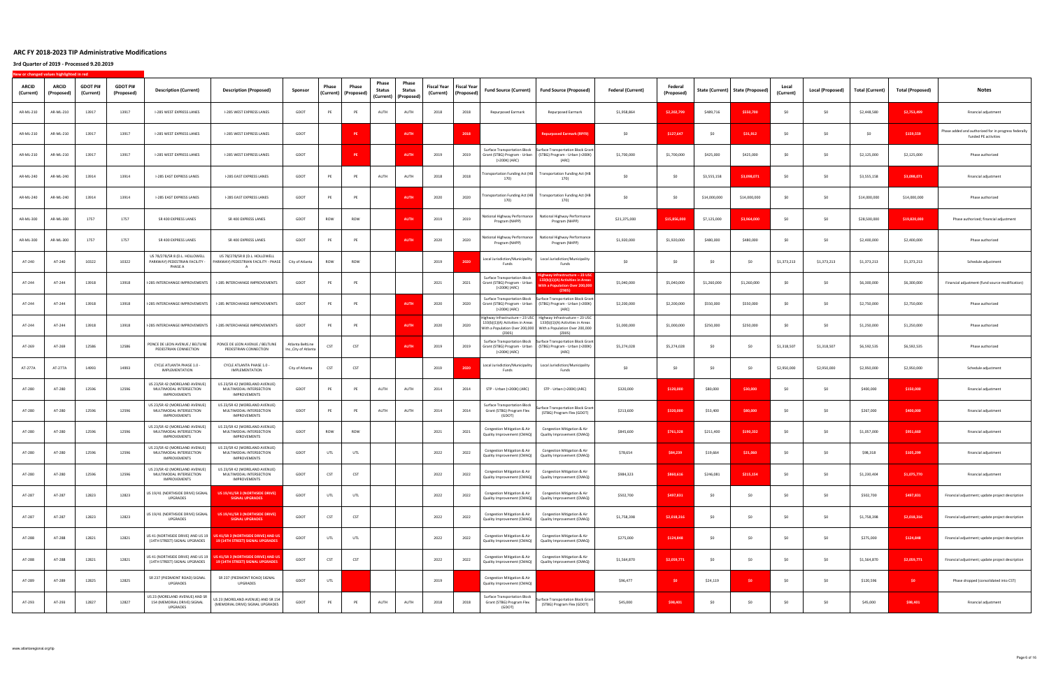## ARC FY 2018-2023 TIP Administrative Modifications

### 3rd Quarter of 2019 - Processed 9.20.2019

New or changed values highlighted in red

| ARCID (Current) | ARCID (Proposed) | GDOT PI# (Current) | GDOT PI# (Proposed) | Description (Current) | Description (Proposed) | Sponsor | Phase (Current) | Phase (Proposed) | Phase Status (Current) | Phase Status (Proposed) | Fiscal Year (Current) | Fiscal Year (Proposed) | Fund Source (Current) | Fund Source (Proposed) | Federal (Current) | Federal (Proposed) | State (Current) | State (Proposed) | Local (Current) | Local (Proposed) | Total (Current) | Total (Proposed) | Notes |
|---|---|---|---|---|---|---|---|---|---|---|---|---|---|---|---|---|---|---|---|---|---|---|---|
| AR-ML-210 | AR-ML-210 | 13917 | 13917 | I-285 WEST EXPRESS LANES | I-285 WEST EXPRESS LANES | GDOT | PE | PE | AUTH | AUTH | 2018 | 2018 | Repurposed Earmark | Repurposed Earmark | $1,958,864 | $2,202,799 | $489,716 | $550,700 | $0 | $0 | $2,448,580 | $2,753,499 | Financial adjustment |
| AR-ML-210 | AR-ML-210 | 13917 | 13917 | I-285 WEST EXPRESS LANES | I-285 WEST EXPRESS LANES | GDOT | | PE | | AUTH | | 2018 | | Repurposed Earmark (RPF9) | $0 | $127,647 | $0 | $31,912 | $0 | $0 | $0 | $159,559 | Phase added and authorized for in progress federally funded PE activities |
| AR-ML-210 | AR-ML-210 | 13917 | 13917 | I-285 WEST EXPRESS LANES | I-285 WEST EXPRESS LANES | GDOT | | PE | | AUTH | 2019 | 2019 | Surface Transportation Block Grant (STBG) Program - Urban (>200K) (ARC) | Surface Transportation Block Grant (STBG) Program - Urban (>200K) (ARC) | $1,700,000 | $1,700,000 | $425,000 | $425,000 | $0 | $0 | $2,125,000 | $2,125,000 | Phase authorized |
| AR-ML-240 | AR-ML-240 | 13914 | 13914 | I-285 EAST EXPRESS LANES | I-285 EAST EXPRESS LANES | GDOT | PE | PE | AUTH | AUTH | 2018 | 2018 | Transportation Funding Act (HB 170) | Transportation Funding Act (HB 170) | $0 | $0 | $3,555,158 | $3,098,071 | $0 | $0 | $3,555,158 | $3,098,071 | Financial adjustment |
| AR-ML-240 | AR-ML-240 | 13914 | 13914 | I-285 EAST EXPRESS LANES | I-285 EAST EXPRESS LANES | GDOT | PE | PE | | AUTH | 2020 | 2020 | Transportation Funding Act (HB 170) | Transportation Funding Act (HB 170) | $0 | $0 | $14,000,000 | $14,000,000 | $0 | $0 | $14,000,000 | $14,000,000 | Phase authorized |
| AR-ML-300 | AR-ML-300 | 1757 | 1757 | SR 400 EXPRESS LANES | SR 400 EXPRESS LANES | GDOT | ROW | ROW | | AUTH | 2019 | 2019 | National Highway Performance Program (NHPP) | National Highway Performance Program (NHPP) | $21,375,000 | $15,856,000 | $7,125,000 | $3,964,000 | $0 | $0 | $28,500,000 | $19,820,000 | Phase authorized; financial adjustment |
| AR-ML-300 | AR-ML-300 | 1757 | 1757 | SR 400 EXPRESS LANES | SR 400 EXPRESS LANES | GDOT | PE | PE | | AUTH | 2020 | 2020 | National Highway Performance Program (NHPP) | National Highway Performance Program (NHPP) | $1,920,000 | $1,920,000 | $480,000 | $480,000 | $0 | $0 | $2,400,000 | $2,400,000 | Phase authorized |
| AT-240 | AT-240 | 10322 | 10322 | US 78/278/SR 8 (D.L. HOLLOWELL PARKWAY) PEDESTRIAN FACILITY - PHASE A | US 78/278/SR 8 (D.L. HOLLOWELL PARKWAY) PEDESTRIAN FACILITY - PHASE A | City of Atlanta | ROW | ROW | | | 2019 | 2020 | Local Jurisdiction/Municipality Funds | Local Jurisdiction/Municipality Funds | $0 | $0 | $0 | $0 | $1,373,213 | $1,373,213 | $1,373,213 | $1,373,213 | Schedule adjustment |
| AT-244 | AT-244 | 13918 | 13918 | I-285 INTERCHANGE IMPROVEMENTS | I-285 INTERCHANGE IMPROVEMENTS | GDOT | PE | PE | | | 2021 | 2021 | Surface Transportation Block Grant (STBG) Program - Urban (>200K) (ARC) | Highway Infrastructure – 23 USC 133(b)(1)(A) Activities in Areas With a Population Over 200,000 (Z005) | $5,040,000 | $5,040,000 | $1,260,000 | $1,260,000 | $0 | $0 | $6,300,000 | $6,300,000 | Financial adjustment (fund source modification) |
| AT-244 | AT-244 | 13918 | 13918 | I-285 INTERCHANGE IMPROVEMENTS | I-285 INTERCHANGE IMPROVEMENTS | GDOT | PE | PE | | AUTH | 2020 | 2020 | Surface Transportation Block Grant (STBG) Program - Urban (>200K) (ARC) | Surface Transportation Block Grant (STBG) Program - Urban (>200K) (ARC) | $2,200,000 | $2,200,000 | $550,000 | $550,000 | $0 | $0 | $2,750,000 | $2,750,000 | Phase authorized |
| AT-244 | AT-244 | 13918 | 13918 | I-285 INTERCHANGE IMPROVEMENTS | I-285 INTERCHANGE IMPROVEMENTS | GDOT | PE | PE | | AUTH | 2020 | 2020 | Highway Infrastructure – 23 USC 133(b)(1)(A) Activities in Areas With a Population Over 200,000 (Z005) | Highway Infrastructure – 23 USC 133(b)(1)(A) Activities in Areas With a Population Over 200,000 (Z005) | $1,000,000 | $1,000,000 | $250,000 | $250,000 | $0 | $0 | $1,250,000 | $1,250,000 | Phase authorized |
| AT-269 | AT-269 | 12586 | 12586 | PONCE DE LEON AVENUE / BELTLINE PEDESTRIAN CONNECTION | PONCE DE LEON AVENUE / BELTLINE PEDESTRIAN CONNECTION | Atlanta BeltLine Inc.,City of Atlanta | CST | CST | | AUTH | 2019 | 2019 | Surface Transportation Block Grant (STBG) Program - Urban (>200K) (ARC) | Surface Transportation Block Grant (STBG) Program - Urban (>200K) (ARC) | $5,274,028 | $5,274,028 | $0 | $0 | $1,318,507 | $1,318,507 | $6,592,535 | $6,592,535 | Phase authorized |
| AT-277A | AT-277A | 14993 | 14993 | CYCLE ATLANTA PHASE 1.0 - IMPLEMENTATION | CYCLE ATLANTA PHASE 1.0 - IMPLEMENTATION | City of Atlanta | CST | CST | | | 2019 | 2020 | Local Jurisdiction/Municipality Funds | Local Jurisdiction/Municipality Funds | $0 | $0 | $0 | $0 | $2,950,000 | $2,950,000 | $2,950,000 | $2,950,000 | Schedule adjustment |
| AT-280 | AT-280 | 12596 | 12596 | US 23/SR 42 (MORELAND AVENUE) MULTIMODAL INTERSECTION IMPROVEMENTS | US 23/SR 42 (MORELAND AVENUE) MULTIMODAL INTERSECTION IMPROVEMENTS | GDOT | PE | PE | AUTH | AUTH | 2014 | 2014 | STP - Urban (>200K) (ARC) | STP - Urban (>200K) (ARC) | $320,000 | $120,000 | $80,000 | $30,000 | $0 | $0 | $400,000 | $150,000 | Financial adjustment |
| AT-280 | AT-280 | 12596 | 12596 | US 23/SR 42 (MORELAND AVENUE) MULTIMODAL INTERSECTION IMPROVEMENTS | US 23/SR 42 (MORELAND AVENUE) MULTIMODAL INTERSECTION IMPROVEMENTS | GDOT | PE | PE | AUTH | AUTH | 2014 | 2014 | Surface Transportation Block Grant (STBG) Program Flex (GDOT) | Surface Transportation Block Grant (STBG) Program Flex (GDOT) | $213,600 | $320,000 | $53,400 | $80,000 | $0 | $0 | $267,000 | $400,000 | Financial adjustment |
| AT-280 | AT-280 | 12596 | 12596 | US 23/SR 42 (MORELAND AVENUE) MULTIMODAL INTERSECTION IMPROVEMENTS | US 23/SR 42 (MORELAND AVENUE) MULTIMODAL INTERSECTION IMPROVEMENTS | GDOT | ROW | ROW | | | 2021 | 2021 | Congestion Mitigation & Air Quality Improvement (CMAQ) | Congestion Mitigation & Air Quality Improvement (CMAQ) | $845,600 | $761,328 | $211,400 | $190,332 | $0 | $0 | $1,057,000 | $951,660 | Financial adjustment |
| AT-280 | AT-280 | 12596 | 12596 | US 23/SR 42 (MORELAND AVENUE) MULTIMODAL INTERSECTION IMPROVEMENTS | US 23/SR 42 (MORELAND AVENUE) MULTIMODAL INTERSECTION IMPROVEMENTS | GDOT | UTL | UTL | | | 2022 | 2022 | Congestion Mitigation & Air Quality Improvement (CMAQ) | Congestion Mitigation & Air Quality Improvement (CMAQ) | $78,654 | $84,239 | $19,664 | $21,060 | $0 | $0 | $98,318 | $105,299 | Financial adjustment |
| AT-280 | AT-280 | 12596 | 12596 | US 23/SR 42 (MORELAND AVENUE) MULTIMODAL INTERSECTION IMPROVEMENTS | US 23/SR 42 (MORELAND AVENUE) MULTIMODAL INTERSECTION IMPROVEMENTS | GDOT | CST | CST | | | 2022 | 2022 | Congestion Mitigation & Air Quality Improvement (CMAQ) | Congestion Mitigation & Air Quality Improvement (CMAQ) | $984,323 | $860,616 | $246,081 | $215,154 | $0 | $0 | $1,230,404 | $1,075,770 | Financial adjustment |
| AT-287 | AT-287 | 12823 | 12823 | US 19/41 (NORTHSIDE DRIVE) SIGNAL UPGRADES | US 19/41/SR 3 (NORTHSIDE DRIVE) SIGNAL UPGRADES | GDOT | UTL | UTL | | | 2022 | 2022 | Congestion Mitigation & Air Quality Improvement (CMAQ) | Congestion Mitigation & Air Quality Improvement (CMAQ) | $502,700 | $497,831 | $0 | $0 | $0 | $0 | $502,700 | $497,831 | Financial adjustment; update project description |
| AT-287 | AT-287 | 12823 | 12823 | US 19/41 (NORTHSIDE DRIVE) SIGNAL UPGRADES | US 19/41/SR 3 (NORTHSIDE DRIVE) SIGNAL UPGRADES | GDOT | CST | CST | | | 2022 | 2022 | Congestion Mitigation & Air Quality Improvement (CMAQ) | Congestion Mitigation & Air Quality Improvement (CMAQ) | $1,758,398 | $2,018,316 | $0 | $0 | $0 | $0 | $1,758,398 | $2,018,316 | Financial adjustment; update project description |
| AT-288 | AT-288 | 12821 | 12821 | US 41 (NORTHSIDE DRIVE) AND US 19 (14TH STREET) SIGNAL UPGRADES | US 41/SR 3 (NORTHSIDE DRIVE) AND US 19 (14TH STREET) SIGNAL UPGRADES | GDOT | UTL | UTL | | | 2022 | 2022 | Congestion Mitigation & Air Quality Improvement (CMAQ) | Congestion Mitigation & Air Quality Improvement (CMAQ) | $275,000 | $124,848 | $0 | $0 | $0 | $0 | $275,000 | $124,848 | Financial adjustment; update project description |
| AT-288 | AT-288 | 12821 | 12821 | US 41 (NORTHSIDE DRIVE) AND US 19 (14TH STREET) SIGNAL UPGRADES | US 41/SR 3 (NORTHSIDE DRIVE) AND US 19 (14TH STREET) SIGNAL UPGRADES | GDOT | CST | CST | | | 2022 | 2022 | Congestion Mitigation & Air Quality Improvement (CMAQ) | Congestion Mitigation & Air Quality Improvement (CMAQ) | $1,564,870 | $2,059,771 | $0 | $0 | $0 | $0 | $1,564,870 | $2,059,771 | Financial adjustment; update project description |
| AT-289 | AT-289 | 12825 | 12825 | SR 237 (PIEDMONT ROAD) SIGNAL UPGRADES | SR 237 (PIEDMONT ROAD) SIGNAL UPGRADES | GDOT | UTL | | | | 2019 | | Congestion Mitigation & Air Quality Improvement (CMAQ) | | $96,477 | $0 | $24,119 | $0 | $0 | $0 | $120,596 | $0 | Phase dropped (consolidated into CST) |
| AT-293 | AT-293 | 12827 | 12827 | US 23 (MORELAND AVENUE) AND SR 154 (MEMORIAL DRIVE) SIGNAL UPGRADES | US 23 (MORELAND AVENUE) AND SR 154 (MEMORIAL DRIVE) SIGNAL UPGRADES | GDOT | PE | PE | AUTH | AUTH | 2018 | 2018 | Surface Transportation Block Grant (STBG) Program Flex (GDOT) | Surface Transportation Block Grant (STBG) Program Flex (GDOT) | $45,000 | $98,401 | $0 | $0 | $0 | $0 | $45,000 | $98,401 | Financial adjustment |

www.atlantaregional.org/tip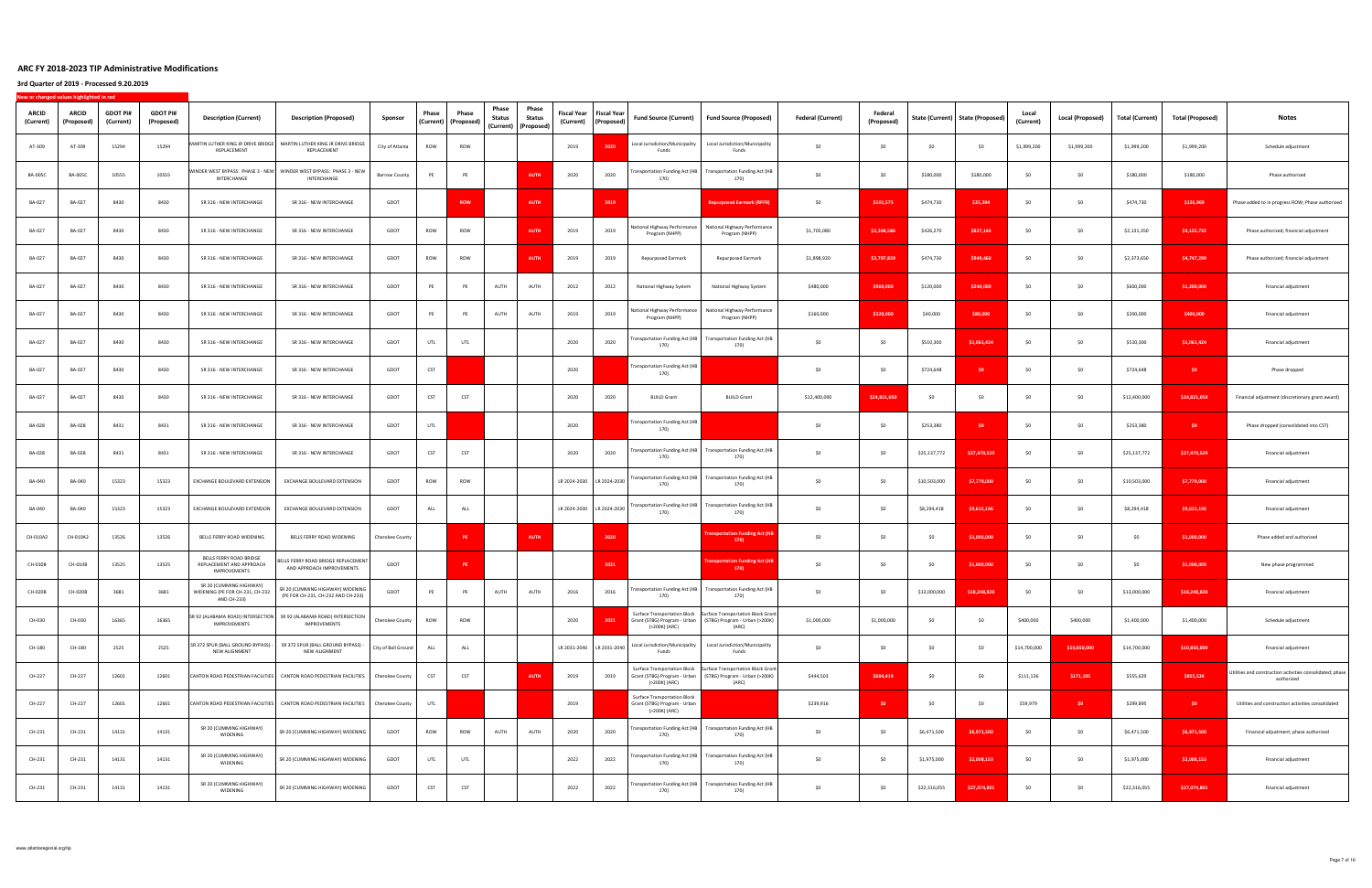# ARC FY 2018-2023 TIP Administrative Modifications

## 3rd Quarter of 2019 - Processed 9.20.2019

New or changed values highlighted in red

| ARCID (Current) | ARCID (Proposed) | GDOT PI# (Current) | GDOT PI# (Proposed) | Description (Current) | Description (Proposed) | Sponsor | Phase (Current) | Phase (Proposed) | Phase Status (Current) | Phase Status (Proposed) | Fiscal Year (Current) | Fiscal Year (Proposed) | Fund Source (Current) | Fund Source (Proposed) | Federal (Current) | Federal (Proposed) | State (Current) | State (Proposed) | Local (Current) | Local (Proposed) | Total (Current) | Total (Proposed) | Notes |
|---|---|---|---|---|---|---|---|---|---|---|---|---|---|---|---|---|---|---|---|---|---|---|---|
| AT-309 | AT-309 | 15294 | 15294 | MARTIN LUTHER KING JR DRIVE BRIDGE REPLACEMENT | MARTIN LUTHER KING JR DRIVE BRIDGE REPLACEMENT | City of Atlanta | ROW | ROW | | | 2019 | 2020 | Local Jurisdiction/Municipality Funds | Local Jurisdiction/Municipality Funds | $0 | $0 | $0 | $0 | $1,999,200 | $1,999,200 | $1,999,200 | $1,999,200 | Schedule adjustment |
| BA-005C | BA-005C | 10555 | 10555 | WINDER WEST BYPASS: PHASE 3 - NEW INTERCHANGE | WINDER WEST BYPASS: PHASE 3 - NEW INTERCHANGE | Barrow County | PE | PE | | AUTH | 2020 | 2020 | Transportation Funding Act (HB 170) | Transportation Funding Act (HB 170) | $0 | $0 | $180,000 | $180,000 | $0 | $0 | $180,000 | $180,000 | Phase authorized |
| BA-027 | BA-027 | 8430 | 8430 | SR 316 - NEW INTERCHANGE | SR 316 - NEW INTERCHANGE | GDOT | | ROW | | AUTH | | 2019 | | Repurposed Earmark (RPF9) | $0 | $101,575 | $474,730 | $25,394 | $0 | $0 | $474,730 | $126,969 | Phase added to in progress ROW; Phase authorized |
| BA-027 | BA-027 | 8430 | 8430 | SR 316 - NEW INTERCHANGE | SR 316 - NEW INTERCHANGE | GDOT | ROW | ROW | | AUTH | 2019 | 2019 | National Highway Performance Program (NHPP) | National Highway Performance Program (NHPP) | $1,705,080 | $3,308,586 | $426,270 | $827,146 | $0 | $0 | $2,131,350 | $4,135,732 | Phase authorized; financial adjustment |
| BA-027 | BA-027 | 8430 | 8430 | SR 316 - NEW INTERCHANGE | SR 316 - NEW INTERCHANGE | GDOT | ROW | ROW | | AUTH | 2019 | 2019 | Repurposed Earmark | Repurposed Earmark | $1,898,920 | $3,797,839 | $474,730 | $949,460 | $0 | $0 | $2,373,650 | $4,747,299 | Phase authorized; financial adjustment |
| BA-027 | BA-027 | 8430 | 8430 | SR 316 - NEW INTERCHANGE | SR 316 - NEW INTERCHANGE | GDOT | PE | PE | AUTH | AUTH | 2012 | 2012 | National Highway System | National Highway System | $480,000 | $960,000 | $120,000 | $240,000 | $0 | $0 | $600,000 | $1,200,000 | Financial adjustment |
| BA-027 | BA-027 | 8430 | 8430 | SR 316 - NEW INTERCHANGE | SR 316 - NEW INTERCHANGE | GDOT | PE | PE | AUTH | AUTH | 2019 | 2019 | National Highway Performance Program (NHPP) | National Highway Performance Program (NHPP) | $160,000 | $320,000 | $40,000 | $80,000 | $0 | $0 | $200,000 | $400,000 | Financial adjustment |
| BA-027 | BA-027 | 8430 | 8430 | SR 316 - NEW INTERCHANGE | SR 316 - NEW INTERCHANGE | GDOT | UTL | UTL | | | 2020 | 2020 | Transportation Funding Act (HB 170) | Transportation Funding Act (HB 170) | $0 | $0 | $510,300 | $1,063,424 | $0 | $0 | $510,300 | $1,063,424 | Financial adjustment |
| BA-027 | BA-027 | 8430 | 8430 | SR 316 - NEW INTERCHANGE | SR 316 - NEW INTERCHANGE | GDOT | CST | | | | 2020 | | Transportation Funding Act (HB 170) | | $0 | $0 | $724,648 | $0 | $0 | $0 | $724,648 | $0 | Phase dropped |
| BA-027 | BA-027 | 8430 | 8430 | SR 316 - NEW INTERCHANGE | SR 316 - NEW INTERCHANGE | GDOT | CST | CST | | | 2020 | 2020 | BUILD Grant | BUILD Grant | $12,400,000 | $24,821,050 | $0 | $0 | $0 | $0 | $12,400,000 | $24,821,050 | Financial adjustment (discretionary grant award) |
| BA-028 | BA-028 | 8431 | 8431 | SR 316 - NEW INTERCHANGE | SR 316 - NEW INTERCHANGE | GDOT | UTL | | | | 2020 | | Transportation Funding Act (HB 170) | | $0 | $0 | $253,380 | $0 | $0 | $0 | $253,380 | $0 | Phase dropped (consolidated into CST) |
| BA-028 | BA-028 | 8431 | 8431 | SR 316 - NEW INTERCHANGE | SR 316 - NEW INTERCHANGE | GDOT | CST | CST | | | 2020 | 2020 | Transportation Funding Act (HB 170) | Transportation Funding Act (HB 170) | $0 | $0 | $25,137,772 | $27,470,529 | $0 | $0 | $25,137,772 | $27,470,529 | Financial adjustment |
| BA-040 | BA-040 | 15323 | 15323 | EXCHANGE BOULEVARD EXTENSION | EXCHANGE BOULEVARD EXTENSION | GDOT | ROW | ROW | | | LR 2024-2030 | LR 2024-2030 | Transportation Funding Act (HB 170) | Transportation Funding Act (HB 170) | $0 | $0 | $10,503,000 | $7,779,000 | $0 | $0 | $10,503,000 | $7,779,000 | Financial adjustment |
| BA-040 | BA-040 | 15323 | 15323 | EXCHANGE BOULEVARD EXTENSION | EXCHANGE BOULEVARD EXTENSION | GDOT | ALL | ALL | | | LR 2024-2030 | LR 2024-2030 | Transportation Funding Act (HB 170) | Transportation Funding Act (HB 170) | $0 | $0 | $8,294,418 | $9,615,196 | $0 | $0 | $8,294,418 | $9,615,196 | Financial adjustment |
| CH-010A2 | CH-010A2 | 13526 | 13526 | BELLS FERRY ROAD WIDENING | BELLS FERRY ROAD WIDENING | Cherokee County | | PE | | AUTH | | 2020 | | Transportation Funding Act (HB 170) | $0 | $0 | $0 | $1,000,000 | $0 | $0 | $0 | $1,000,000 | Phase added and authorized |
| CH-010B | CH-010B | 13525 | 13525 | BELLS FERRY ROAD BRIDGE REPLACEMENT AND APPROACH IMPROVEMENTS | BELLS FERRY ROAD BRIDGE REPLACEMENT AND APPROACH IMPROVEMENTS | GDOT | | PE | | | | 2021 | | Transportation Funding Act (HB 170) | $0 | $0 | $0 | $1,000,000 | $0 | $0 | $0 | $1,000,000 | New phase programmed |
| CH-020B | CH-020B | 3681 | 3681 | SR 20 (CUMMING HIGHWAY) WIDENING (PE FOR CH-231, CH-232 AND CH-233) | SR 20 (CUMMING HIGHWAY) WIDENING (PE FOR CH-231, CH-232 AND CH-233) | GDOT | PE | PE | AUTH | AUTH | 2016 | 2016 | Transportation Funding Act (HB 170) | Transportation Funding Act (HB 170) | $0 | $0 | $13,000,000 | $18,248,828 | $0 | $0 | $13,000,000 | $18,248,828 | Financial adjustment |
| CH-030 | CH-030 | 16365 | 16365 | SR 92 (ALABAMA ROAD) INTERSECTION IMPROVEMENTS | SR 92 (ALABAMA ROAD) INTERSECTION IMPROVEMENTS | Cherokee County | ROW | ROW | | | 2020 | 2021 | Surface Transportation Block Grant (STBG) Program - Urban (>200K) (ARC) | Surface Transportation Block Grant (STBG) Program - Urban (>200K) (ARC) | $1,000,000 | $1,000,000 | $0 | $0 | $400,000 | $400,000 | $1,400,000 | $1,400,000 | Schedule adjustment |
| CH-180 | CH-180 | 2525 | 2525 | SR 372 SPUR (BALL GROUND BYPASS) - NEW ALIGNMENT | SR 372 SPUR (BALL GROUND BYPASS) - NEW ALIGNMENT | City of Ball Ground | ALL | ALL | | | LR 2031-2040 | LR 2031-2040 | Local Jurisdiction/Municipality Funds | Local Jurisdiction/Municipality Funds | $0 | $0 | $0 | $0 | $14,700,000 | $10,850,000 | $14,700,000 | $10,850,000 | Financial adjustment |
| CH-227 | CH-227 | 12601 | 12601 | CANTON ROAD PEDESTRIAN FACILITIES | CANTON ROAD PEDESTRIAN FACILITIES | Cherokee County | CST | CST | | AUTH | 2019 | 2019 | Surface Transportation Block Grant (STBG) Program - Urban (>200K) (ARC) | Surface Transportation Block Grant (STBG) Program - Urban (>200K) (ARC) | $444,503 | $684,419 | $0 | $0 | $111,126 | $171,105 | $555,629 | $855,524 | Utilities and construction activities consolidated; phase authorized |
| CH-227 | CH-227 | 12601 | 12601 | CANTON ROAD PEDESTRIAN FACILITIES | CANTON ROAD PEDESTRIAN FACILITIES | Cherokee County | UTL | | | | 2019 | | Surface Transportation Block Grant (STBG) Program - Urban (>200K) (ARC) | | $239,916 | $0 | $0 | $0 | $59,979 | $0 | $299,895 | $0 | Utilities and construction activities consolidated |
| CH-231 | CH-231 | 14131 | 14131 | SR 20 (CUMMING HIGHWAY) WIDENING | SR 20 (CUMMING HIGHWAY) WIDENING | GDOT | ROW | ROW | AUTH | AUTH | 2020 | 2020 | Transportation Funding Act (HB 170) | Transportation Funding Act (HB 170) | $0 | $0 | $6,471,500 | $6,971,500 | $0 | $0 | $6,471,500 | $6,971,500 | Financial adjustment; phase authorized |
| CH-231 | CH-231 | 14131 | 14131 | SR 20 (CUMMING HIGHWAY) WIDENING | SR 20 (CUMMING HIGHWAY) WIDENING | GDOT | UTL | UTL | | | 2022 | 2022 | Transportation Funding Act (HB 170) | Transportation Funding Act (HB 170) | $0 | $0 | $1,975,000 | $2,008,153 | $0 | $0 | $1,975,000 | $2,008,153 | Financial adjustment |
| CH-231 | CH-231 | 14131 | 14131 | SR 20 (CUMMING HIGHWAY) WIDENING | SR 20 (CUMMING HIGHWAY) WIDENING | GDOT | CST | CST | | | 2022 | 2022 | Transportation Funding Act (HB 170) | Transportation Funding Act (HB 170) | $0 | $0 | $22,316,055 | $27,074,801 | $0 | $0 | $22,316,055 | $27,074,801 | Financial adjustment |

www.atlantaregional.org/tip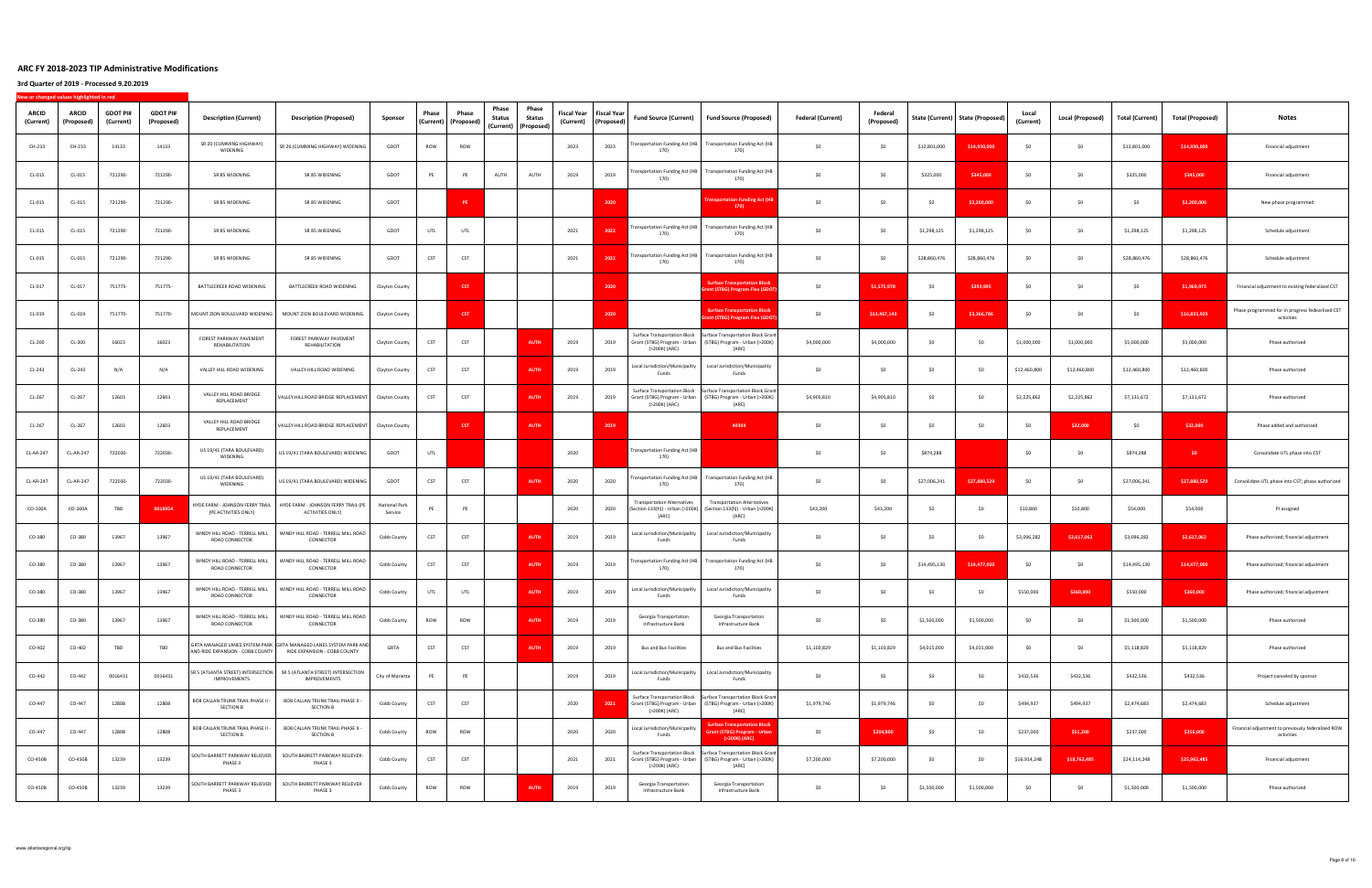# ARC FY 2018-2023 TIP Administrative Modifications

## 3rd Quarter of 2019 - Processed 9.20.2019

New or changed values highlighted in red

| ARCID (Current) | ARCID (Proposed) | GDOT PI# (Current) | GDOT PI# (Proposed) | Description (Current) | Description (Proposed) | Sponsor | Phase (Current) | Phase (Proposed) | Phase Status (Current) | Phase Status (Proposed) | Fiscal Year (Current) | Fiscal Year (Proposed) | Fund Source (Current) | Fund Source (Proposed) | Federal (Current) | Federal (Proposed) | State (Current) | State (Proposed) | Local (Current) | Local (Proposed) | Total (Current) | Total (Proposed) | Notes |
|---|---|---|---|---|---|---|---|---|---|---|---|---|---|---|---|---|---|---|---|---|---|---|---|
| CH-233 | CH-233 | 14133 | 14133 | SR 20 (CUMMING HIGHWAY) WIDENING | SR 20 (CUMMING HIGHWAY) WIDENING | GDOT | ROW | ROW | | | 2023 | 2023 | Transportation Funding Act (HB 170) | Transportation Funding Act (HB 170) | $0 | $0 | $12,801,000 | $14,930,000 | $0 | $0 | $12,801,000 | $14,930,000 | Financial adjustment |
| CL-015 | CL-015 | 721290- | 721290- | SR 85 WIDENING | SR 85 WIDENING | GDOT | PE | PE | AUTH | AUTH | 2019 | 2019 | Transportation Funding Act (HB 170) | Transportation Funding Act (HB 170) | $0 | $0 | $325,000 | $345,000 | $0 | $0 | $325,000 | $345,000 | Financial adjustment |
| CL-015 | CL-015 | 721290- | 721290- | SR 85 WIDENING | SR 85 WIDENING | GDOT | | PE | | | | 2020 | | Transportation Funding Act (HB 170) | $0 | $0 | $0 | $2,200,000 | $0 | $0 | $0 | $2,200,000 | New phase programmed |
| CL-015 | CL-015 | 721290- | 721290- | SR 85 WIDENING | SR 85 WIDENING | GDOT | UTL | UTL | | | 2021 | 2022 | Transportation Funding Act (HB 170) | Transportation Funding Act (HB 170) | $0 | $0 | $1,298,125 | $1,298,125 | $0 | $0 | $1,298,125 | $1,298,125 | Schedule adjustment |
| CL-015 | CL-015 | 721290- | 721290- | SR 85 WIDENING | SR 85 WIDENING | GDOT | CST | CST | | | 2021 | 2022 | Transportation Funding Act (HB 170) | Transportation Funding Act (HB 170) | $0 | $0 | $28,860,476 | $28,860,476 | $0 | $0 | $28,860,476 | $28,860,476 | Schedule adjustment |
| CL-017 | CL-017 | 751775- | 751775- | BATTLECREEK ROAD WIDENING | BATTLECREEK ROAD WIDENING | Clayton County | | CST | | | | 2020 | | Surface Transportation Block Grant (STBG) Program Flex (GDOT) | $0 | $1,575,978 | $0 | $393,995 | $0 | $0 | $0 | $1,969,973 | Financial adjustment to existing federalized CST |
| CL-019 | CL-019 | 751770- | 751770- | MOUNT ZION BOULEVARD WIDENING | MOUNT ZION BOULEVARD WIDENING | Clayton County | | CST | | | | 2020 | | Surface Transportation Block Grant (STBG) Program Flex (GDOT) | $0 | $13,467,143 | $0 | $3,366,786 | $0 | $0 | $0 | $16,833,929 | Phase programmed for in progress federalized CST activities |
| CL-200 | CL-200 | 16023 | 16023 | FOREST PARKWAY PAVEMENT REHABILITATION | FOREST PARKWAY PAVEMENT REHABILITATION | Clayton County | CST | CST | | AUTH | 2019 | 2019 | Surface Transportation Block Grant (STBG) Program - Urban (>200K) (ARC) | Surface Transportation Block Grant (STBG) Program - Urban (>200K) (ARC) | $4,000,000 | $4,000,000 | $0 | $0 | $1,000,000 | $1,000,000 | $5,000,000 | $5,000,000 | Phase authorized |
| CL-243 | CL-243 | N/A | N/A | VALLEY HILL ROAD WIDENING | VALLEY HILL ROAD WIDENING | Clayton County | CST | CST | | AUTH | 2019 | 2019 | Local Jurisdiction/Municipality Funds | Local Jurisdiction/Municipality Funds | $0 | $0 | $0 | $0 | $12,460,800 | $12,460,800 | $12,460,800 | $12,460,800 | Phase authorized |
| CL-267 | CL-267 | 12603 | 12603 | VALLEY HILL ROAD BRIDGE REPLACEMENT | VALLEY HILL ROAD BRIDGE REPLACEMENT | Clayton County | CST | CST | | AUTH | 2019 | 2019 | Surface Transportation Block Grant (STBG) Program - Urban (>200K) (ARC) | Surface Transportation Block Grant (STBG) Program - Urban (>200K) (ARC) | $4,905,810 | $4,905,810 | $0 | $0 | $2,225,862 | $2,225,862 | $7,131,672 | $7,131,672 | Phase authorized |
| CL-267 | CL-267 | 12603 | 12603 | VALLEY HILL ROAD BRIDGE REPLACEMENT | VALLEY HILL ROAD BRIDGE REPLACEMENT | Clayton County | | CST | | AUTH | | 2019 | | 40304 | $0 | $0 | $0 | $0 | $0 | $32,000 | $0 | $32,000 | Phase added and authorized |
| CL-AR-247 | CL-AR-247 | 722030- | 722030- | US 19/41 (TARA BOULEVARD) WIDENING | US 19/41 (TARA BOULEVARD) WIDENING | GDOT | UTL | | | | 2020 | | Transportation Funding Act (HB 170) | | $0 | | $874,288 | | $0 | $0 | $874,288 | $0 | Consolidate UTL phase into CST |
| CL-AR-247 | CL-AR-247 | 722030- | 722030- | US 19/41 (TARA BOULEVARD) WIDENING | US 19/41 (TARA BOULEVARD) WIDENING | GDOT | CST | CST | | AUTH | 2020 | 2020 | Transportation Funding Act (HB 170) | Transportation Funding Act (HB 170) | $0 | $0 | $27,006,241 | $27,880,529 | $0 | $0 | $27,006,241 | $27,880,529 | Consolidate UTL phase into CST; phase authorized |
| CO-100A | CO-100A | TBD | 0016954 | HYDE FARM - JOHNSON FERRY TRAIL (PE ACTIVITIES ONLY) | HYDE FARM - JOHNSON FERRY TRAIL (PE ACTIVITIES ONLY) | National Park Service | PE | PE | | | 2020 | 2020 | Transportation Alternatives (Section 133(h)) - Urban (>200K) (ARC) | Transportation Alternatives (Section 133(h)) - Urban (>200K) (ARC) | $43,200 | $43,200 | $0 | $0 | $10,800 | $10,800 | $54,000 | $54,000 | PI assigned |
| CO-380 | CO-380 | 13967 | 13967 | WINDY HILL ROAD - TERRELL MILL ROAD CONNECTOR | WINDY HILL ROAD - TERRELL MILL ROAD CONNECTOR | Cobb County | CST | CST | | AUTH | 2019 | 2019 | Local Jurisdiction/Municipality Funds | Local Jurisdiction/Municipality Funds | $0 | $0 | $0 | $0 | $3,096,282 | $2,617,062 | $3,096,282 | $2,617,062 | Phase authorized; financial adjustment |
| CO-380 | CO-380 | 13967 | 13967 | WINDY HILL ROAD - TERRELL MILL ROAD CONNECTOR | WINDY HILL ROAD - TERRELL MILL ROAD CONNECTOR | Cobb County | CST | CST | | AUTH | 2019 | 2019 | Transportation Funding Act (HB 170) | Transportation Funding Act (HB 170) | $0 | $0 | $14,495,130 | $14,477,000 | $0 | $0 | $14,495,130 | $14,477,000 | Phase authorized; financial adjustment |
| CO-380 | CO-380 | 13967 | 13967 | WINDY HILL ROAD - TERRELL MILL ROAD CONNECTOR | WINDY HILL ROAD - TERRELL MILL ROAD CONNECTOR | Cobb County | UTL | UTL | | AUTH | 2019 | 2019 | Local Jurisdiction/Municipality Funds | Local Jurisdiction/Municipality Funds | $0 | $0 | $0 | $0 | $550,000 | $360,000 | $550,000 | $360,000 | Phase authorized; financial adjustment |
| CO-380 | CO-380 | 13967 | 13967 | WINDY HILL ROAD - TERRELL MILL ROAD CONNECTOR | WINDY HILL ROAD - TERRELL MILL ROAD CONNECTOR | Cobb County | ROW | ROW | | AUTH | 2019 | 2019 | Georgia Transportation Infrastructure Bank | Georgia Transportation Infrastructure Bank | $0 | $0 | $1,500,000 | $1,500,000 | $0 | $0 | $1,500,000 | $1,500,000 | Phase authorized |
| CO-402 | CO-402 | TBD | TBD | GRTA MANAGED LANES SYSTEM PARK AND RIDE EXPANSION - COBB COUNTY | GRTA MANAGED LANES SYSTEM PARK AND RIDE EXPANSION - COBB COUNTY | GRTA | CST | CST | | AUTH | 2019 | 2019 | Bus and Bus Facilities | Bus and Bus Facilities | $1,103,829 | $1,103,829 | $4,015,000 | $4,015,000 | $0 | $0 | $5,118,829 | $5,118,829 | Phase authorized |
| CO-442 | CO-442 | 0016431 | 0016431 | SR 5 (ATLANTA STREET) INTERSECTION IMPROVEMENTS | SR 5 (ATLANTA STREET) INTERSECTION IMPROVEMENTS | City of Marietta | PE | PE | | | 2019 | 2019 | Local Jurisdiction/Municipality Funds | Local Jurisdiction/Municipality Funds | $0 | $0 | $0 | $0 | $432,536 | $432,536 | $432,536 | $432,536 | Project canceled by sponsor |
| CO-447 | CO-447 | 12808 | 12808 | BOB CALLAN TRUNK TRAIL PHASE II - SECTION B | BOB CALLAN TRUNK TRAIL PHASE II - SECTION B | Cobb County | CST | CST | | | 2020 | 2021 | Surface Transportation Block Grant (STBG) Program - Urban (>200K) (ARC) | Surface Transportation Block Grant (STBG) Program - Urban (>200K) (ARC) | $1,979,746 | $1,979,746 | $0 | $0 | $494,937 | $494,937 | $2,474,683 | $2,474,683 | Schedule adjustment |
| CO-447 | CO-447 | 12808 | 12808 | BOB CALLAN TRUNK TRAIL PHASE II - SECTION B | BOB CALLAN TRUNK TRAIL PHASE II - SECTION B | Cobb County | ROW | ROW | | | 2020 | 2020 | Local Jurisdiction/Municipality Funds | Surface Transportation Block Grant (STBG) Program - Urban (>200K) (ARC) | $0 | $204,800 | $0 | $0 | $237,000 | $51,200 | $237,000 | $256,000 | Financial adjustment to previously federalized ROW activities |
| CO-450B | CO-450B | 13239 | 13239 | SOUTH BARRETT PARKWAY RELIEVER: PHASE 3 | SOUTH BARRETT PARKWAY RELIEVER: PHASE 3 | Cobb County | CST | CST | | | 2021 | 2021 | Surface Transportation Block Grant (STBG) Program - Urban (>200K) (ARC) | Surface Transportation Block Grant (STBG) Program - Urban (>200K) (ARC) | $7,200,000 | $7,200,000 | $0 | $0 | $16,914,248 | $18,762,485 | $24,114,248 | $25,962,485 | Financial adjustment |
| CO-450B | CO-450B | 13239 | 13239 | SOUTH BARRETT PARKWAY RELIEVER: PHASE 3 | SOUTH BARRETT PARKWAY RELIEVER: PHASE 3 | Cobb County | ROW | ROW | | AUTH | 2019 | 2019 | Georgia Transportation Infrastructure Bank | Georgia Transportation Infrastructure Bank | $0 | $0 | $1,500,000 | $1,500,000 | $0 | $0 | $1,500,000 | $1,500,000 | Phase authorized |

www.atlantaregional.org/tip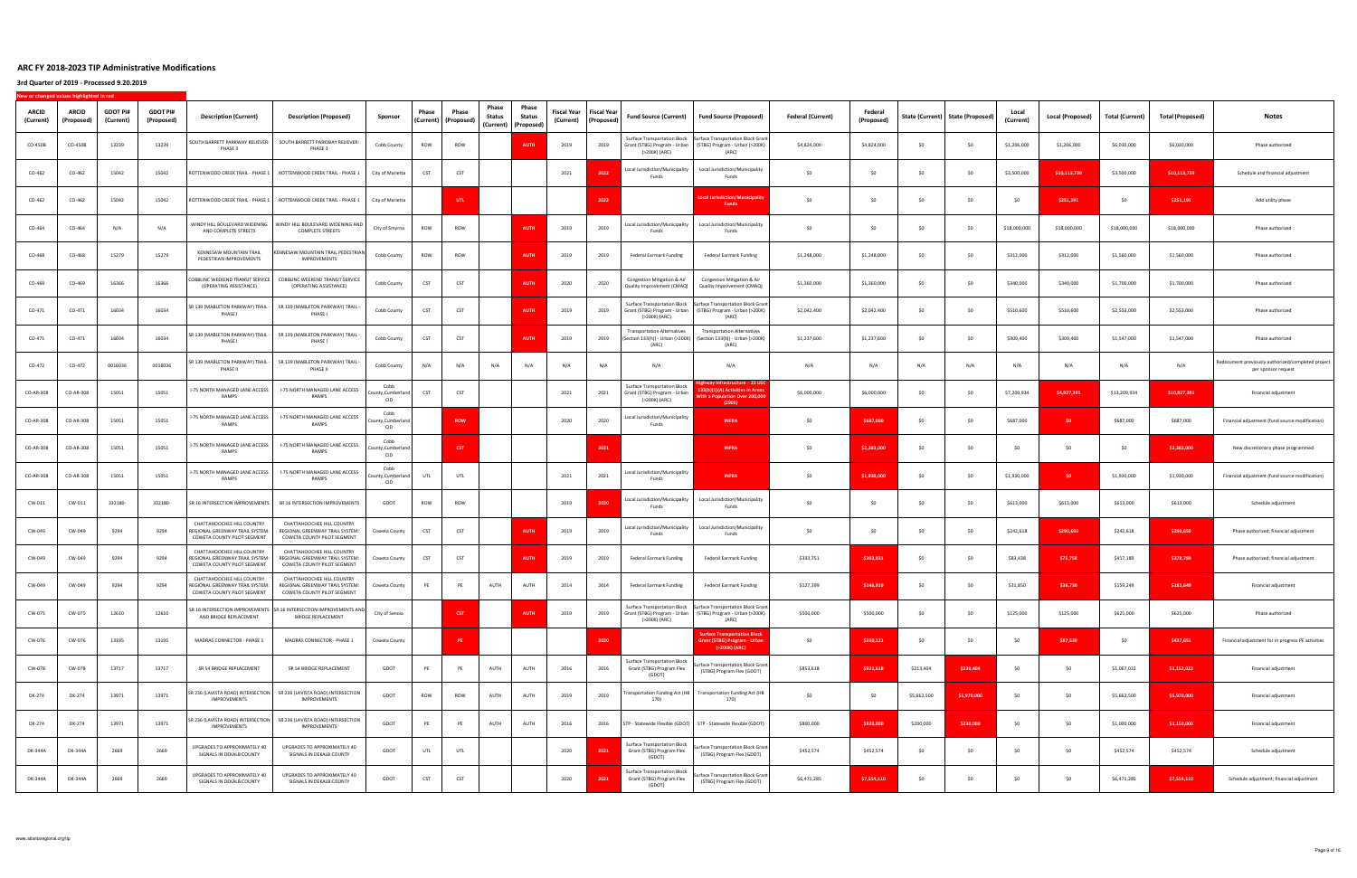## ARC FY 2018-2023 TIP Administrative Modifications

### 3rd Quarter of 2019 - Processed 9.20.2019

New or changed values highlighted in red

| ARCID (Current) | ARCID (Proposed) | GDOT PI# (Current) | GDOT PI# (Proposed) | Description (Current) | Description (Proposed) | Sponsor | Phase (Current) | Phase (Proposed) | Phase Status (Current) | Phase Status (Proposed) | Fiscal Year (Current) | Fiscal Year (Proposed) | Fund Source (Current) | Fund Source (Proposed) | Federal (Current) | Federal (Proposed) | State (Current) | State (Proposed) | Local (Current) | Local (Proposed) | Total (Current) | Total (Proposed) | Notes |
|---|---|---|---|---|---|---|---|---|---|---|---|---|---|---|---|---|---|---|---|---|---|---|---|
| CO-450B | CO-450B | 13239 | 13239 | SOUTH BARRETT PARKWAY RELIEVER: PHASE 3 | SOUTH BARRETT PARKWAY RELIEVER: PHASE 3 | Cobb County | ROW | ROW | | AUTH | 2019 | 2019 | Surface Transportation Block Grant (STBG) Program - Urban (>200K) (ARC) | Surface Transportation Block Grant (STBG) Program - Urban (>200K) (ARC) | $4,824,000 | $4,824,000 | $0 | $0 | $1,206,000 | $1,206,000 | $6,030,000 | $6,030,000 | Phase authorized |
| CO-462 | CO-462 | 15042 | 15042 | ROTTENWOOD CREEK TRAIL - PHASE 1 | ROTTENWOOD CREEK TRAIL - PHASE 1 | City of Marietta | CST | CST | | | 2021 | 2022 | Local Jurisdiction/Municipality Funds | Local Jurisdiction/Municipality Funds | $0 | $0 | $0 | $0 | $3,500,000 | $10,113,739 | $3,500,000 | $10,113,739 | Schedule and financial adjustment |
| CO-462 | CO-462 | 15042 | 15042 | ROTTENWOOD CREEK TRAIL - PHASE 1 | ROTTENWOOD CREEK TRAIL - PHASE 1 | City of Marietta | | UTL | | | | 2022 | | Local Jurisdiction/Municipality Funds | $0 | $0 | $0 | $0 | $0 | $251,151 | $0 | $251,151 | Add utility phase |
| CO-464 | CO-464 | N/A | N/A | WINDY HILL BOULEVARD WIDENING AND COMPLETE STREETS | WINDY HILL BOULEVARD WIDENING AND COMPLETE STREETS | City of Smyrna | ROW | ROW | | AUTH | 2019 | 2019 | Local Jurisdiction/Municipality Funds | Local Jurisdiction/Municipality Funds | $0 | $0 | $0 | $0 | $18,000,000 | $18,000,000 | $18,000,000 | $18,000,000 | Phase authorized |
| CO-468 | CO-468 | 15279 | 15279 | KENNESAW MOUNTAIN TRAIL PEDESTRIAN IMPROVEMENTS | KENNESAW MOUNTAIN TRAIL PEDESTRIAN IMPROVEMENTS | Cobb County | ROW | ROW | | AUTH | 2019 | 2019 | Federal Earmark Funding | Federal Earmark Funding | $1,248,000 | $1,248,000 | $0 | $0 | $312,000 | $312,000 | $1,560,000 | $1,560,000 | Phase authorized |
| CO-469 | CO-469 | 16366 | 16366 | COBBLINC WEEKEND TRANSIT SERVICE (OPERATING ASSISTANCE) | COBBLINC WEEKEND TRANSIT SERVICE (OPERATING ASSISTANCE) | Cobb County | CST | CST | | AUTH | 2020 | 2020 | Congestion Mitigation & Air Quality Improvement (CMAQ) | Congestion Mitigation & Air Quality Improvement (CMAQ) | $1,360,000 | $1,360,000 | $0 | $0 | $340,000 | $340,000 | $1,700,000 | $1,700,000 | Phase authorized |
| CO-471 | CO-471 | 16034 | 16034 | SR 139 (MABLETON PARKWAY) TRAIL - PHASE I | SR 139 (MABLETON PARKWAY) TRAIL - PHASE I | Cobb County | CST | CST | | AUTH | 2019 | 2019 | Surface Transportation Block Grant (STBG) Program - Urban (>200K) (ARC) | Surface Transportation Block Grant (STBG) Program - Urban (>200K) (ARC) | $2,042,400 | $2,042,400 | $0 | $0 | $510,600 | $510,600 | $2,553,000 | $2,553,000 | Phase authorized |
| CO-471 | CO-471 | 16034 | 16034 | SR 139 (MABLETON PARKWAY) TRAIL - PHASE I | SR 139 (MABLETON PARKWAY) TRAIL - PHASE I | Cobb County | CST | CST | | AUTH | 2019 | 2019 | Transportation Alternatives (Section 133(h)) - Urban (>200K) (ARC) | Transportation Alternatives (Section 133(h)) - Urban (>200K) (ARC) | $1,237,600 | $1,237,600 | $0 | $0 | $309,400 | $309,400 | $1,547,000 | $1,547,000 | Phase authorized |
| CO-472 | CO-472 | 0016036 | 0016036 | SR 139 (MABLETON PARKWAY) TRAIL - PHASE II | SR 139 (MABLETON PARKWAY) TRAIL - PHASE II | Cobb County | N/A | N/A | N/A | N/A | N/A | N/A | N/A | N/A | N/A | N/A | N/A | N/A | N/A | N/A | N/A | N/A | Redocument previously authorized/completed project per sponsor request |
| CO-AR-308 | CO-AR-308 | 15051 | 15051 | I-75 NORTH MANAGED LANE ACCESS RAMPS | I-75 NORTH MANAGED LANE ACCESS RAMPS | Cobb County,Cumberland CID | CST | CST | | | 2021 | 2021 | Surface Transportation Block Grant (STBG) Program - Urban (>200K) (ARC) | Highway Infrastructure - 23 USC 133(b)(1)(A) Activities in Areas With a Population Over 200,000 (Z905) | $6,000,000 | $6,000,000 | $0 | $0 | $7,209,934 | $4,827,391 | $13,209,934 | $10,827,391 | Financial adjustment |
| CO-AR-308 | CO-AR-308 | 15051 | 15051 | I-75 NORTH MANAGED LANE ACCESS RAMPS | I-75 NORTH MANAGED LANE ACCESS RAMPS | Cobb County,Cumberland CID | | ROW | | | 2020 | 2020 | Local Jurisdiction/Municipality Funds | INFRA | $0 | $687,000 | $0 | $0 | $687,000 | $0 | $687,000 | $687,000 | Financial adjustment (fund source modification) |
| CO-AR-308 | CO-AR-308 | 15051 | 15051 | I-75 NORTH MANAGED LANE ACCESS RAMPS | I-75 NORTH MANAGED LANE ACCESS RAMPS | Cobb County,Cumberland CID | | CST | | | | 2021 | | INFRA | $0 | $2,383,000 | $0 | $0 | $0 | $0 | $0 | $2,383,000 | New discretionary phase programmed |
| CO-AR-308 | CO-AR-308 | 15051 | 15051 | I-75 NORTH MANAGED LANE ACCESS RAMPS | I-75 NORTH MANAGED LANE ACCESS RAMPS | Cobb County,Cumberland CID | UTL | UTL | | | 2021 | 2021 | Local Jurisdiction/Municipality Funds | INFRA | $0 | $1,930,000 | $0 | $0 | $1,930,000 | $0 | $1,930,000 | $1,930,000 | Financial adjustment (fund source modification) |
| CW-011 | CW-011 | 332180- | 332180- | SR 16 INTERSECTION IMPROVEMENTS | SR 16 INTERSECTION IMPROVEMENTS | GDOT | ROW | ROW | | | 2019 | 2020 | Local Jurisdiction/Municipality Funds | Local Jurisdiction/Municipality Funds | $0 | $0 | $0 | $0 | $613,000 | $613,000 | $613,000 | $613,000 | Schedule adjustment |
| CW-049 | CW-049 | 9294 | 9294 | CHATTAHOOCHEE HILL COUNTRY REGIONAL GREENWAY TRAIL SYSTEM: COWETA COUNTY PILOT SEGMENT | CHATTAHOOCHEE HILL COUNTRY REGIONAL GREENWAY TRAIL SYSTEM: COWETA COUNTY PILOT SEGMENT | Coweta County | CST | CST | | AUTH | 2019 | 2019 | Local Jurisdiction/Municipality Funds | Local Jurisdiction/Municipality Funds | $0 | $0 | $0 | $0 | $242,618 | $290,650 | $242,618 | $290,650 | Phase authorized; financial adjustment |
| CW-049 | CW-049 | 9294 | 9294 | CHATTAHOOCHEE HILL COUNTRY REGIONAL GREENWAY TRAIL SYSTEM: COWETA COUNTY PILOT SEGMENT | CHATTAHOOCHEE HILL COUNTRY REGIONAL GREENWAY TRAIL SYSTEM: COWETA COUNTY PILOT SEGMENT | Coweta County | CST | CST | | AUTH | 2019 | 2019 | Federal Earmark Funding | Federal Earmark Funding | $333,751 | $303,031 | $0 | $0 | $83,438 | $75,758 | $417,189 | $378,789 | Phase authorized; financial adjustment |
| CW-049 | CW-049 | 9294 | 9294 | CHATTAHOOCHEE HILL COUNTRY REGIONAL GREENWAY TRAIL SYSTEM: COWETA COUNTY PILOT SEGMENT | CHATTAHOOCHEE HILL COUNTRY REGIONAL GREENWAY TRAIL SYSTEM: COWETA COUNTY PILOT SEGMENT | Coweta County | PE | PE | AUTH | AUTH | 2014 | 2014 | Federal Earmark Funding | Federal Earmark Funding | $127,399 | $146,919 | $0 | $0 | $31,850 | $36,730 | $159,249 | $183,649 | Financial adjustment |
| CW-075 | CW-075 | 12610 | 12610 | SR 16 INTERSECTION IMPROVEMENTS AND BRIDGE REPLACEMENT | SR 16 INTERSECTION IMPROVEMENTS AND BRIDGE REPLACEMENT | City of Senoia | | CST | | AUTH | 2019 | 2019 | Surface Transportation Block Grant (STBG) Program - Urban (>200K) (ARC) | Surface Transportation Block Grant (STBG) Program - Urban (>200K) (ARC) | $500,000 | $500,000 | $0 | $0 | $125,000 | $125,000 | $625,000 | $625,000 | Phase authorized |
| CW-076 | CW-076 | 13195 | 13195 | MADRAS CONNECTOR - PHASE 1 | MADRAS CONNECTOR - PHASE 1 | Coweta County | | PE | | | | 2020 | | Surface Transportation Block Grant (STBG) Program - Urban (>200K) (ARC) | $0 | $350,121 | $0 | $0 | $0 | $87,530 | $0 | $437,651 | Financial adjustment for in progress PE activities |
| CW-078 | CW-078 | 13717 | 13717 | SR 54 BRIDGE REPLACEMENT | SR 54 BRIDGE REPLACEMENT | GDOT | PE | PE | AUTH | AUTH | 2016 | 2016 | Surface Transportation Block Grant (STBG) Program Flex (GDOT) | Surface Transportation Block Grant (STBG) Program Flex (GDOT) | $853,618 | $921,618 | $213,404 | $230,404 | $0 | $0 | $1,067,022 | $1,152,022 | Financial adjustment |
| DK-274 | DK-274 | 13971 | 13971 | SR 236 (LAVISTA ROAD) INTERSECTION IMPROVEMENTS | SR 236 (LAVISTA ROAD) INTERSECTION IMPROVEMENTS | GDOT | ROW | ROW | AUTH | AUTH | 2019 | 2019 | Transportation Funding Act (HB 170) | Transportation Funding Act (HB 170) | $0 | $0 | $5,662,500 | $5,970,000 | $0 | $0 | $5,662,500 | $5,970,000 | Financial adjustment |
| DK-274 | DK-274 | 13971 | 13971 | SR 236 (LAVISTA ROAD) INTERSECTION IMPROVEMENTS | SR 236 (LAVISTA ROAD) INTERSECTION IMPROVEMENTS | GDOT | PE | PE | AUTH | AUTH | 2016 | 2016 | STP - Statewide Flexible (GDOT) | STP - Statewide Flexible (GDOT) | $800,000 | $920,000 | $200,000 | $230,000 | $0 | $0 | $1,000,000 | $1,150,000 | Financial adjustment |
| DK-344A | DK-344A | 2669 | 2669 | UPGRADES TO APPROXIMATELY 40 SIGNALS IN DEKALB COUNTY | UPGRADES TO APPROXIMATELY 40 SIGNALS IN DEKALB COUNTY | GDOT | UTL | UTL | | | 2020 | 2021 | Surface Transportation Block Grant (STBG) Program Flex (GDOT) | Surface Transportation Block Grant (STBG) Program Flex (GDOT) | $452,574 | $452,574 | $0 | $0 | $0 | $0 | $452,574 | $452,574 | Schedule adjustment |
| DK-344A | DK-344A | 2669 | 2669 | UPGRADES TO APPROXIMATELY 40 SIGNALS IN DEKALB COUNTY | UPGRADES TO APPROXIMATELY 40 SIGNALS IN DEKALB COUNTY | GDOT | CST | CST | | | 2020 | 2021 | Surface Transportation Block Grant (STBG) Program Flex (GDOT) | Surface Transportation Block Grant (STBG) Program Flex (GDOT) | $6,471,285 | $7,554,110 | $0 | $0 | $0 | $0 | $6,471,285 | $7,554,110 | Schedule adjustment; financial adjustment |

www.atlantaregional.org/tip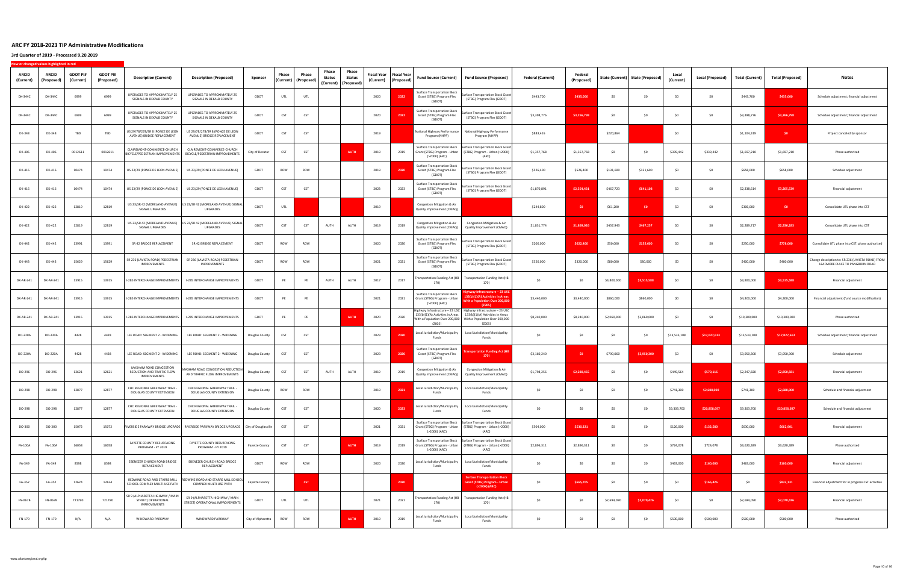# ARC FY 2018-2023 TIP Administrative Modifications

## 3rd Quarter of 2019 - Processed 9.20.2019

New or changed values highlighted in red

| ARCID (Current) | ARCID (Proposed) | GDOT PI# (Current) | GDOT PI# (Proposed) | Description (Current) | Description (Proposed) | Sponsor | Phase (Current) | Phase (Proposed) | Phase Status (Current) | Phase Status (Proposed) | Fiscal Year (Current) | Fiscal Year (Proposed) | Fund Source (Current) | Fund Source (Proposed) | Federal (Current) | Federal (Proposed) | State (Current) | State (Proposed) | Local (Current) | Local (Proposed) | Total (Current) | Total (Proposed) | Notes |
|---|---|---|---|---|---|---|---|---|---|---|---|---|---|---|---|---|---|---|---|---|---|---|---|
| DK-344C | DK-344C | 6999 | 6999 | UPGRADES TO APPROXIMATELY 25 SIGNALS IN DEKALB COUNTY | UPGRADES TO APPROXIMATELY 25 SIGNALS IN DEKALB COUNTY | GDOT | UTL | UTL | | | 2020 | 2022 | Surface Transportation Block Grant (STBG) Program Flex (GDOT) | Surface Transportation Block Grant (STBG) Program Flex (GDOT) | $443,700 | $435,000 | $0 | $0 | $0 | $0 | $443,700 | $435,000 | Schedule adjustment; financial adjustment |
| DK-344C | DK-344C | 6999 | 6999 | UPGRADES TO APPROXIMATELY 25 SIGNALS IN DEKALB COUNTY | UPGRADES TO APPROXIMATELY 25 SIGNALS IN DEKALB COUNTY | GDOT | CST | CST | | | 2020 | 2022 | Surface Transportation Block Grant (STBG) Program Flex (GDOT) | Surface Transportation Block Grant (STBG) Program Flex (GDOT) | $3,398,776 | $3,266,798 | $0 | $0 | $0 | $0 | $3,398,776 | $3,266,798 | Schedule adjustment; financial adjustment |
| DK-348 | DK-348 | TBD | TBD | US 29/78/278/SR 8 (PONCE DE LEON AVENUE) BRIDGE REPLACEMENT | US 29/78/278/SR 8 (PONCE DE LEON AVENUE) BRIDGE REPLACEMENT | GDOT | CST | CST | | | 2019 | | National Highway Performance Program (NHPP) | National Highway Performance Program (NHPP) | $883,455 | | $220,864 | | $0 | | $1,104,319 | $0 | Project canceled by sponsor |
| DK-406 | DK-406 | 0012611 | 0012611 | CLAIREMONT-COMMERCE-CHURCH BICYCLE/PEDESTRIAN IMPROVEMENTS | CLAIREMONT-COMMERCE-CHURCH BICYCLE/PEDESTRIAN IMPROVEMENTS | City of Decatur | CST | CST | | AUTH | 2019 | 2019 | Surface Transportation Block Grant (STBG) Program - Urban (>200K) (ARC) | Surface Transportation Block Grant (STBG) Program - Urban (>200K) (ARC) | $1,357,768 | $1,357,768 | $0 | $0 | $339,442 | $339,442 | $1,697,210 | $1,697,210 | Phase authorized |
| DK-416 | DK-416 | 10474 | 10474 | US 23/29 (PONCE DE LEON AVENUE) | US 23/29 (PONCE DE LEON AVENUE) | GDOT | ROW | ROW | | | 2019 | 2020 | Surface Transportation Block Grant (STBG) Program Flex (GDOT) | Surface Transportation Block Grant (STBG) Program Flex (GDOT) | $526,400 | $526,400 | $131,600 | $131,600 | $0 | $0 | $658,000 | $658,000 | Schedule adjustment |
| DK-416 | DK-416 | 10474 | 10474 | US 23/29 (PONCE DE LEON AVENUE) | US 23/29 (PONCE DE LEON AVENUE) | GDOT | CST | CST | | | 2023 | 2023 | Surface Transportation Block Grant (STBG) Program Flex (GDOT) | Surface Transportation Block Grant (STBG) Program Flex (GDOT) | $1,870,891 | $2,564,431 | $467,723 | $641,108 | $0 | $0 | $2,338,614 | $3,205,539 | Financial adjustment |
| DK-422 | DK-422 | 12819 | 12819 | US 23/SR 42 (MORELAND AVENUE) SIGNAL UPGRADES | US 23/SR 42 (MORELAND AVENUE) SIGNAL UPGRADES | GDOT | UTL | | | | 2019 | | Congestion Mitigation & Air Quality Improvement (CMAQ) | | $244,800 | $0 | $61,200 | $0 | $0 | $0 | $306,000 | $0 | Consolidate UTL phase into CST |
| DK-422 | DK-422 | 12819 | 12819 | US 23/SR 42 (MORELAND AVENUE) SIGNAL UPGRADES | US 23/SR 42 (MORELAND AVENUE) SIGNAL UPGRADES | GDOT | CST | CST | AUTH | AUTH | 2019 | 2019 | Congestion Mitigation & Air Quality Improvement (CMAQ) | Congestion Mitigation & Air Quality Improvement (CMAQ) | $1,831,774 | $1,869,026 | $457,943 | $467,257 | $0 | $0 | $2,289,717 | $2,336,283 | Consolidate UTL phase into CST |
| DK-442 | DK-442 | 13991 | 13991 | SR 42 BRIDGE REPLACEMENT | SR 42 BRIDGE REPLACEMENT | GDOT | ROW | ROW | | | 2020 | 2020 | Surface Transportation Block Grant (STBG) Program Flex (GDOT) | Surface Transportation Block Grant (STBG) Program Flex (GDOT) | $200,000 | $622,400 | $50,000 | $155,600 | $0 | $0 | $250,000 | $778,000 | Consolidate UTL phase into CST; phase authorized |
| DK-443 | DK-443 | 15629 | 15629 | SR 236 (LAVISTA ROAD) PEDESTRIAN IMPROVEMENTS | SR 236 (LAVISTA ROAD) PEDESTRIAN IMPROVEMENTS | GDOT | ROW | ROW | | | 2021 | 2021 | Surface Transportation Block Grant (STBG) Program Flex (GDOT) | Surface Transportation Block Grant (STBG) Program Flex (GDOT) | $320,000 | $320,000 | $80,000 | $80,000 | $0 | $0 | $400,000 | $400,000 | Change description to: SR 236 (LAVISTA ROAD) FROM LEAFMORE PLACE TO PANGBORN ROAD |
| DK-AR-241 | DK-AR-241 | 13915 | 13915 | I-285 INTERCHANGE IMPROVEMENTS | I-285 INTERCHANGE IMPROVEMENTS | GDOT | PE | PE | AUTH | AUTH | 2017 | 2017 | Transportation Funding Act (HB 170) | Transportation Funding Act (HB 170) | $0 | $0 | $3,800,000 | $3,515,588 | $0 | $0 | $3,800,000 | $3,515,588 | Financial adjustment |
| DK-AR-241 | DK-AR-241 | 13915 | 13915 | I-285 INTERCHANGE IMPROVEMENTS | I-285 INTERCHANGE IMPROVEMENTS | GDOT | PE | PE | | | 2021 | 2021 | Surface Transportation Block Grant (STBG) Program - Urban (>200K) (ARC) | Highway Infrastructure -- 23 USC 133(b)(1)(A) Activities in Areas With a Population Over 200,000 (Z905) | $3,440,000 | $3,440,000 | $860,000 | $860,000 | $0 | $0 | $4,300,000 | $4,300,000 | Financial adjustment (fund source modification) |
| DK-AR-241 | DK-AR-241 | 13915 | 13915 | I-285 INTERCHANGE IMPROVEMENTS | I-285 INTERCHANGE IMPROVEMENTS | GDOT | PE | PE | | AUTH | 2020 | 2020 | Highway Infrastructure -- 23 USC 133(b)(1)(A) Activities in Areas With a Population Over 200,000 (Z905) | Highway Infrastructure -- 23 USC 133(b)(1)(A) Activities in Areas With a Population Over 200,000 (Z905) | $8,240,000 | $8,240,000 | $2,060,000 | $2,060,000 | $0 | $0 | $10,300,000 | $10,300,000 | Phase authorized |
| DO-220A | DO-220A | 4428 | 4428 | LEE ROAD: SEGMENT 2 - WIDENING | LEE ROAD: SEGMENT 2 - WIDENING | Douglas County | CST | CST | | | 2023 | 2020 | Local Jurisdiction/Municipality Funds | Local Jurisdiction/Municipality Funds | $0 | $0 | $0 | $0 | $13,533,108 | $17,027,613 | $13,533,108 | $17,027,613 | Schedule adjustment; financial adjustment |
| DO-220A | DO-220A | 4428 | 4428 | LEE ROAD: SEGMENT 2 - WIDENING | LEE ROAD: SEGMENT 2 - WIDENING | Douglas County | CST | CST | | | 2023 | 2020 | Surface Transportation Block Grant (STBG) Program Flex (GDOT) | Transportation Funding Act (HB 170) | $3,160,240 | $0 | $790,060 | $3,950,300 | $0 | $0 | $3,950,300 | $3,950,300 | Schedule adjustment |
| DO-296 | DO-296 | 12621 | 12621 | MAXHAM ROAD CONGESTION REDUCTION AND TRAFFIC FLOW IMPROVEMENTS | MAXHAM ROAD CONGESTION REDUCTION AND TRAFFIC FLOW IMPROVEMENTS | Douglas County | CST | CST | AUTH | AUTH | 2019 | 2019 | Congestion Mitigation & Air Quality Improvement (CMAQ) | Congestion Mitigation & Air Quality Improvement (CMAQ) | $1,798,256 | $2,280,465 | $0 | $0 | $449,564 | $570,116 | $2,247,820 | $2,850,581 | Financial adjustment |
| DO-298 | DO-298 | 12877 | 12877 | CHC REGIONAL GREENWAY TRAIL - DOUGLAS COUNTY EXTENSION | CHC REGIONAL GREENWAY TRAIL - DOUGLAS COUNTY EXTENSION | Douglas County | ROW | ROW | | | 2019 | 2021 | Local Jurisdiction/Municipality Funds | Local Jurisdiction/Municipality Funds | $0 | $0 | $0 | $0 | $741,300 | $2,688,000 | $741,300 | $2,688,000 | Schedule and financial adjustment |
| DO-298 | DO-298 | 12877 | 12877 | CHC REGIONAL GREENWAY TRAIL - DOUGLAS COUNTY EXTENSION | CHC REGIONAL GREENWAY TRAIL - DOUGLAS COUNTY EXTENSION | Douglas County | CST | CST | | | 2020 | 2023 | Local Jurisdiction/Municipality Funds | Local Jurisdiction/Municipality Funds | $0 | $0 | $0 | $0 | $9,303,700 | $20,858,697 | $9,303,700 | $20,858,697 | Schedule and financial adjustment |
| DO-300 | DO-300 | 15072 | 15072 | RIVERSIDE PARKWAY BRIDGE UPGRADE | RIVERSIDE PARKWAY BRIDGE UPGRADE | City of Douglasville | CST | CST | | | 2021 | 2021 | Surface Transportation Block Grant (STBG) Program - Urban (>200K) (ARC) | Surface Transportation Block Grant (STBG) Program - Urban (>200K) (ARC) | $504,000 | $530,321 | $0 | $0 | $126,000 | $132,580 | $630,000 | $662,901 | Financial adjustment |
| FA-100A | FA-100A | 16058 | 16058 | FAYETTE COUNTY RESURFACING PROGRAM - FY 2019 | FAYETTE COUNTY RESURFACING PROGRAM - FY 2019 | Fayette County | CST | CST | | AUTH | 2019 | 2019 | Surface Transportation Block Grant (STBG) Program - Urban (>200K) (ARC) | Surface Transportation Block Grant (STBG) Program - Urban (>200K) (ARC) | $2,896,311 | $2,896,311 | $0 | $0 | $724,078 | $724,078 | $3,620,389 | $3,620,389 | Phase authorized |
| FA-349 | FA-349 | 8598 | 8598 | EBENEZER CHURCH ROAD BRIDGE REPLACEMENT | EBENEZER CHURCH ROAD BRIDGE REPLACEMENT | GDOT | ROW | ROW | | | 2020 | 2020 | Local Jurisdiction/Municipality Funds | Local Jurisdiction/Municipality Funds | $0 | $0 | $0 | $0 | $463,000 | $160,800 | $463,000 | $160,800 | Financial adjustment |
| FA-352 | FA-352 | 12624 | 12624 | REDWINE ROAD AND STARRS MILL SCHOOL COMPLEX MULTI-USE PATH | REDWINE ROAD AND STARRS MILL SCHOOL COMPLEX MULTI-USE PATH | Fayette County | | CST | | | | 2020 | | Surface Transportation Block Grant (STBG) Program - Urban (>200K) (ARC) | $0 | $665,705 | $0 | $0 | $0 | $166,426 | $0 | $832,131 | Financial adjustment for in progress CST activities |
| FN-067B | FN-067B | 721790 | 721790 | SR 9 (ALPHARETTA HIGHWAY / MAIN STREET) OPERATIONAL IMPROVEMENTS | SR 9 (ALPHARETTA HIGHWAY / MAIN STREET) OPERATIONAL IMPROVEMENTS | GDOT | UTL | UTL | | | 2021 | 2021 | Transportation Funding Act (HB 170) | Transportation Funding Act (HB 170) | $0 | $0 | $2,694,090 | $2,070,426 | $0 | $0 | $2,694,090 | $2,070,426 | Financial adjustment |
| FN-170 | FN-170 | N/A | N/A | WINDWARD PARKWAY | WINDWARD PARKWAY | City of Alpharetta | ROW | ROW | | AUTH | 2019 | 2019 | Local Jurisdiction/Municipality Funds | Local Jurisdiction/Municipality Funds | $0 | $0 | $0 | $0 | $500,000 | $500,000 | $500,000 | $500,000 | Phase authorized |

www.atlantaregional.org/tip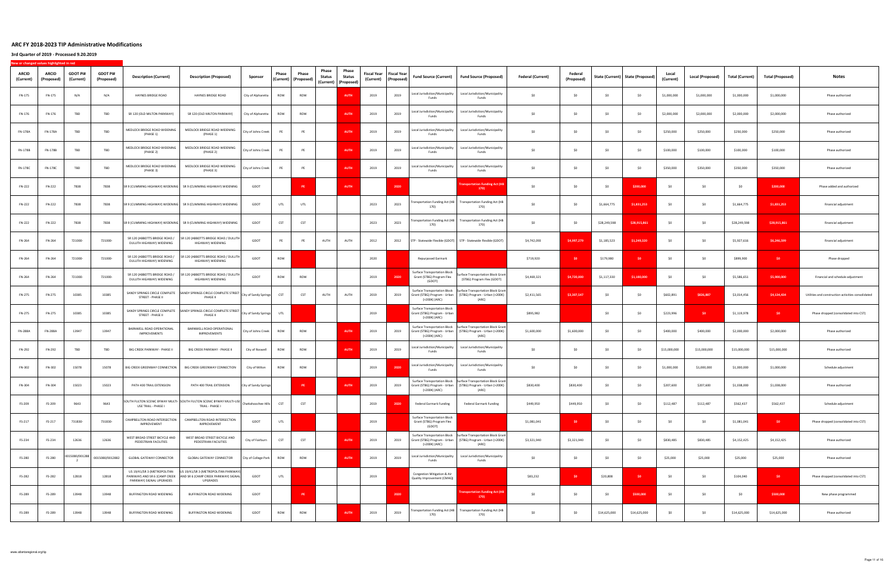# ARC FY 2018-2023 TIP Administrative Modifications

## 3rd Quarter of 2019 - Processed 9.20.2019

New or changed values highlighted in red

| ARCID (Current) | ARCID (Proposed) | GDOT PI# (Current) | GDOT PI# (Proposed) | Description (Current) | Description (Proposed) | Sponsor | Phase (Current) | Phase (Proposed) | Phase Status (Current) | Phase Status (Proposed) | Fiscal Year (Current) | Fiscal Year (Proposed) | Fund Source (Current) | Fund Source (Proposed) | Federal (Current) | Federal (Proposed) | State (Current) | State (Proposed) | Local (Current) | Local (Proposed) | Total (Current) | Total (Proposed) | Notes |
|---|---|---|---|---|---|---|---|---|---|---|---|---|---|---|---|---|---|---|---|---|---|---|---|
| FN-175 | FN-175 | N/A | N/A | HAYNES BRIDGE ROAD | HAYNES BRIDGE ROAD | City of Alpharetta | ROW | ROW | | AUTH | 2019 | 2019 | Local Jurisdiction/Municipality Funds | Local Jurisdiction/Municipality Funds | $0 | $0 | $0 | $0 | $1,000,000 | $1,000,000 | $1,000,000 | $1,000,000 | Phase authorized |
| FN-176 | FN-176 | TBD | TBD | SR 120 (OLD MILTON PARKWAY) | SR 120 (OLD MILTON PARKWAY) | City of Alpharetta | ROW | ROW | | AUTH | 2019 | 2019 | Local Jurisdiction/Municipality Funds | Local Jurisdiction/Municipality Funds | $0 | $0 | $0 | $0 | $2,000,000 | $2,000,000 | $2,000,000 | $2,000,000 | Phase authorized |
| FN-178A | FN-178A | TBD | TBD | MEDLOCK BRIDGE ROAD WIDENING (PHASE 1) | MEDLOCK BRIDGE ROAD WIDENING (PHASE 1) | City of Johns Creek | PE | PE | | AUTH | 2019 | 2019 | Local Jurisdiction/Municipality Funds | Local Jurisdiction/Municipality Funds | $0 | $0 | $0 | $0 | $250,000 | $250,000 | $250,000 | $250,000 | Phase authorized |
| FN-178B | FN-178B | TBD | TBD | MEDLOCK BRIDGE ROAD WIDENING (PHASE 2) | MEDLOCK BRIDGE ROAD WIDENING (PHASE 2) | City of Johns Creek | PE | PE | | AUTH | 2019 | 2019 | Local Jurisdiction/Municipality Funds | Local Jurisdiction/Municipality Funds | $0 | $0 | $0 | $0 | $100,000 | $100,000 | $100,000 | $100,000 | Phase authorized |
| FN-178C | FN-178C | TBD | TBD | MEDLOCK BRIDGE ROAD WIDENING (PHASE 3) | MEDLOCK BRIDGE ROAD WIDENING (PHASE 3) | City of Johns Creek | PE | PE | | AUTH | 2019 | 2019 | Local Jurisdiction/Municipality Funds | Local Jurisdiction/Municipality Funds | $0 | $0 | $0 | $0 | $350,000 | $350,000 | $350,000 | $350,000 | Phase authorized |
| FN-222 | FN-222 | 7838 | 7838 | SR 9 (CUMMING HIGHWAY) WIDENING | SR 9 (CUMMING HIGHWAY) WIDENING | GDOT | | PE | | AUTH | | 2020 | | Transportation Funding Act (HB 170) | $0 | $0 | $0 | $200,000 | $0 | $0 | $0 | $200,000 | Phase added and authorized |
| FN-222 | FN-222 | 7838 | 7838 | SR 9 (CUMMING HIGHWAY) WIDENING | SR 9 (CUMMING HIGHWAY) WIDENING | GDOT | UTL | UTL | | | 2023 | 2023 | Transportation Funding Act (HB 170) | Transportation Funding Act (HB 170) | $0 | $0 | $1,664,775 | $1,831,253 | $0 | $0 | $1,664,775 | $1,831,253 | Financial adjustment |
| FN-222 | FN-222 | 7838 | 7838 | SR 9 (CUMMING HIGHWAY) WIDENING | SR 9 (CUMMING HIGHWAY) WIDENING | GDOT | CST | CST | | | 2023 | 2023 | Transportation Funding Act (HB 170) | Transportation Funding Act (HB 170) | $0 | $0 | $28,249,598 | $28,915,861 | $0 | $0 | $28,249,598 | $28,915,861 | Financial adjustment |
| FN-264 | FN-264 | 721000- | 721000- | SR 120 (ABBOTTS BRIDGE ROAD / DULUTH HIGHWAY) WIDENING | SR 120 (ABBOTTS BRIDGE ROAD / DULUTH HIGHWAY) WIDENING | GDOT | PE | PE | AUTH | AUTH | 2012 | 2012 | STP - Statewide Flexible (GDOT) | STP - Statewide Flexible (GDOT) | $4,742,093 | $4,997,279 | $1,185,523 | $1,249,320 | $0 | $0 | $5,927,616 | $6,246,599 | Financial adjustment |
| FN-264 | FN-264 | 721000- | 721000- | SR 120 (ABBOTTS BRIDGE ROAD / DULUTH HIGHWAY) WIDENING | SR 120 (ABBOTTS BRIDGE ROAD / DULUTH HIGHWAY) WIDENING | GDOT | ROW | | | | 2020 | | Repurposed Earmark | | $719,920 | $0 | $179,980 | $0 | $0 | $0 | $899,900 | $0 | Phase dropped |
| FN-264 | FN-264 | 721000- | 721000- | SR 120 (ABBOTTS BRIDGE ROAD / DULUTH HIGHWAY) WIDENING | SR 120 (ABBOTTS BRIDGE ROAD / DULUTH HIGHWAY) WIDENING | GDOT | ROW | ROW | | | 2019 | 2020 | Surface Transportation Block Grant (STBG) Program Flex (GDOT) | Surface Transportation Block Grant (STBG) Program Flex (GDOT) | $4,469,321 | $4,720,000 | $1,117,330 | $1,180,000 | $0 | $0 | $5,586,651 | $5,900,000 | Financial and schedule adjustment |
| FN-275 | FN-275 | 10385 | 10385 | SANDY SPRINGS CIRCLE COMPLETE STREET - PHASE II | SANDY SPRINGS CIRCLE COMPLETE STREET - PHASE II | City of Sandy Springs | CST | CST | AUTH | AUTH | 2019 | 2019 | Surface Transportation Block Grant (STBG) Program - Urban (>200K) (ARC) | Surface Transportation Block Grant (STBG) Program - Urban (>200K) (ARC) | $2,411,565 | $3,307,547 | $0 | $0 | $602,891 | $826,887 | $3,014,456 | $4,134,434 | Utilities and construction activities consolidated |
| FN-275 | FN-275 | 10385 | 10385 | SANDY SPRINGS CIRCLE COMPLETE STREET - PHASE II | SANDY SPRINGS CIRCLE COMPLETE STREET - PHASE II | City of Sandy Springs | UTL | | | | 2019 | | Surface Transportation Block Grant (STBG) Program - Urban (>200K) (ARC) | | $895,982 | | $0 | $0 | $223,996 | $0 | $1,119,978 | $0 | Phase dropped (consolidated into CST) |
| FN-288A | FN-288A | 13947 | 13947 | BARNWELL ROAD OPERATIONAL IMPROVEMENTS | BARNWELL ROAD OPERATIONAL IMPROVEMENTS | City of Johns Creek | ROW | ROW | | AUTH | 2019 | 2019 | Surface Transportation Block Grant (STBG) Program - Urban (>200K) (ARC) | Surface Transportation Block Grant (STBG) Program - Urban (>200K) (ARC) | $1,600,000 | $1,600,000 | $0 | $0 | $400,000 | $400,000 | $2,000,000 | $2,000,000 | Phase authorized |
| FN-292 | FN-292 | TBD | TBD | BIG CREEK PARKWAY - PHASE II | BIG CREEK PARKWAY - PHASE II | City of Roswell | ROW | ROW | | AUTH | 2019 | 2019 | Local Jurisdiction/Municipality Funds | Local Jurisdiction/Municipality Funds | $0 | $0 | $0 | $0 | $15,000,000 | $15,000,000 | $15,000,000 | $15,000,000 | Phase authorized |
| FN-302 | FN-302 | 15078 | 15078 | BIG CREEK GREENWAY CONNECTION | BIG CREEK GREENWAY CONNECTION | City of Milton | ROW | ROW | | | 2019 | 2020 | Local Jurisdiction/Municipality Funds | Local Jurisdiction/Municipality Funds | $0 | $0 | $0 | $0 | $1,000,000 | $1,000,000 | $1,000,000 | $1,000,000 | Schedule adjustment |
| FN-304 | FN-304 | 15023 | 15023 | PATH 400 TRAIL EXTENSION | PATH 400 TRAIL EXTENSION | City of Sandy Springs | | PE | | AUTH | 2019 | 2019 | Surface Transportation Block Grant (STBG) Program - Urban (>200K) (ARC) | Surface Transportation Block Grant (STBG) Program - Urban (>200K) (ARC) | $830,400 | $830,400 | $0 | $0 | $207,600 | $207,600 | $1,038,000 | $1,038,000 | Phase authorized |
| FS-209 | FS-209 | 9643 | 9643 | SOUTH FULTON SCENIC BYWAY MULTI-USE TRAIL - PHASE I | SOUTH FULTON SCENIC BYWAY MULTI-USE TRAIL - PHASE I | Chattahoochee Hills | CST | CST | | | 2019 | 2020 | Federal Earmark Funding | Federal Earmark Funding | $449,950 | $449,950 | $0 | $0 | $112,487 | $112,487 | $562,437 | $562,437 | Schedule adjustment |
| FS-217 | FS-217 | 731830- | 731830- | CAMPBELLTON ROAD INTERSECTION IMPROVEMENT | CAMPBELLTON ROAD INTERSECTION IMPROVEMENT | GDOT | UTL | | | | 2019 | | Surface Transportation Block Grant (STBG) Program Flex (GDOT) | | $1,081,041 | $0 | $0 | $0 | $0 | $0 | $1,081,041 | $0 | Phase dropped (consolidated into CST) |
| FS-234 | FS-234 | 12636 | 12636 | WEST BROAD STREET BICYCLE AND PEDESTRIAN FACILITIES | WEST BROAD STREET BICYCLE AND PEDESTRIAN FACILITIES | City of Fairburn | CST | CST | | AUTH | 2019 | 2019 | Surface Transportation Block Grant (STBG) Program - Urban (>200K) (ARC) | Surface Transportation Block Grant (STBG) Program - Urban (>200K) (ARC) | $3,321,940 | $3,321,940 | $0 | $0 | $830,485 | $830,485 | $4,152,425 | $4,152,425 | Phase authorized |
| FS-280 | FS-280 | 0015080/0012882 | 0015080/0012882 | GLOBAL GATEWAY CONNECTOR | GLOBAL GATEWAY CONNECTOR | City of College Park | ROW | ROW | | AUTH | 2019 | 2019 | Local Jurisdiction/Municipality Funds | Local Jurisdiction/Municipality Funds | $0 | $0 | $0 | $0 | $25,000 | $25,000 | $25,000 | $25,000 | Phase authorized |
| FS-282 | FS-282 | 12818 | 12818 | US 19/41/SR 3 (METROPOLITAN PARKWAY) AND SR 6 (CAMP CREEK PARKWAY) SIGNAL UPGRADES | US 19/41/SR 3 (METROPOLITAN PARKWAY) AND SR 6 (CAMP CREEK PARKWAY) SIGNAL UPGRADES | GDOT | UTL | | | | 2019 | | Congestion Mitigation & Air Quality Improvement (CMAQ) | | $83,232 | $0 | $20,808 | $0 | $0 | $0 | $104,040 | $0 | Phase dropped (consolidated into CST) |
| FS-289 | FS-289 | 13948 | 13948 | BUFFINGTON ROAD WIDENING | BUFFINGTON ROAD WIDENING | GDOT | | PE | | | | 2020 | | Transportation Funding Act (HB 170) | $0 | $0 | $0 | $500,000 | $0 | $0 | $0 | $500,000 | New phase programmed |
| FS-289 | FS-289 | 13948 | 13948 | BUFFINGTON ROAD WIDENING | BUFFINGTON ROAD WIDENING | GDOT | ROW | ROW | | AUTH | 2019 | 2019 | Transportation Funding Act (HB 170) | Transportation Funding Act (HB 170) | $0 | $0 | $14,625,000 | $14,625,000 | $0 | $0 | $14,625,000 | $14,625,000 | Phase authorized |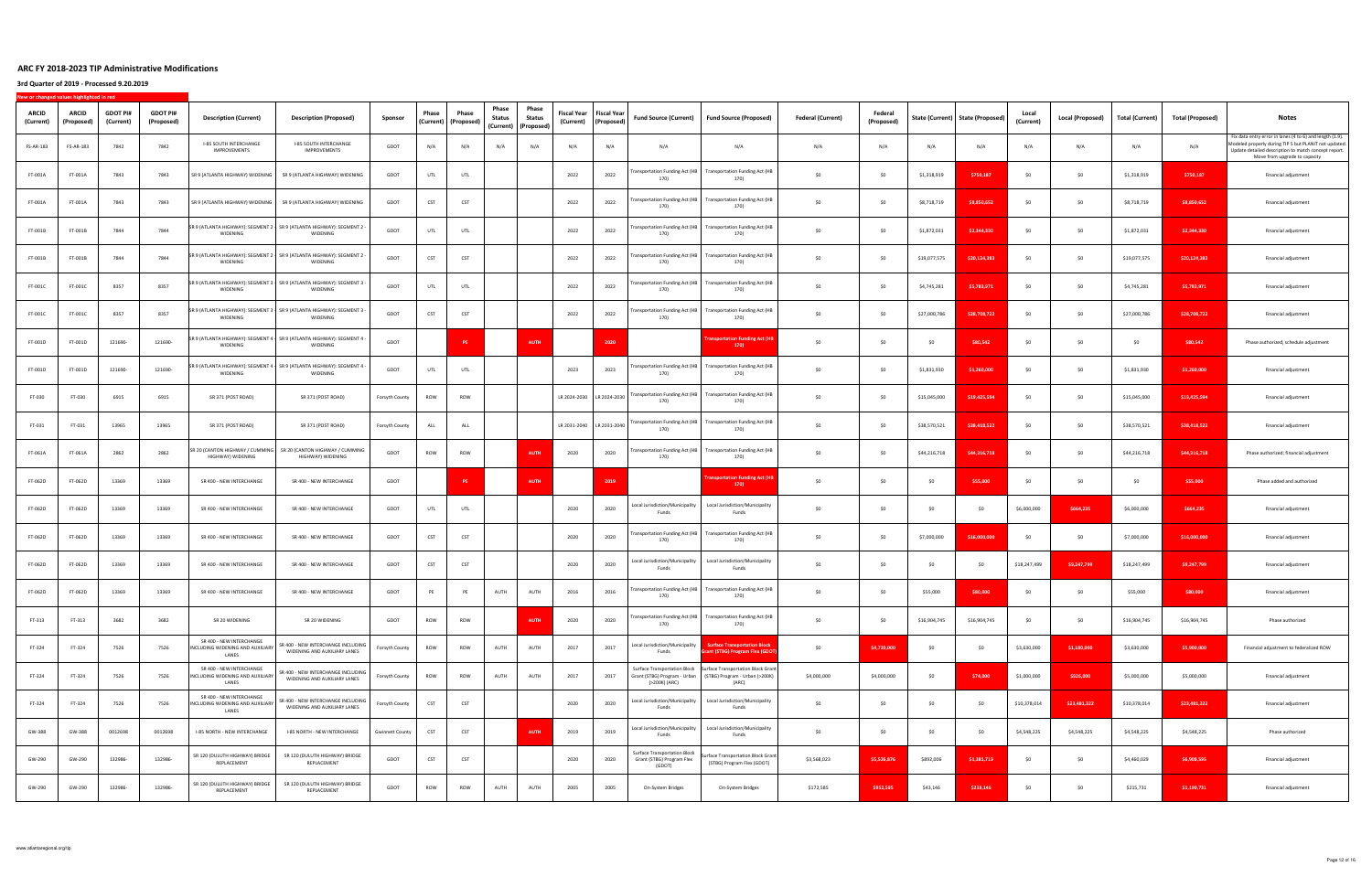# ARC FY 2018-2023 TIP Administrative Modifications

## 3rd Quarter of 2019 - Processed 9.20.2019

New or changed values highlighted in red

| ARCID (Current) | ARCID (Proposed) | GDOT PI# (Current) | GDOT PI# (Proposed) | Description (Current) | Description (Proposed) | Sponsor | Phase (Current) | Phase (Proposed) | Phase Status (Current) | Phase Status (Proposed) | Fiscal Year (Current) | Fiscal Year (Proposed) | Fund Source (Current) | Fund Source (Proposed) | Federal (Current) | Federal (Proposed) | State (Current) | State (Proposed) | Local (Current) | Local (Proposed) | Total (Current) | Total (Proposed) | Notes |
|---|---|---|---|---|---|---|---|---|---|---|---|---|---|---|---|---|---|---|---|---|---|---|---|
| FS-AR-183 | FS-AR-183 | 7842 | 7842 | I-85 SOUTH INTERCHANGE IMPROVEMENTS | I-85 SOUTH INTERCHANGE IMPROVEMENTS | GDOT | N/A | N/A | N/A | N/A | N/A | N/A | N/A | N/A | N/A | N/A | N/A | N/A | N/A | N/A | N/A | N/A | Fix data entry error in lanes (4 to 6) and length (1.9). Modeled properly during TIP 5 but PLANIT not updated. Update detailed description to match concept report. Move from upgrade to capacity |
| FT-001A | FT-001A | 7843 | 7843 | SR 9 (ATLANTA HIGHWAY) WIDENING | SR 9 (ATLANTA HIGHWAY) WIDENING | GDOT | UTL | UTL | | | 2022 | 2022 | Transportation Funding Act (HB 170) | Transportation Funding Act (HB 170) | $0 | $0 | $1,318,919 | $750,187 | $0 | $0 | $1,318,919 | $750,187 | Financial adjustment |
| FT-001A | FT-001A | 7843 | 7843 | SR 9 (ATLANTA HIGHWAY) WIDENING | SR 9 (ATLANTA HIGHWAY) WIDENING | GDOT | CST | CST | | | 2022 | 2022 | Transportation Funding Act (HB 170) | Transportation Funding Act (HB 170) | $0 | $0 | $8,718,719 | $8,850,652 | $0 | $0 | $8,718,719 | $8,850,652 | Financial adjustment |
| FT-001B | FT-001B | 7844 | 7844 | SR 9 (ATLANTA HIGHWAY): SEGMENT 2 - WIDENING | SR 9 (ATLANTA HIGHWAY): SEGMENT 2 - WIDENING | GDOT | UTL | UTL | | | 2022 | 2022 | Transportation Funding Act (HB 170) | Transportation Funding Act (HB 170) | $0 | $0 | $1,872,031 | $2,344,330 | $0 | $0 | $1,872,031 | $2,344,330 | Financial adjustment |
| FT-001B | FT-001B | 7844 | 7844 | SR 9 (ATLANTA HIGHWAY): SEGMENT 2 - WIDENING | SR 9 (ATLANTA HIGHWAY): SEGMENT 2 - WIDENING | GDOT | CST | CST | | | 2022 | 2022 | Transportation Funding Act (HB 170) | Transportation Funding Act (HB 170) | $0 | $0 | $19,077,575 | $20,124,383 | $0 | $0 | $19,077,575 | $20,124,383 | Financial adjustment |
| FT-001C | FT-001C | 8357 | 8357 | SR 9 (ATLANTA HIGHWAY): SEGMENT 3 - WIDENING | SR 9 (ATLANTA HIGHWAY): SEGMENT 3 - WIDENING | GDOT | UTL | UTL | | | 2022 | 2022 | Transportation Funding Act (HB 170) | Transportation Funding Act (HB 170) | $0 | $0 | $4,745,281 | $5,783,071 | $0 | $0 | $4,745,281 | $5,783,071 | Financial adjustment |
| FT-001C | FT-001C | 8357 | 8357 | SR 9 (ATLANTA HIGHWAY): SEGMENT 3 - WIDENING | SR 9 (ATLANTA HIGHWAY): SEGMENT 3 - WIDENING | GDOT | CST | CST | | | 2022 | 2022 | Transportation Funding Act (HB 170) | Transportation Funding Act (HB 170) | $0 | $0 | $27,000,786 | $28,708,722 | $0 | $0 | $27,000,786 | $28,708,722 | Financial adjustment |
| FT-001D | FT-001D | 121690- | 121690- | SR 9 (ATLANTA HIGHWAY): SEGMENT 4 - WIDENING | SR 9 (ATLANTA HIGHWAY): SEGMENT 4 - WIDENING | GDOT | | PE | | AUTH | | 2020 | | Transportation Funding Act (HB 170) | $0 | $0 | $0 | $80,542 | $0 | $0 | $0 | $80,542 | Phase authorized; schedule adjustment |
| FT-001D | FT-001D | 121690- | 121690- | SR 9 (ATLANTA HIGHWAY): SEGMENT 4 - WIDENING | SR 9 (ATLANTA HIGHWAY): SEGMENT 4 - WIDENING | GDOT | UTL | UTL | | | 2023 | 2023 | Transportation Funding Act (HB 170) | Transportation Funding Act (HB 170) | $0 | $0 | $1,831,930 | $1,260,000 | $0 | $0 | $1,831,930 | $1,260,000 | Financial adjustment |
| FT-030 | FT-030 | 6915 | 6915 | SR 371 (POST ROAD) | SR 371 (POST ROAD) | Forsyth County | ROW | ROW | | | LR 2024-2030 | LR 2024-2030 | Transportation Funding Act (HB 170) | Transportation Funding Act (HB 170) | $0 | $0 | $15,045,000 | $19,425,594 | $0 | $0 | $15,045,000 | $19,425,594 | Financial adjustment |
| FT-031 | FT-031 | 13965 | 13965 | SR 371 (POST ROAD) | SR 371 (POST ROAD) | Forsyth County | ALL | ALL | | | LR 2031-2040 | LR 2031-2040 | Transportation Funding Act (HB 170) | Transportation Funding Act (HB 170) | $0 | $0 | $38,570,521 | $38,418,522 | $0 | $0 | $38,570,521 | $38,418,522 | Financial adjustment |
| FT-061A | FT-061A | 2862 | 2862 | SR 20 (CANTON HIGHWAY / CUMMING HIGHWAY) WIDENING | SR 20 (CANTON HIGHWAY / CUMMING HIGHWAY) WIDENING | GDOT | ROW | ROW | | AUTH | 2020 | 2020 | Transportation Funding Act (HB 170) | Transportation Funding Act (HB 170) | $0 | $0 | $44,216,718 | $44,316,718 | $0 | $0 | $44,216,718 | $44,316,718 | Phase authorized; financial adjustment |
| FT-062D | FT-062D | 13369 | 13369 | SR 400 - NEW INTERCHANGE | SR 400 - NEW INTERCHANGE | GDOT | | PE | | AUTH | | 2019 | | Transportation Funding Act (HB 170) | $0 | $0 | $0 | $55,000 | $0 | $0 | $0 | $55,000 | Phase added and authorized |
| FT-062D | FT-062D | 13369 | 13369 | SR 400 - NEW INTERCHANGE | SR 400 - NEW INTERCHANGE | GDOT | UTL | UTL | | | 2020 | 2020 | Local Jurisdiction/Municipality Funds | Local Jurisdiction/Municipality Funds | $0 | $0 | $0 | $0 | $6,000,000 | $664,235 | $6,000,000 | $664,235 | Financial adjustment |
| FT-062D | FT-062D | 13369 | 13369 | SR 400 - NEW INTERCHANGE | SR 400 - NEW INTERCHANGE | GDOT | CST | CST | | | 2020 | 2020 | Transportation Funding Act (HB 170) | Transportation Funding Act (HB 170) | $0 | $0 | $7,000,000 | $16,000,000 | $0 | $0 | $7,000,000 | $16,000,000 | Financial adjustment |
| FT-062D | FT-062D | 13369 | 13369 | SR 400 - NEW INTERCHANGE | SR 400 - NEW INTERCHANGE | GDOT | CST | CST | | | 2020 | 2020 | Local Jurisdiction/Municipality Funds | Local Jurisdiction/Municipality Funds | $0 | $0 | $0 | $0 | $18,247,499 | $9,247,799 | $18,247,499 | $9,247,799 | Financial adjustment |
| FT-062D | FT-062D | 13369 | 13369 | SR 400 - NEW INTERCHANGE | SR 400 - NEW INTERCHANGE | GDOT | PE | PE | AUTH | AUTH | 2016 | 2016 | Transportation Funding Act (HB 170) | Transportation Funding Act (HB 170) | $0 | $0 | $55,000 | $80,000 | $0 | $0 | $55,000 | $80,000 | Financial adjustment |
| FT-313 | FT-313 | 3682 | 3682 | SR 20 WIDENING | SR 20 WIDENING | GDOT | ROW | ROW | | AUTH | 2020 | 2020 | Transportation Funding Act (HB 170) | Transportation Funding Act (HB 170) | $0 | $0 | $16,904,745 | $16,904,745 | $0 | $0 | $16,904,745 | $16,904,745 | Phase authorized |
| FT-324 | FT-324 | 7526 | 7526 | SR 400 - NEW INTERCHANGE INCLUDING WIDENING AND AUXILIARY LANES | SR 400 - NEW INTERCHANGE INCLUDING WIDENING AND AUXILIARY LANES | Forsyth County | ROW | ROW | AUTH | AUTH | 2017 | 2017 | Local Jurisdiction/Municipality Funds | Surface Transportation Block Grant (STBG) Program Flex (GDOT) | $0 | $4,720,000 | $0 | $0 | $3,630,000 | $1,180,000 | $3,630,000 | $5,900,000 | Financial adjustment to federalized ROW |
| FT-324 | FT-324 | 7526 | 7526 | SR 400 - NEW INTERCHANGE INCLUDING WIDENING AND AUXILIARY LANES | SR 400 - NEW INTERCHANGE INCLUDING WIDENING AND AUXILIARY LANES | Forsyth County | ROW | ROW | AUTH | AUTH | 2017 | 2017 | Surface Transportation Block Grant (STBG) Program - Urban (>200K) (ARC) | Surface Transportation Block Grant (STBG) Program - Urban (>200K) (ARC) | $4,000,000 | $4,000,000 | $0 | $74,000 | $1,000,000 | $926,000 | $5,000,000 | $5,000,000 | Financial adjustment |
| FT-324 | FT-324 | 7526 | 7526 | SR 400 - NEW INTERCHANGE INCLUDING WIDENING AND AUXILIARY LANES | SR 400 - NEW INTERCHANGE INCLUDING WIDENING AND AUXILIARY LANES | Forsyth County | CST | CST | | | 2020 | 2020 | Local Jurisdiction/Municipality Funds | Local Jurisdiction/Municipality Funds | $0 | $0 | $0 | $0 | $10,378,014 | $23,481,322 | $10,378,014 | $23,481,322 | Financial adjustment |
| GW-388 | GW-388 | 0012698 | 0012698 | I-85 NORTH - NEW INTERCHANGE | I-85 NORTH - NEW INTERCHANGE | Gwinnett County | CST | CST | | AUTH | 2019 | 2019 | Local Jurisdiction/Municipality Funds | Local Jurisdiction/Municipality Funds | $0 | $0 | $0 | $0 | $4,548,225 | $4,548,225 | $4,548,225 | $4,548,225 | Phase authorized |
| GW-290 | GW-290 | 132986- | 132986- | SR 120 (DULUTH HIGHWAY) BRIDGE REPLACEMENT | SR 120 (DULUTH HIGHWAY) BRIDGE REPLACEMENT | GDOT | CST | CST | | | 2020 | 2020 | Surface Transportation Block Grant (STBG) Program Flex (GDOT) | Surface Transportation Block Grant (STBG) Program Flex (GDOT) | $3,568,023 | $5,526,876 | $892,006 | $1,381,719 | $0 | $0 | $4,460,029 | $6,908,595 | Financial adjustment |
| GW-290 | GW-290 | 132986- | 132986- | SR 120 (DULUTH HIGHWAY) BRIDGE REPLACEMENT | SR 120 (DULUTH HIGHWAY) BRIDGE REPLACEMENT | GDOT | ROW | ROW | AUTH | AUTH | 2005 | 2005 | On-System Bridges | On-System Bridges | $172,585 | $952,585 | $43,146 | $238,146 | $0 | $0 | $215,731 | $1,190,731 | Financial adjustment |

www.atlantaregional.org/tip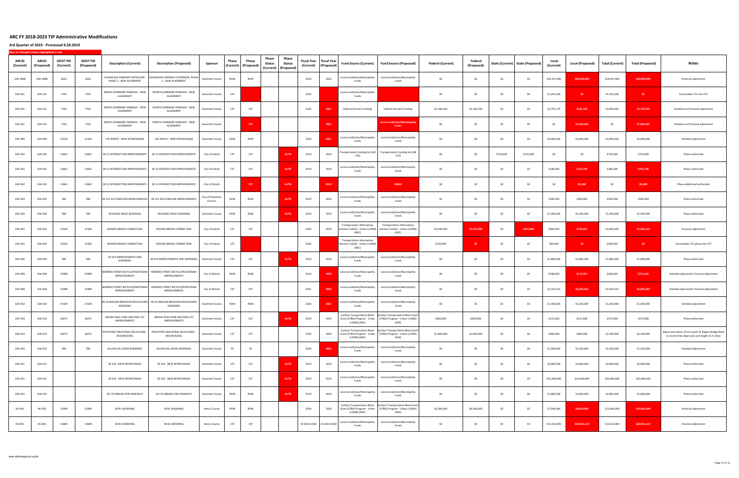# ARC FY 2018-2023 TIP Administrative Modifications

## 3rd Quarter of 2019 - Processed 9.20.2019

New or changed values highlighted in red

| ARCID (Current) | ARCID (Proposed) | GDOT PI# (Current) | GDOT PI# (Proposed) | Description (Current) | Description (Proposed) | Sponsor | Phase (Current) | Phase (Proposed) | Phase Status (Current) | Phase Status (Proposed) | Fiscal Year (Current) | Fiscal Year (Proposed) | Fund Source (Current) | Fund Source (Proposed) | Federal (Current) | Federal (Proposed) | State (Current) | State (Proposed) | Local (Current) | Local (Proposed) | Total (Current) | Total (Proposed) | Notes |
|---|---|---|---|---|---|---|---|---|---|---|---|---|---|---|---|---|---|---|---|---|---|---|---|
| GW-308B | GW-308B | 6924 | 6924 | SUGARLOAF PARKWAY EXTENSION: PHASE 2 - NEW ALIGNMENT | SUGARLOAF PARKWAY EXTENSION: PHASE 2 - NEW ALIGNMENT | Gwinnett County | ROW | ROW | | | 2020 | 2020 | Local Jurisdiction/Municipality Funds | Local Jurisdiction/Municipality Funds | $0 | $0 | $0 | $0 | $39,597,000 | $60,000,000 | $39,597,000 | $60,000,000 | Financial adjustment |
| GW-331 | GW-331 | 7535 | 7535 | NORTH EVERMORE PARKWAY - NEW ALIGNMENT | NORTH EVERMORE PARKWAY - NEW ALIGNMENT | Gwinnett County | UTL | | | | 2020 | | Local Jurisdiction/Municipality Funds | | $0 | $0 | $0 | $0 | $1,591,628 | $0 | $1,591,628 | $0 | Consolidate UTL into CST |
| GW-331 | GW-331 | 7535 | 7535 | NORTH EVERMORE PARKWAY - NEW ALIGNMENT | NORTH EVERMORE PARKWAY - NEW ALIGNMENT | Gwinnett County | CST | CST | | | 2020 | 2021 | Federal Earmark Funding | Federal Earmark Funding | $2,184,426 | $2,184,426 | $0 | $0 | $2,745,179 | $546,106 | $4,929,605 | $2,730,532 | Schedule and financial adjustment |
| GW-331 | GW-331 | 7535 | 7535 | NORTH EVERMORE PARKWAY - NEW ALIGNMENT | NORTH EVERMORE PARKWAY - NEW ALIGNMENT | Gwinnett County | | CST | | | | 2021 | | Local Jurisdiction/Municipality Funds | $0 | $0 | $0 | $0 | $0 | $7,039,581 | $0 | $7,039,581 | Schedule and financial adjustment |
| GW-389 | GW-389 | 13104 | 13104 | I-85 NORTH - NEW INTERCHANGE | I-85 NORTH - NEW INTERCHANGE | Gwinnett County | ROW | ROW | | | 2020 | 2021 | Local Jurisdiction/Municipality Funds | Local Jurisdiction/Municipality Funds | $0 | $0 | $0 | $0 | $4,000,000 | $4,000,000 | $4,000,000 | $4,000,000 | Schedule adjustment |
| GW-392 | GW-392 | 13062 | 13062 | SR 13 INTERSECTION IMPROVEMENTS | SR 13 INTERSECTION IMPROVEMENTS | City of Duluth | CST | CST | | AUTH | 2019 | 2019 | Transportation Funding Act (HB 170) | Transportation Funding Act (HB 170) | $0 | $0 | $744,000 | $744,000 | $0 | $0 | $744,000 | $744,000 | Phase authorized |
| GW-392 | GW-392 | 13062 | 13062 | SR 13 INTERSECTION IMPROVEMENTS | SR 13 INTERSECTION IMPROVEMENTS | City of Duluth | CST | CST | | AUTH | 2019 | 2019 | Local Jurisdiction/Municipality Funds | Local Jurisdiction/Municipality Funds | $0 | $0 | $0 | $0 | $186,000 | $155,740 | $186,000 | $155,740 | Phase authorized |
| GW-392 | GW-392 | 13062 | 13062 | SR 13 INTERSECTION IMPROVEMENTS | SR 13 INTERSECTION IMPROVEMENTS | City of Duluth | | CST | | AUTH | | 2019 | | 40304 | $0 | $0 | $0 | $0 | $0 | $5,000 | $0 | $5,000 | Phase added and authorized |
| GW-393 | GW-393 | TBD | TBD | SR 141 SOUTHBOUND IMPROVEMENTS | SR 141 SOUTHBOUND IMPROVEMENTS | City of Peachtree Corners | ROW | ROW | | AUTH | 2019 | 2019 | Local Jurisdiction/Municipality Funds | Local Jurisdiction/Municipality Funds | $0 | $0 | $0 | $0 | $500,000 | $500,000 | $500,000 | $500,000 | Phase authorized |
| GW-399 | GW-399 | TBD | TBD | SPALDING DRIVE WIDENING | SPALDING DRIVE WIDENING | Gwinnett County | ROW | ROW | | AUTH | 2019 | 2019 | Local Jurisdiction/Municipality Funds | Local Jurisdiction/Municipality Funds | $0 | $0 | $0 | $0 | $1,500,000 | $1,500,000 | $1,500,000 | $1,500,000 | Phase authorized |
| GW-402 | GW-402 | 14160 | 14160 | ROGERS BRIDGE CONNECTION | ROGERS BRIDGE CONNECTION | City of Duluth | CST | CST | | | 2020 | 2020 | Transportation Alternatives (Section 133(h)) - Urban (>200K) (ARC) | Transportation Alternatives (Section 133(h)) - Urban (>200K) (ARC) | $3,440,000 | $4,475,288 | $0 | $360,000 | $964,000 | $758,822 | $4,404,000 | $5,594,110 | Financial adjustment |
| GW-402 | GW-402 | 14160 | 14160 | ROGERS BRIDGE CONNECTION | ROGERS BRIDGE CONNECTION | City of Duluth | UTL | | | | 2020 | | Transportation Alternatives (Section 133(h)) - Urban (>200K) (ARC) | | $240,000 | $0 | $0 | $0 | $60,000 | $0 | $300,000 | $0 | Consolidate UTL phase into CST |
| GW-406 | GW-406 | TBD | TBD | SR 324 IMPROVEMENTS AND WIDENING | SR 324 IMPROVEMENTS AND WIDENING | Gwinnett County | CST | CST | | AUTH | 2019 | 2019 | Local Jurisdiction/Municipality Funds | Local Jurisdiction/Municipality Funds | $0 | $0 | $0 | $0 | $1,800,000 | $1,800,000 | $1,800,000 | $1,800,000 | Phase authorized |
| GW-408 | GW-408 | 15088 | 15088 | MORENO STREET BICYCLE/PEDESTRIAN IMPROVEMENTS | MORENO STREET BICYCLE/PEDESTRIAN IMPROVEMENTS | City of Buford | ROW | ROW | | | 2019 | 2020 | Local Jurisdiction/Municipality Funds | Local Jurisdiction/Municipality Funds | $0 | $0 | $0 | $0 | $438,600 | $172,441 | $438,600 | $172,441 | Schedule adjustment; financial adjustment |
| GW-408 | GW-408 | 15088 | 15088 | MORENO STREET BICYCLE/PEDESTRIAN IMPROVEMENTS | MORENO STREET BICYCLE/PEDESTRIAN IMPROVEMENTS | City of Buford | CST | CST | | | 2021 | 2022 | Local Jurisdiction/Municipality Funds | Local Jurisdiction/Municipality Funds | $0 | $0 | $0 | $0 | $2,554,552 | $6,605,662 | $2,554,552 | $6,605,662 | Schedule adjustment; financial adjustment |
| GW-410 | GW-410 | 15439 | 15439 | SR 20 (NELSON BROGDON BOULEVARD) WIDENING | SR 20 (NELSON BROGDON BOULEVARD) WIDENING | Gwinnett County | ROW | ROW | | | 2020 | 2021 | Local Jurisdiction/Municipality Funds | Local Jurisdiction/Municipality Funds | $0 | $0 | $0 | $0 | $1,500,000 | $1,500,000 | $1,500,000 | $1,500,000 | Schedule adjustment |
| GW-418 | GW-418 | 16071 | 16071 | INDIAN TRAIL PARK AND RIDE LOT IMPROVEMENTS | INDIAN TRAIL PARK AND RIDE LOT IMPROVEMENTS | Gwinnett County | CST | CST | | AUTH | 2019 | 2019 | Surface Transportation Block Grant (STBG) Program - Urban (>200K) (ARC) | Surface Transportation Block Grant (STBG) Program - Urban (>200K) (ARC) | $460,000 | $460,000 | $0 | $0 | $115,000 | $115,000 | $575,000 | $575,000 | Phase authorized |
| GW-419 | GW-419 | 16072 | 16072 | PEACHTREE INDUSTRIAL BOULEVARD - RESURFACING | PEACHTREE INDUSTRIAL BOULEVARD - RESURFACING | Gwinnett County | CST | CST | | | 2020 | 2020 | Surface Transportation Block Grant (STBG) Program - Urban (>200K) (ARC) | Surface Transportation Block Grant (STBG) Program - Urban (>200K) (ARC) | $1,840,000 | $1,840,000 | $0 | $0 | $460,000 | $460,000 | $2,300,000 | $2,300,000 | Adjust description (From south of Rogers Bridge Road to Grand Vista Approach) and length (3.4 miles) |
| GW-420 | GW-420 | TBD | TBD | KILLIAN HILL ROAD WIDENING | KILLIAN HILL ROAD WIDENING | Gwinnett County | PE | PE | | | 2020 | 2021 | Local Jurisdiction/Municipality Funds | Local Jurisdiction/Municipality Funds | $0 | $0 | $0 | $0 | $1,500,000 | $1,500,000 | $1,500,000 | $1,500,000 | Schedule adjustment |
| GW-421 | GW-421 | | | SR 316 - NEW INTERCHANGE | SR 316 - NEW INTERCHANGE | Gwinnett County | UTL | UTL | | AUTH | 2019 | 2019 | Local Jurisdiction/Municipality Funds | Local Jurisdiction/Municipality Funds | $0 | $0 | $0 | $0 | $4,000,000 | $4,000,000 | $4,000,000 | $4,000,000 | Phase authorized |
| GW-421 | GW-421 | | | SR 316 - NEW INTERCHANGE | SR 316 - NEW INTERCHANGE | Gwinnett County | CST | CST | | AUTH | 2019 | 2019 | Local Jurisdiction/Municipality Funds | Local Jurisdiction/Municipality Funds | $0 | $0 | $0 | $0 | $45,000,000 | $45,000,000 | $45,000,000 | $45,000,000 | Phase authorized |
| GW-422 | GW-422 | | | SR 124 (BRASELTON PARKWAY) | SR 124 (BRASELTON PARKWAY) | Gwinnett County | ROW | ROW | | AUTH | 2019 | 2019 | Local Jurisdiction/Municipality Funds | Local Jurisdiction/Municipality Funds | $0 | $0 | $0 | $0 | $1,800,000 | $1,800,000 | $1,800,000 | $1,800,000 | Phase authorized |
| HE-005 | HE-005 | 15089 | 15089 | SR 81 WIDENING | SR 81 WIDENING | Henry County | ROW | ROW | | | 2020 | 2020 | Surface Transportation Block Grant (STBG) Program - Urban (>200K) (ARC) | Surface Transportation Block Grant (STBG) Program - Urban (>200K) (ARC) | $6,000,000 | $6,000,000 | $0 | $0 | $7,040,000 | $8,829,000 | $13,040,000 | $14,829,000 | Financial adjustment |
| HE-005 | HE-005 | 15089 | 15089 | SR 81 WIDENING | SR 81 WIDENING | Henry County | CST | CST | | | LR 2024-2030 | LR 2024-2030 | Local Jurisdiction/Municipality Funds | Local Jurisdiction/Municipality Funds | $0 | $0 | $0 | $0 | $15,520,000 | $20,015,117 | $15,520,000 | $20,015,117 | Financial adjustment |

www.atlantaregional.org/tip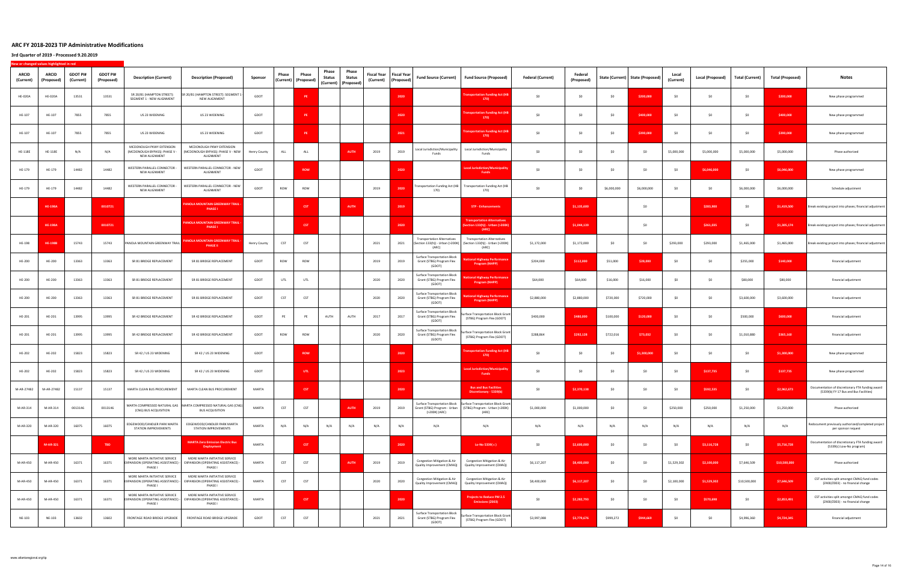# ARC FY 2018-2023 TIP Administrative Modifications

## 3rd Quarter of 2019 - Processed 9.20.2019

New or changed values highlighted in red

| ARCID (Current) | ARCID (Proposed) | GDOT PI# (Current) | GDOT PI# (Proposed) | Description (Current) | Description (Proposed) | Sponsor | Phase (Current) | Phase (Proposed) | Phase Status (Current) | Phase Status (Proposed) | Fiscal Year (Current) | Fiscal Year (Proposed) | Fund Source (Current) | Fund Source (Proposed) | Federal (Current) | Federal (Proposed) | State (Current) | State (Proposed) | Local (Current) | Local (Proposed) | Total (Current) | Total (Proposed) | Notes |
|---|---|---|---|---|---|---|---|---|---|---|---|---|---|---|---|---|---|---|---|---|---|---|---|
| HE-020A | HE-020A | 13531 | 13531 | SR 20/81 (HAMPTON STREET): SEGMENT 1 - NEW ALIGNMENT | SR 20/81 (HAMPTON STREET): SEGMENT 1 - NEW ALIGNMENT | GDOT | | PE | | | | 2020 | | Transportation Funding Act (HB 170) | $0 | $0 | $0 | $200,000 | $0 | $0 | $0 | $200,000 | New phase programmed |
| HE-107 | HE-107 | 7855 | 7855 | US 23 WIDENING | US 23 WIDENING | GDOT | | PE | | | | 2020 | | Transportation Funding Act (HB 170) | $0 | $0 | $0 | $400,000 | $0 | $0 | $0 | $400,000 | New phase programmed |
| HE-107 | HE-107 | 7855 | 7855 | US 23 WIDENING | US 23 WIDENING | GDOT | | PE | | | | 2021 | | Transportation Funding Act (HB 170) | $0 | $0 | $0 | $330,000 | $0 | $0 | $0 | $330,000 | New phase programmed |
| HE-118E | HE-118E | N/A | N/A | MCDONOUGH PKWY EXTENSION (MCDONOUGH BYPASS): PHASE V - NEW ALIGNMENT | MCDONOUGH PKWY EXTENSION (MCDONOUGH BYPASS): PHASE V - NEW ALIGNMENT | Henry County | ALL | ALL | | AUTH | 2019 | 2019 | Local Jurisdiction/Municipality Funds | Local Jurisdiction/Municipality Funds | $0 | $0 | $0 | $0 | $5,000,000 | $5,000,000 | $5,000,000 | $5,000,000 | Phase authorized |
| HE-179 | HE-179 | 14482 | 14482 | WESTERN PARALLEL CONNECTOR - NEW ALIGNMENT | WESTERN PARALLEL CONNECTOR - NEW ALIGNMENT | GDOT | | ROW | | | | 2020 | | Local Jurisdiction/Municipality Funds | $0 | $0 | $0 | $0 | $0 | $6,046,000 | $0 | $6,046,000 | New phase programmed |
| HE-179 | HE-179 | 14482 | 14482 | WESTERN PARALLEL CONNECTOR - NEW ALIGNMENT | WESTERN PARALLEL CONNECTOR - NEW ALIGNMENT | GDOT | ROW | ROW | | | 2019 | 2020 | Transportation Funding Act (HB 170) | Transportation Funding Act (HB 170) | $0 | $0 | $6,000,000 | $6,000,000 | $0 | $0 | $6,000,000 | $6,000,000 | Schedule adjustment |
| | HE-198A | | 0010721 | | PANOLA MOUNTAIN GREENWAY TRAIL - PHASE I | | | CST | | AUTH | | 2019 | | STP - Enhancements | | $1,135,600 | | $0 | | $283,900 | $0 | $1,419,500 | Break existing project into phases; financial adjustment |
| | HE-198A | | 0010721 | | PANOLA MOUNTAIN GREENWAY TRAIL - PHASE I | | | CST | | | | 2020 | | Transportation Alternatives (Section 133(h)) - Urban (>200K) (ARC) | | $1,044,139 | | $0 | | $261,035 | $0 | $1,305,174 | Break existing project into phases; financial adjustment |
| HE-198 | HE-198B | 15743 | 15743 | PANOLA MOUNTAIN GREENWAY TRAIL | PANOLA MOUNTAIN GREENWAY TRAIL - PHASE II | Henry County | CST | CST | | | 2021 | 2021 | Transportation Alternatives (Section 133(h)) - Urban (>200K) (ARC) | Transportation Alternatives (Section 133(h)) - Urban (>200K) (ARC) | $1,172,000 | $1,172,000 | $0 | $0 | $293,000 | $293,000 | $1,465,000 | $1,465,000 | Break existing project into phases; financial adjustment |
| HE-200 | HE-200 | 13363 | 13363 | SR 81 BRIDGE REPLACEMENT | SR 81 BRIDGE REPLACEMENT | GDOT | ROW | ROW | | | 2019 | 2019 | Surface Transportation Block Grant (STBG) Program Flex (GDOT) | National Highway Performance Program (NHPP) | $204,000 | $112,000 | $51,000 | $28,000 | $0 | $0 | $255,000 | $140,000 | Financial adjustment |
| HE-200 | HE-200 | 13363 | 13363 | SR 81 BRIDGE REPLACEMENT | SR 81 BRIDGE REPLACEMENT | GDOT | UTL | UTL | | | 2020 | 2020 | Surface Transportation Block Grant (STBG) Program Flex (GDOT) | National Highway Performance Program (NHPP) | $64,000 | $64,000 | $16,000 | $16,000 | $0 | $0 | $80,000 | $80,000 | Financial adjustment |
| HE-200 | HE-200 | 13363 | 13363 | SR 81 BRIDGE REPLACEMENT | SR 81 BRIDGE REPLACEMENT | GDOT | CST | CST | | | 2020 | 2020 | Surface Transportation Block Grant (STBG) Program Flex (GDOT) | National Highway Performance Program (NHPP) | $2,880,000 | $2,880,000 | $720,000 | $720,000 | $0 | $0 | $3,600,000 | $3,600,000 | Financial adjustment |
| HE-201 | HE-201 | 13995 | 13995 | SR 42 BRIDGE REPLACEMENT | SR 42 BRIDGE REPLACEMENT | GDOT | PE | PE | AUTH | AUTH | 2017 | 2017 | Surface Transportation Block Grant (STBG) Program Flex (GDOT) | Surface Transportation Block Grant (STBG) Program Flex (GDOT) | $400,000 | $480,000 | $100,000 | $120,000 | $0 | $0 | $500,000 | $600,000 | Financial adjustment |
| HE-201 | HE-201 | 13995 | 13995 | SR 42 BRIDGE REPLACEMENT | SR 42 BRIDGE REPLACEMENT | GDOT | ROW | ROW | | | 2020 | 2020 | Surface Transportation Block Grant (STBG) Program Flex (GDOT) | Surface Transportation Block Grant (STBG) Program Flex (GDOT) | $288,864 | $292,128 | $722,016 | $73,032 | $0 | $0 | $1,010,880 | $365,160 | Financial adjustment |
| HE-202 | HE-202 | 15823 | 15823 | SR 42 / US 23 WIDENING | SR 42 / US 23 WIDENING | GDOT | | ROW | | | | 2020 | | Transportation Funding Act (HB 170) | $0 | $0 | $0 | $1,300,000 | $0 | $0 | $0 | $1,300,000 | New phase programmed |
| HE-202 | HE-202 | 15823 | 15823 | SR 42 / US 23 WIDENING | SR 42 / US 23 WIDENING | GDOT | | UTL | | | | 2023 | | Local Jurisdiction/Municipality Funds | $0 | $0 | $0 | $0 | $0 | $137,735 | $0 | $137,735 | New phase programmed |
| M-AR-274B2 | M-AR-274B2 | 15137 | 15137 | MARTA CLEAN BUS PROCUREMENT | MARTA CLEAN BUS PROCUREMENT | MARTA | | CST | | | | 2020 | | Bus and Bus Facilities Discretionary - 5339(b) | $0 | $2,370,138 | $0 | $0 | $0 | $592,535 | $0 | $2,962,673 | Documentation of discretionary FTA funding award (5339(b) FY 17 Bus and Bus Facilities) |
| M-AR-314 | M-AR-314 | 0013146 | 0013146 | MARTA COMPRESSED NATURAL GAS (CNG) BUS ACQUISITION | MARTA COMPRESSED NATURAL GAS (CNG) BUS ACQUISITION | MARTA | CST | CST | | AUTH | 2019 | 2019 | Surface Transportation Block Grant (STBG) Program - Urban (>200K) (ARC) | Surface Transportation Block Grant (STBG) Program - Urban (>200K) (ARC) | $1,000,000 | $1,000,000 | $0 | $0 | $250,000 | $250,000 | $1,250,000 | $1,250,000 | Phase authorized |
| M-AR-320 | M-AR-320 | 16075 | 16075 | EDGEWOOD/CANDLER PARK MARTA STATION IMPROVEMENTS | EDGEWOOD/CANDLER PARK MARTA STATION IMPROVEMENTS | MARTA | N/A | N/A | N/A | N/A | N/A | N/A | N/A | N/A | N/A | N/A | N/A | N/A | N/A | N/A | N/A | N/A | Redocument previously authorized/completed project per sponsor request |
| | M-AR-321 | | TBD | | MARTA Zero Emission Electric Bus Deployment | MARTA | | CST | | | | 2020 | | Lo-No 5339( c ) | $0 | $2,600,000 | $0 | $0 | $0 | $3,116,728 | $0 | $5,716,728 | Documentation of discretionary FTA funding award (5339(c) Low-No program) |
| M-AR-450 | M-AR-450 | 16371 | 16371 | MORE MARTA INITIATIVE SERVICE EXPANSION (OPERATING ASSISTANCE) - PHASE I | MORE MARTA INITIATIVE SERVICE EXPANSION (OPERATING ASSISTANCE) - PHASE I | MARTA | CST | CST | | AUTH | 2019 | 2019 | Congestion Mitigation & Air Quality Improvement (CMAQ) | Congestion Mitigation & Air Quality Improvement (CMAQ) | $6,117,207 | $8,400,000 | $0 | $0 | $1,529,302 | $2,100,000 | $7,646,509 | $10,500,000 | Phase authorized |
| M-AR-450 | M-AR-450 | 16371 | 16371 | MORE MARTA INITIATIVE SERVICE EXPANSION (OPERATING ASSISTANCE) - PHASE I | MORE MARTA INITIATIVE SERVICE EXPANSION (OPERATING ASSISTANCE) - PHASE I | MARTA | CST | CST | | | 2020 | 2020 | Congestion Mitigation & Air Quality Improvement (CMAQ) | Congestion Mitigation & Air Quality Improvement (CMAQ) | $8,400,000 | $6,117,207 | $0 | $0 | $2,100,000 | $1,529,302 | $10,500,000 | $7,646,509 | CST activities split amongst CMAQ fund codes (Z400/Z003) - no financial change |
| M-AR-450 | M-AR-450 | 16371 | 16371 | MORE MARTA INITIATIVE SERVICE EXPANSION (OPERATING ASSISTANCE) - PHASE I | MORE MARTA INITIATIVE SERVICE EXPANSION (OPERATING ASSISTANCE) - PHASE I | MARTA | | CST | | | | 2020 | | Projects to Reduce PM 2.5 Emissions (Z003) | $0 | $2,282,793 | $0 | $0 | $0 | $570,698 | $0 | $2,853,491 | CST activities split amongst CMAQ fund codes (Z400/Z003) - no financial change |
| NE-103 | NE-103 | 13602 | 13602 | FRONTAGE ROAD BRIDGE UPGRADE | FRONTAGE ROAD BRIDGE UPGRADE | GDOT | CST | CST | | | 2021 | 2021 | Surface Transportation Block Grant (STBG) Program Flex (GDOT) | Surface Transportation Block Grant (STBG) Program Flex (GDOT) | $3,997,088 | $3,779,676 | $999,272 | $944,669 | $0 | $0 | $4,996,360 | $4,724,345 | Financial adjustment |

www.atlantaregional.org/tip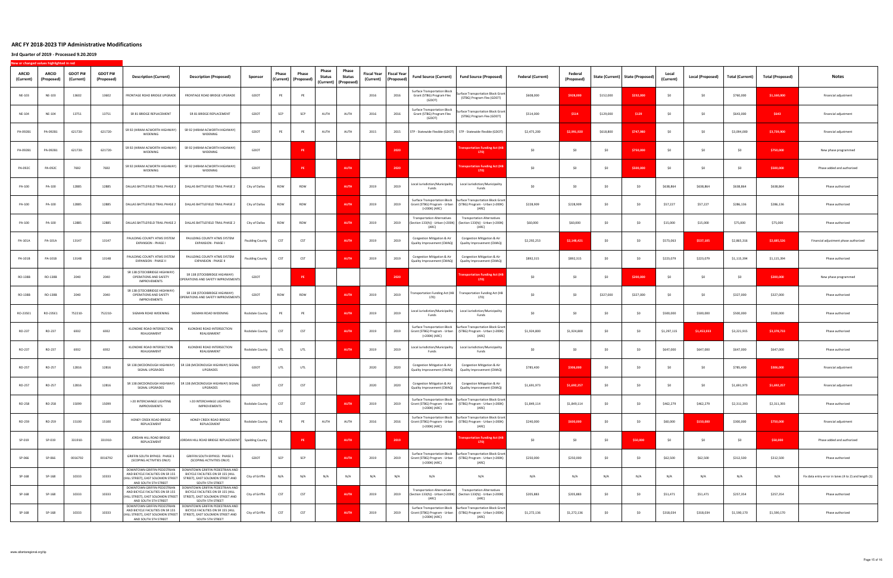# ARC FY 2018-2023 TIP Administrative Modifications

## 3rd Quarter of 2019 - Processed 9.20.2019

New or changed values highlighted in red

| ARCID (Current) | ARCID (Proposed) | GDOT PI# (Current) | GDOT PI# (Proposed) | Description (Current) | Description (Proposed) | Sponsor | Phase (Current) | Phase (Proposed) | Phase Status (Current) | Phase Status (Proposed) | Fiscal Year (Current) | Fiscal Year (Proposed) | Fund Source (Current) | Fund Source (Proposed) | Federal (Current) | Federal (Proposed) | State (Current) | State (Proposed) | Local (Current) | Local (Proposed) | Total (Current) | Total (Proposed) | Notes |
|---|---|---|---|---|---|---|---|---|---|---|---|---|---|---|---|---|---|---|---|---|---|---|---|
| NE-103 | NE-103 | 13602 | 13602 | FRONTAGE ROAD BRIDGE UPGRADE | FRONTAGE ROAD BRIDGE UPGRADE | GDOT | PE | PE | | | 2016 | 2016 | Surface Transportation Block Grant (STBG) Program Flex (GDOT) | Surface Transportation Block Grant (STBG) Program Flex (GDOT) | $608,000 | $928,000 | $152,000 | $232,000 | $0 | $0 | $760,000 | $1,160,000 | Financial adjustment |
| NE-104 | NE-104 | 13751 | 13751 | SR 81 BRIDGE REPLACEMENT | SR 81 BRIDGE REPLACEMENT | GDOT | SCP | SCP | AUTH | AUTH | 2016 | 2016 | Surface Transportation Block Grant (STBG) Program Flex (GDOT) | Surface Transportation Block Grant (STBG) Program Flex (GDOT) | $514,000 | $514 | $129,000 | $129 | $0 | $0 | $643,000 | $643 | Financial adjustment |
| PA-092B1 | PA-092B1 | 621720- | 621720- | SR 92 (HIRAM ACWORTH HIGHWAY) WIDENING | SR 92 (HIRAM ACWORTH HIGHWAY) WIDENING | GDOT | PE | PE | AUTH | AUTH | 2015 | 2015 | STP - Statewide Flexible (GDOT) | STP - Statewide Flexible (GDOT) | $2,475,200 | $2,991,920 | $618,800 | $747,980 | $0 | $0 | $3,094,000 | $3,739,900 | Financial adjustment |
| PA-092B1 | PA-092B1 | 621720- | 621720- | SR 92 (HIRAM ACWORTH HIGHWAY) WIDENING | SR 92 (HIRAM ACWORTH HIGHWAY) WIDENING | GDOT | | PE | | | | 2020 | | Transportation Funding Act (HB 170) | $0 | $0 | $0 | $750,000 | $0 | $0 | $0 | $750,000 | New phase programmed |
| PA-092C | PA-092C | 7692 | 7692 | SR 92 (HIRAM ACWORTH HIGHWAY) WIDENING | SR 92 (HIRAM ACWORTH HIGHWAY) WIDENING | GDOT | | PE | | AUTH | | 2020 | | Transportation Funding Act (HB 170) | $0 | $0 | $0 | $500,000 | $0 | $0 | $0 | $500,000 | Phase added and authorized |
| PA-100 | PA-100 | 12885 | 12885 | DALLAS BATTLEFIELD TRAIL PHASE 2 | DALLAS BATTLEFIELD TRAIL PHASE 2 | City of Dallas | ROW | ROW | | AUTH | 2019 | 2019 | Local Jurisdiction/Municipality Funds | Local Jurisdiction/Municipality Funds | $0 | $0 | $0 | $0 | $638,864 | $638,864 | $638,864 | $638,864 | Phase authorized |
| PA-100 | PA-100 | 12885 | 12885 | DALLAS BATTLEFIELD TRAIL PHASE 2 | DALLAS BATTLEFIELD TRAIL PHASE 2 | City of Dallas | ROW | ROW | | AUTH | 2019 | 2019 | Surface Transportation Block Grant (STBG) Program - Urban (>200K) (ARC) | Surface Transportation Block Grant (STBG) Program - Urban (>200K) (ARC) | $228,909 | $228,909 | $0 | $0 | $57,227 | $57,227 | $286,136 | $286,136 | Phase authorized |
| PA-100 | PA-100 | 12885 | 12885 | DALLAS BATTLEFIELD TRAIL PHASE 2 | DALLAS BATTLEFIELD TRAIL PHASE 2 | City of Dallas | ROW | ROW | | AUTH | 2019 | 2019 | Transportation Alternatives (Section 133(h)) - Urban (>200K) (ARC) | Transportation Alternatives (Section 133(h)) - Urban (>200K) (ARC) | $60,000 | $60,000 | $0 | $0 | $15,000 | $15,000 | $75,000 | $75,000 | Phase authorized |
| PA-101A | PA-101A | 13147 | 13147 | PAULDING COUNTY ATMS SYSTEM EXPANSION - PHASE I | PAULDING COUNTY ATMS SYSTEM EXPANSION - PHASE I | Paulding County | CST | CST | | AUTH | 2019 | 2019 | Congestion Mitigation & Air Quality Improvement (CMAQ) | Congestion Mitigation & Air Quality Improvement (CMAQ) | $2,292,253 | $2,148,421 | $0 | $0 | $573,063 | $537,105 | $2,865,316 | $2,685,526 | Financial adjustment phase authorized |
| PA-101B | PA-101B | 13148 | 13148 | PAULDING COUNTY ATMS SYSTEM EXPANSION - PHASE II | PAULDING COUNTY ATMS SYSTEM EXPANSION - PHASE II | Paulding County | CST | CST | | AUTH | 2019 | 2019 | Congestion Mitigation & Air Quality Improvement (CMAQ) | Congestion Mitigation & Air Quality Improvement (CMAQ) | $892,315 | $892,315 | $0 | $0 | $223,079 | $223,079 | $1,115,394 | $1,115,394 | Phase authorized |
| RO-138B | RO-138B | 2040 | 2040 | SR 138 (STOCKBRIDGE HIGHWAY) OPERATIONS AND SAFETY IMPROVEMENTS | SR 138 (STOCKBRIDGE HIGHWAY) OPERATIONS AND SAFETY IMPROVEMENTS | GDOT | | PE | | | | 2020 | | Transportation Funding Act (HB 170) | $0 | $0 | $0 | $200,000 | $0 | $0 | $0 | $200,000 | New phase programmed |
| RO-138B | RO-138B | 2040 | 2040 | SR 138 (STOCKBRIDGE HIGHWAY) OPERATIONS AND SAFETY IMPROVEMENTS | SR 138 (STOCKBRIDGE HIGHWAY) OPERATIONS AND SAFETY IMPROVEMENTS | GDOT | ROW | ROW | | AUTH | 2019 | 2019 | Transportation Funding Act (HB 170) | Transportation Funding Act (HB 170) | $0 | $0 | $327,000 | $327,000 | $0 | $0 | $327,000 | $327,000 | Phase authorized |
| RO-235E1 | RO-235E1 | 752210- | 752210- | SIGMAN ROAD WIDENING | SIGMAN ROAD WIDENING | Rockdale County | PE | PE | | AUTH | 2019 | 2019 | Local Jurisdiction/Municipality Funds | Local Jurisdiction/Municipality Funds | $0 | $0 | $0 | $0 | $500,000 | $500,000 | $500,000 | $500,000 | Phase authorized |
| RO-237 | RO-237 | 6932 | 6932 | KLONDIKE ROAD INTERSECTION REALIGNMENT | KLONDIKE ROAD INTERSECTION REALIGNMENT | Rockdale County | CST | CST | | AUTH | 2019 | 2019 | Surface Transportation Block Grant (STBG) Program - Urban (>200K) (ARC) | Surface Transportation Block Grant (STBG) Program - Urban (>200K) (ARC) | $1,924,800 | $1,924,800 | $0 | $0 | $1,297,115 | $1,453,933 | $3,221,915 | $3,378,733 | Phase authorized |
| RO-237 | RO-237 | 6932 | 6932 | KLONDIKE ROAD INTERSECTION REALIGNMENT | KLONDIKE ROAD INTERSECTION REALIGNMENT | Rockdale County | UTL | UTL | | AUTH | 2019 | 2019 | Local Jurisdiction/Municipality Funds | Local Jurisdiction/Municipality Funds | $0 | $0 | $0 | $0 | $647,000 | $647,000 | $647,000 | $647,000 | Phase authorized |
| RO-257 | RO-257 | 12816 | 12816 | SR 138 (MCDONOUGH HIGHWAY) SIGNAL UPGRADES | SR 138 (MCDONOUGH HIGHWAY) SIGNAL UPGRADES | GDOT | UTL | UTL | | | 2020 | 2020 | Congestion Mitigation & Air Quality Improvement (CMAQ) | Congestion Mitigation & Air Quality Improvement (CMAQ) | $785,400 | $306,000 | $0 | $0 | $0 | $0 | $785,400 | $306,000 | Financial adjustment |
| RO-257 | RO-257 | 12816 | 12816 | SR 138 (MCDONOUGH HIGHWAY) SIGNAL UPGRADES | SR 138 (MCDONOUGH HIGHWAY) SIGNAL UPGRADES | GDOT | CST | CST | | | 2020 | 2020 | Congestion Mitigation & Air Quality Improvement (CMAQ) | Congestion Mitigation & Air Quality Improvement (CMAQ) | $1,691,973 | $1,692,257 | $0 | $0 | $0 | $0 | $1,691,973 | $1,692,257 | Financial adjustment |
| RO-258 | RO-258 | 15099 | 15099 | I-20 INTERCHANGE LIGHTING IMPROVEMENTS | I-20 INTERCHANGE LIGHTING IMPROVEMENTS | Rockdale County | CST | CST | | AUTH | 2019 | 2019 | Surface Transportation Block Grant (STBG) Program - Urban (>200K) (ARC) | Surface Transportation Block Grant (STBG) Program - Urban (>200K) (ARC) | $1,849,114 | $1,849,114 | $0 | $0 | $462,279 | $462,279 | $2,311,393 | $2,311,393 | Phase authorized |
| RO-259 | RO-259 | 15100 | 15100 | HONEY CREEK ROAD BRIDGE REPLACEMENT | HONEY CREEK ROAD BRIDGE REPLACEMENT | Rockdale County | PE | PE | AUTH | AUTH | 2016 | 2016 | Surface Transportation Block Grant (STBG) Program - Urban (>200K) (ARC) | Surface Transportation Block Grant (STBG) Program - Urban (>200K) (ARC) | $240,000 | $600,000 | $0 | $0 | $60,000 | $150,000 | $300,000 | $750,000 | Financial adjustment |
| SP-019 | SP-019 | 331910- | 331910- | JORDAN HILL ROAD BRIDGE REPLACEMENT | JORDAN HILL ROAD BRIDGE REPLACEMENT | Spalding County | | PE | | AUTH | | 2019 | | Transportation Funding Act (HB 170) | $0 | $0 | $0 | $50,000 | $0 | $0 | $0 | $50,000 | Phase added and authorized |
| SP-066 | SP-066 | 0016792 | 0016792 | GRIFFIN SOUTH BYPASS: PHASE 1 (SCOPING ACTIVITIES ONLY) | GRIFFIN SOUTH BYPASS: PHASE 1 (SCOPING ACTIVITIES ONLY) | GDOT | SCP | SCP | | AUTH | 2019 | 2019 | Surface Transportation Block Grant (STBG) Program - Urban (>200K) (ARC) | Surface Transportation Block Grant (STBG) Program - Urban (>200K) (ARC) | $250,000 | $250,000 | $0 | $0 | $62,500 | $62,500 | $312,500 | $312,500 | Phase authorized |
| SP-168 | SP-168 | 10333 | 10333 | DOWNTOWN GRIFFIN PEDESTRIAN AND BICYCLE FACILITIES ON SR 155 (HILL STREET), EAST SOLOMON STREET AND SOUTH 5TH STREET | DOWNTOWN GRIFFIN PEDESTRIAN AND BICYCLE FACILITIES ON SR 155 (HILL STREET), EAST SOLOMON STREET AND SOUTH 5TH STREET | City of Griffin | N/A | N/A | N/A | N/A | N/A | N/A | N/A | N/A | N/A | N/A | N/A | N/A | N/A | N/A | N/A | N/A | Fix data entry error in lanes (4 to 2) and length (1) |
| SP-168 | SP-168 | 10333 | 10333 | DOWNTOWN GRIFFIN PEDESTRIAN AND BICYCLE FACILITIES ON SR 155 (HILL STREET), EAST SOLOMON STREET AND SOUTH 5TH STREET | DOWNTOWN GRIFFIN PEDESTRIAN AND BICYCLE FACILITIES ON SR 155 (HILL STREET), EAST SOLOMON STREET AND SOUTH 5TH STREET | City of Griffin | CST | CST | | AUTH | 2019 | 2019 | Transportation Alternatives (Section 133(h)) - Urban (>200K) (ARC) | Transportation Alternatives (Section 133(h)) - Urban (>200K) (ARC) | $205,883 | $205,883 | $0 | $0 | $51,471 | $51,471 | $257,354 | $257,354 | Phase authorized |
| SP-168 | SP-168 | 10333 | 10333 | DOWNTOWN GRIFFIN PEDESTRIAN AND BICYCLE FACILITIES ON SR 155 (HILL STREET), EAST SOLOMON STREET AND SOUTH 5TH STREET | DOWNTOWN GRIFFIN PEDESTRIAN AND BICYCLE FACILITIES ON SR 155 (HILL STREET), EAST SOLOMON STREET AND SOUTH 5TH STREET | City of Griffin | CST | CST | | AUTH | 2019 | 2019 | Surface Transportation Block Grant (STBG) Program - Urban (>200K) (ARC) | Surface Transportation Block Grant (STBG) Program - Urban (>200K) (ARC) | $1,272,136 | $1,272,136 | $0 | $0 | $318,034 | $318,034 | $1,590,170 | $1,590,170 | Phase authorized |

www.atlantaregional.org/tip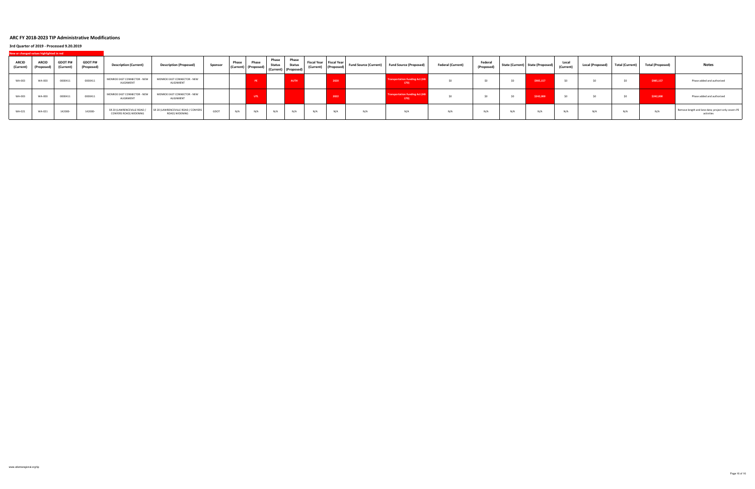## ARC FY 2018-2023 TIP Administrative Modifications

### 3rd Quarter of 2019 - Processed 9.20.2019

New or changed values highlighted in red

| ARCID (Current) | ARCID (Proposed) | GDOT PI# (Current) | GDOT PI# (Proposed) | Description (Current) | Description (Proposed) | Sponsor | Phase (Current) | Phase (Proposed) | Phase Status (Current) | Phase Status (Proposed) | Fiscal Year (Current) | Fiscal Year (Proposed) | Fund Source (Current) | Fund Source (Proposed) | Federal (Current) | Federal (Proposed) | State (Current) | State (Proposed) | Local (Current) | Local (Proposed) | Total (Current) | Total (Proposed) | Notes |
|---|---|---|---|---|---|---|---|---|---|---|---|---|---|---|---|---|---|---|---|---|---|---|---|
| WA-003 | WA-003 | 0000411 | 0000411 | MONROE EAST CONNECTOR - NEW ALIGNMENT | MONROE EAST CONNECTOR - NEW ALIGNMENT | | | PE | | AUTH | | 2020 | | Transportation Funding Act (HB 170) | $0 | $0 | $0 | $985,157 | $0 | $0 | $0 | $985,157 | Phase added and authorized |
| WA-003 | WA-003 | 0000411 | 0000411 | MONROE EAST CONNECTOR - NEW ALIGNMENT | MONROE EAST CONNECTOR - NEW ALIGNMENT | | | UTL | | | | 2022 | | Transportation Funding Act (HB 170) | $0 | $0 | $0 | $242,000 | $0 | $0 | $0 | $242,000 | Phase added and authorized |
| WA-021 | WA-021 | 142000- | 142000- | SR 20 (LAWRENCEVILLE ROAD / CONYERS ROAD) WIDENING | SR 20 (LAWRENCEVILLE ROAD / CONYERS ROAD) WIDENING | GDOT | N/A | N/A | N/A | N/A | N/A | N/A | N/A | N/A | N/A | N/A | N/A | N/A | N/A | N/A | N/A | N/A | Remove length and lane data; project only covers PE activities |

www.atlantaregional.org/tip